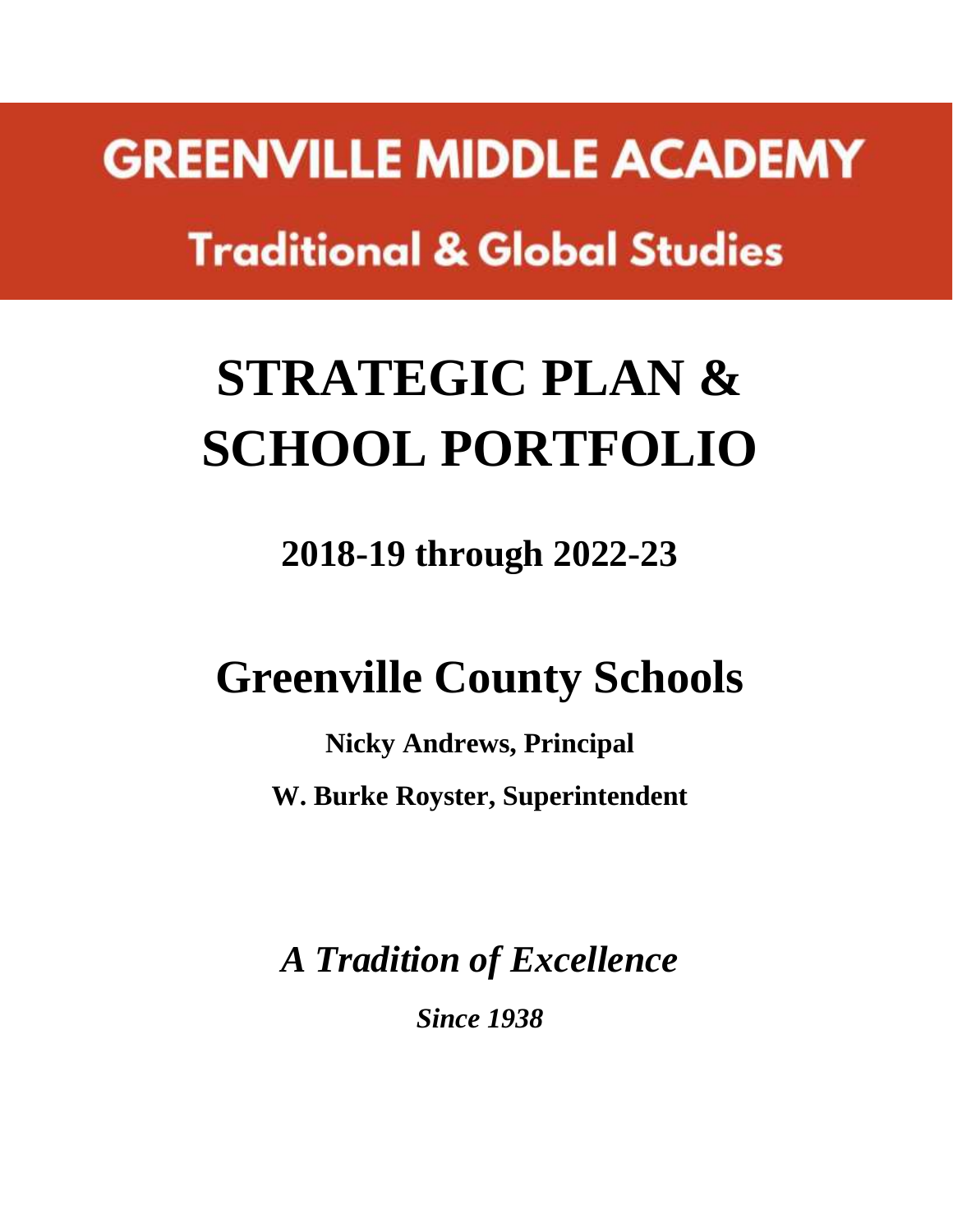# GREENVILLE MIDDLE ACADEMY

## Traditional & Global Studies

# STRATEGIC PLAN & SCHOOL PORTFOLIO

## 2018-19 through 2022-23

# Greenville County Schools

**Nicky Andrews, Principal**

**W. Burke Royster, Superintendent**

***A Tradition of Excellence***

***Since 1938***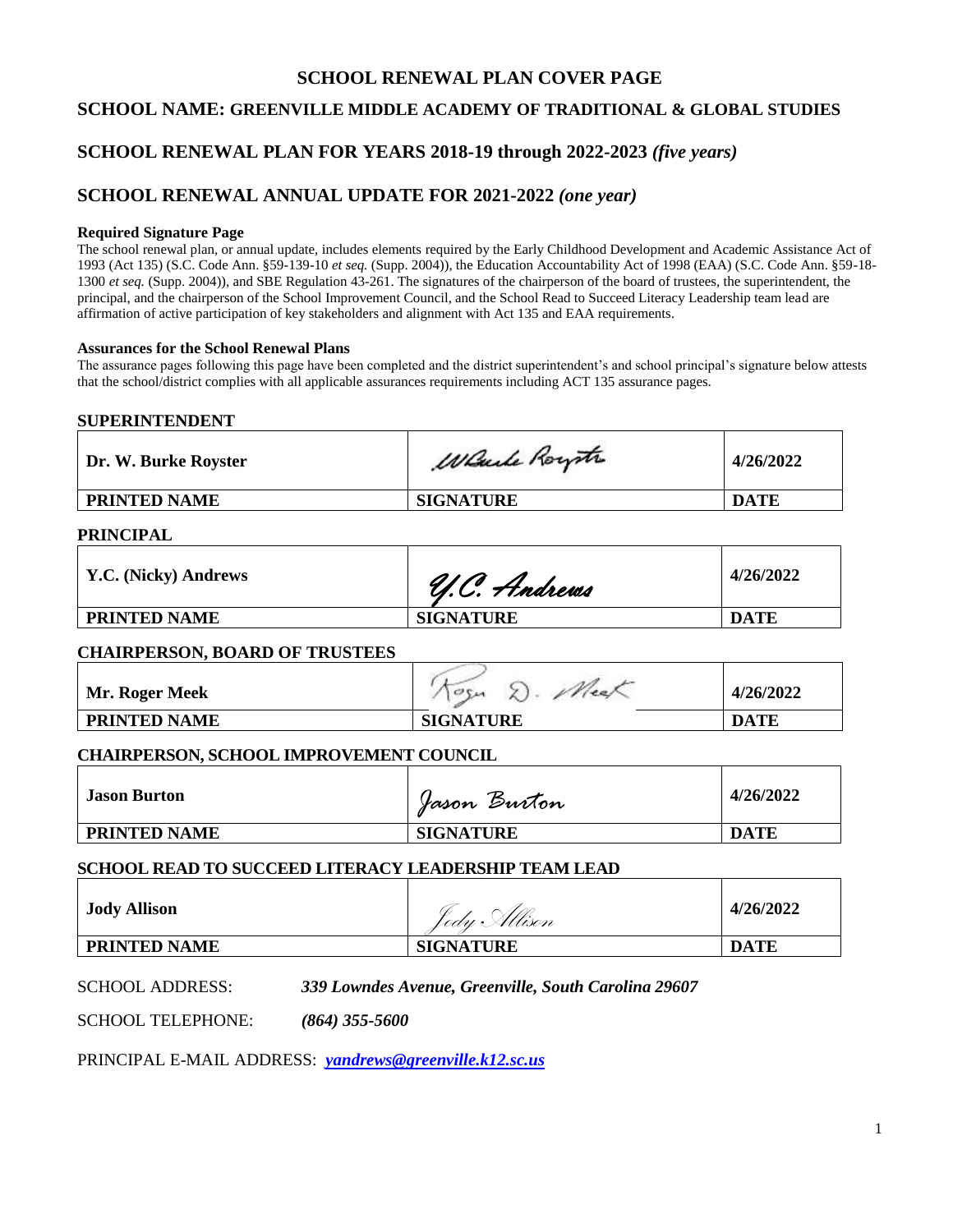# SCHOOL RENEWAL PLAN COVER PAGE

## SCHOOL NAME: GREENVILLE MIDDLE ACADEMY OF TRADITIONAL & GLOBAL STUDIES

## SCHOOL RENEWAL PLAN FOR YEARS 2018-19 through 2022-2023 *(five years)*

## SCHOOL RENEWAL ANNUAL UPDATE FOR 2021-2022 *(one year)*

**Required Signature Page**

The school renewal plan, or annual update, includes elements required by the Early Childhood Development and Academic Assistance Act of 1993 (Act 135) (S.C. Code Ann. §59-139-10 *et seq.* (Supp. 2004)), the Education Accountability Act of 1998 (EAA) (S.C. Code Ann. §59-18-1300 *et seq.* (Supp. 2004)), and SBE Regulation 43-261. The signatures of the chairperson of the board of trustees, the superintendent, the principal, and the chairperson of the School Improvement Council, and the School Read to Succeed Literacy Leadership team lead are affirmation of active participation of key stakeholders and alignment with Act 135 and EAA requirements.

**Assurances for the School Renewal Plans**

The assurance pages following this page have been completed and the district superintendent's and school principal's signature below attests that the school/district complies with all applicable assurances requirements including ACT 135 assurance pages.

**SUPERINTENDENT**

| Dr. W. Burke Royster | W Burke Royster | 4/26/2022 |
|---|---|---|
| **PRINTED NAME** | **SIGNATURE** | **DATE** |

**PRINCIPAL**

| Y.C. (Nicky) Andrews | Y.C. Andrews | 4/26/2022 |
|---|---|---|
| **PRINTED NAME** | **SIGNATURE** | **DATE** |

**CHAIRPERSON, BOARD OF TRUSTEES**

| Mr. Roger Meek | Roger D. Meek | 4/26/2022 |
|---|---|---|
| **PRINTED NAME** | **SIGNATURE** | **DATE** |

**CHAIRPERSON, SCHOOL IMPROVEMENT COUNCIL**

| Jason Burton | Jason Burton | 4/26/2022 |
|---|---|---|
| **PRINTED NAME** | **SIGNATURE** | **DATE** |

**SCHOOL READ TO SUCCEED LITERACY LEADERSHIP TEAM LEAD**

| Jody Allison | Jody Allison | 4/26/2022 |
|---|---|---|
| **PRINTED NAME** | **SIGNATURE** | **DATE** |

SCHOOL ADDRESS: ***339 Lowndes Avenue, Greenville, South Carolina 29607***

SCHOOL TELEPHONE: ***(864) 355-5600***

PRINCIPAL E-MAIL ADDRESS: ***yandrews@greenville.k12.sc.us***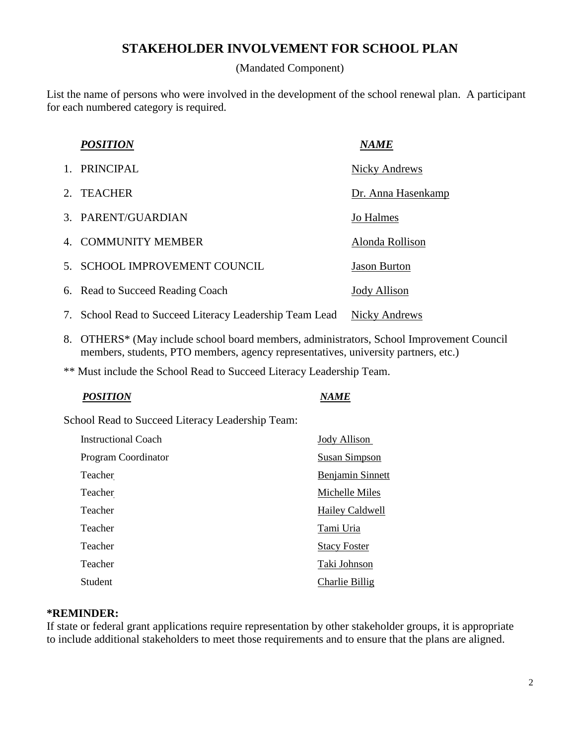# STAKEHOLDER INVOLVEMENT FOR SCHOOL PLAN

(Mandated Component)

List the name of persons who were involved in the development of the school renewal plan. A participant for each numbered category is required.

| ***POSITION*** | ***NAME*** |
|---|---|
| 1. PRINCIPAL | Nicky Andrews |
| 2. TEACHER | Dr. Anna Hasenkamp |
| 3. PARENT/GUARDIAN | Jo Halmes |
| 4. COMMUNITY MEMBER | Alonda Rollison |
| 5. SCHOOL IMPROVEMENT COUNCIL | Jason Burton |
| 6. Read to Succeed Reading Coach | Jody Allison |
| 7. School Read to Succeed Literacy Leadership Team Lead | Nicky Andrews |

8. OTHERS* (May include school board members, administrators, School Improvement Council members, students, PTO members, agency representatives, university partners, etc.)

** Must include the School Read to Succeed Literacy Leadership Team.

| ***POSITION*** | ***NAME*** |
|---|---|
| School Read to Succeed Literacy Leadership Team: | |
| Instructional Coach | Jody Allison |
| Program Coordinator | Susan Simpson |
| Teacher | Benjamin Sinnett |
| Teacher | Michelle Miles |
| Teacher | Hailey Caldwell |
| Teacher | Tami Uria |
| Teacher | Stacy Foster |
| Teacher | Taki Johnson |
| Student | Charlie Billig |

**\*REMINDER:**
If state or federal grant applications require representation by other stakeholder groups, it is appropriate to include additional stakeholders to meet those requirements and to ensure that the plans are aligned.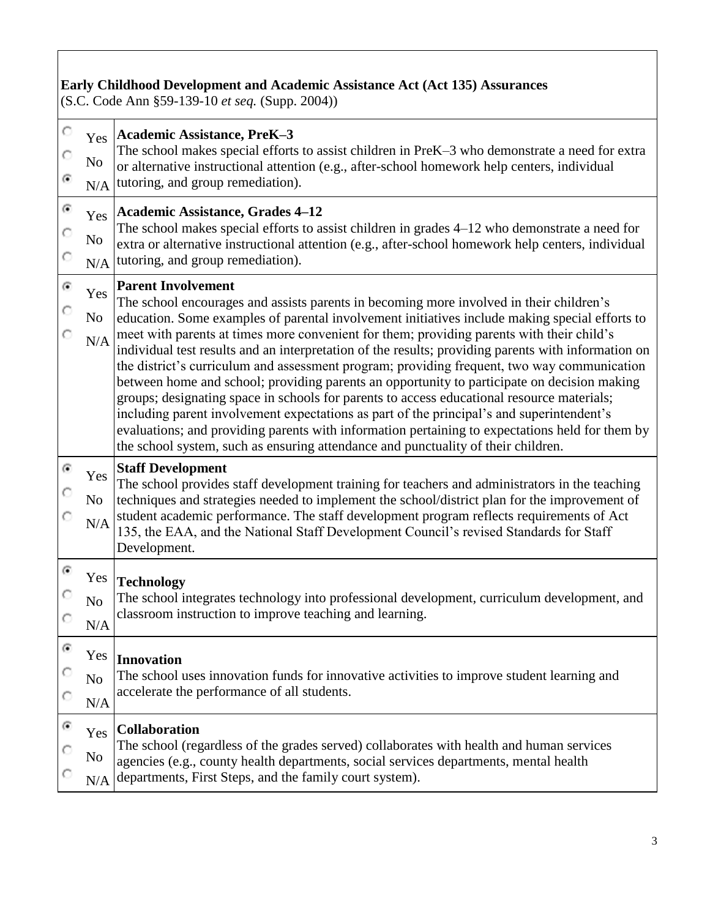**Early Childhood Development and Academic Assistance Act (Act 135) Assurances**
(S.C. Code Ann §59-139-10 *et seq.* (Supp. 2004))

| Response | Assurance |
|---|---|
| ○ Yes<br>○ No<br>◉ N/A | **Academic Assistance, PreK–3**<br>The school makes special efforts to assist children in PreK–3 who demonstrate a need for extra or alternative instructional attention (e.g., after-school homework help centers, individual tutoring, and group remediation). |
| ◉ Yes<br>○ No<br>○ N/A | **Academic Assistance, Grades 4–12**<br>The school makes special efforts to assist children in grades 4–12 who demonstrate a need for extra or alternative instructional attention (e.g., after-school homework help centers, individual tutoring, and group remediation). |
| ◉ Yes<br>○ No<br>○ N/A | **Parent Involvement**<br>The school encourages and assists parents in becoming more involved in their children's education. Some examples of parental involvement initiatives include making special efforts to meet with parents at times more convenient for them; providing parents with their child's individual test results and an interpretation of the results; providing parents with information on the district's curriculum and assessment program; providing frequent, two way communication between home and school; providing parents an opportunity to participate on decision making groups; designating space in schools for parents to access educational resource materials; including parent involvement expectations as part of the principal's and superintendent's evaluations; and providing parents with information pertaining to expectations held for them by the school system, such as ensuring attendance and punctuality of their children. |
| ◉ Yes<br>○ No<br>○ N/A | **Staff Development**<br>The school provides staff development training for teachers and administrators in the teaching techniques and strategies needed to implement the school/district plan for the improvement of student academic performance. The staff development program reflects requirements of Act 135, the EAA, and the National Staff Development Council's revised Standards for Staff Development. |
| ◉ Yes<br>○ No<br>○ N/A | **Technology**<br>The school integrates technology into professional development, curriculum development, and classroom instruction to improve teaching and learning. |
| ◉ Yes<br>○ No<br>○ N/A | **Innovation**<br>The school uses innovation funds for innovative activities to improve student learning and accelerate the performance of all students. |
| ◉ Yes<br>○ No<br>○ N/A | **Collaboration**<br>The school (regardless of the grades served) collaborates with health and human services agencies (e.g., county health departments, social services departments, mental health departments, First Steps, and the family court system). |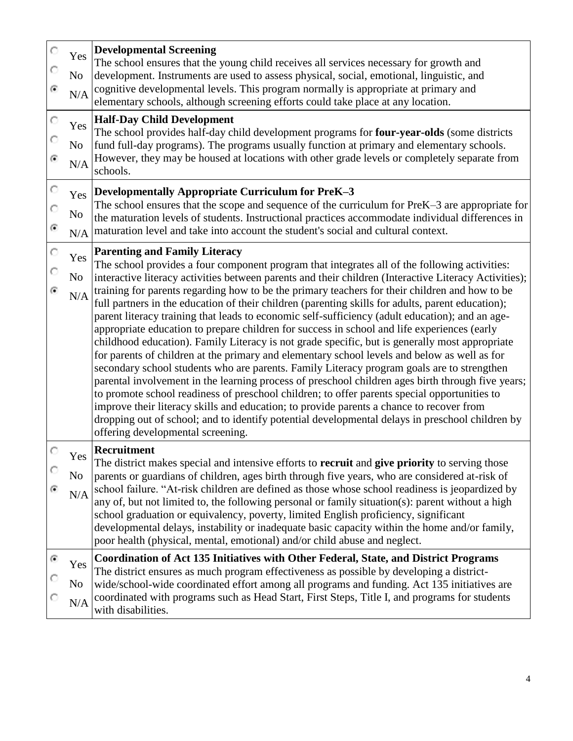| Response | Item |
| --- | --- |
| ○ Yes<br>○ No<br>◉ N/A | **Developmental Screening**<br>The school ensures that the young child receives all services necessary for growth and development. Instruments are used to assess physical, social, emotional, linguistic, and cognitive developmental levels. This program normally is appropriate at primary and elementary schools, although screening efforts could take place at any location. |
| ○ Yes<br>○ No<br>◉ N/A | **Half-Day Child Development**<br>The school provides half-day child development programs for **four-year-olds** (some districts fund full-day programs). The programs usually function at primary and elementary schools. However, they may be housed at locations with other grade levels or completely separate from schools. |
| ○ Yes<br>○ No<br>◉ N/A | **Developmentally Appropriate Curriculum for PreK–3**<br>The school ensures that the scope and sequence of the curriculum for PreK–3 are appropriate for the maturation levels of students. Instructional practices accommodate individual differences in maturation level and take into account the student's social and cultural context. |
| ○ Yes<br>○ No<br>◉ N/A | **Parenting and Family Literacy**<br>The school provides a four component program that integrates all of the following activities: interactive literacy activities between parents and their children (Interactive Literacy Activities); training for parents regarding how to be the primary teachers for their children and how to be full partners in the education of their children (parenting skills for adults, parent education); parent literacy training that leads to economic self-sufficiency (adult education); and an age-appropriate education to prepare children for success in school and life experiences (early childhood education). Family Literacy is not grade specific, but is generally most appropriate for parents of children at the primary and elementary school levels and below as well as for secondary school students who are parents. Family Literacy program goals are to strengthen parental involvement in the learning process of preschool children ages birth through five years; to promote school readiness of preschool children; to offer parents special opportunities to improve their literacy skills and education; to provide parents a chance to recover from dropping out of school; and to identify potential developmental delays in preschool children by offering developmental screening. |
| ○ Yes<br>○ No<br>◉ N/A | **Recruitment**<br>The district makes special and intensive efforts to **recruit** and **give priority** to serving those parents or guardians of children, ages birth through five years, who are considered at-risk of school failure. "At-risk children are defined as those whose school readiness is jeopardized by any of, but not limited to, the following personal or family situation(s): parent without a high school graduation or equivalency, poverty, limited English proficiency, significant developmental delays, instability or inadequate basic capacity within the home and/or family, poor health (physical, mental, emotional) and/or child abuse and neglect. |
| ◉ Yes<br>○ No<br>○ N/A | **Coordination of Act 135 Initiatives with Other Federal, State, and District Programs**<br>The district ensures as much program effectiveness as possible by developing a district-wide/school-wide coordinated effort among all programs and funding. Act 135 initiatives are coordinated with programs such as Head Start, First Steps, Title I, and programs for students with disabilities. |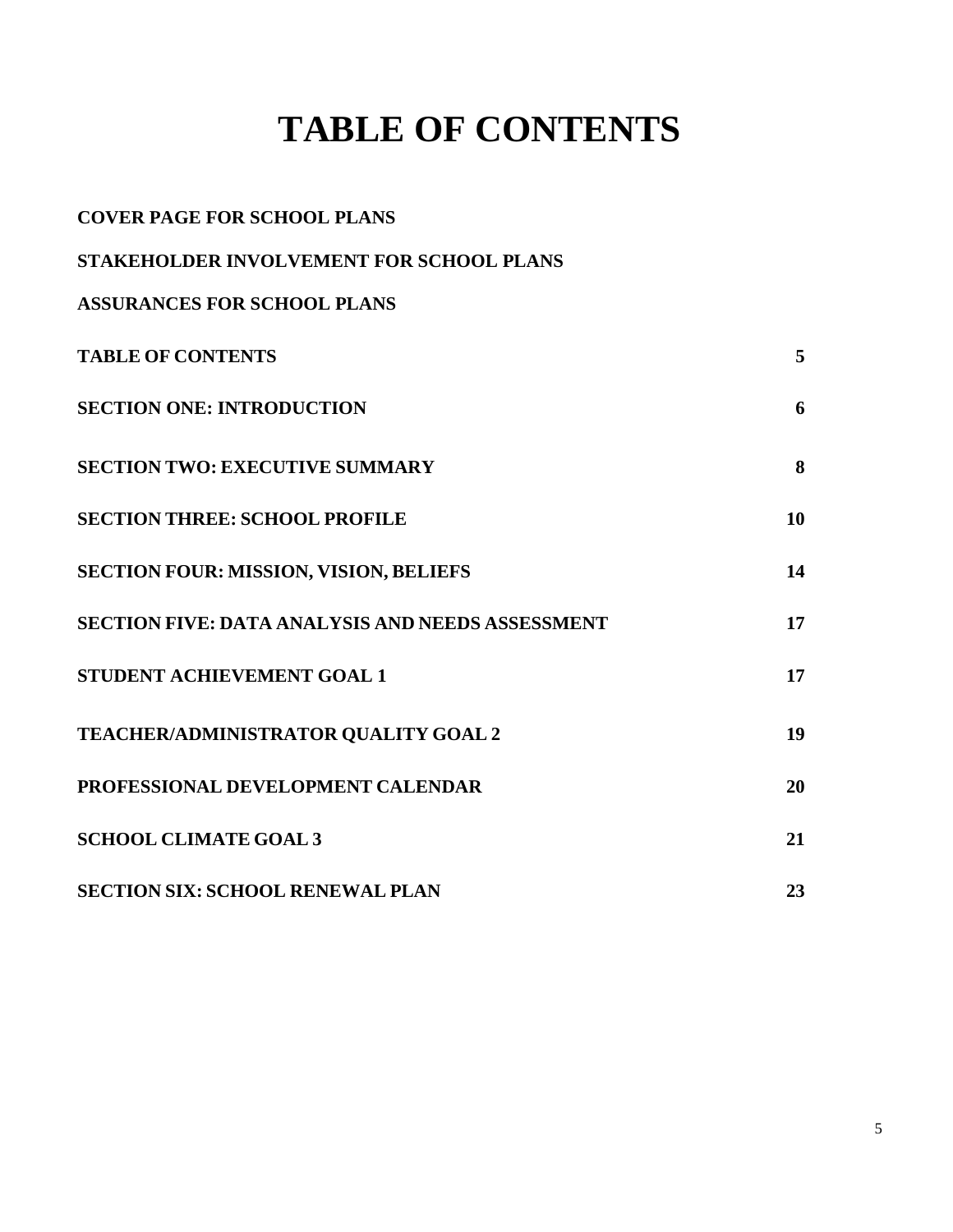# TABLE OF CONTENTS

| | |
|---|---|
| **COVER PAGE FOR SCHOOL PLANS** | |
| **STAKEHOLDER INVOLVEMENT FOR SCHOOL PLANS** | |
| **ASSURANCES FOR SCHOOL PLANS** | |
| **TABLE OF CONTENTS** | **5** |
| **SECTION ONE: INTRODUCTION** | **6** |
| **SECTION TWO: EXECUTIVE SUMMARY** | **8** |
| **SECTION THREE: SCHOOL PROFILE** | **10** |
| **SECTION FOUR: MISSION, VISION, BELIEFS** | **14** |
| **SECTION FIVE: DATA ANALYSIS AND NEEDS ASSESSMENT** | **17** |
| **STUDENT ACHIEVEMENT GOAL 1** | **17** |
| **TEACHER/ADMINISTRATOR QUALITY GOAL 2** | **19** |
| **PROFESSIONAL DEVELOPMENT CALENDAR** | **20** |
| **SCHOOL CLIMATE GOAL 3** | **21** |
| **SECTION SIX: SCHOOL RENEWAL PLAN** | **23** |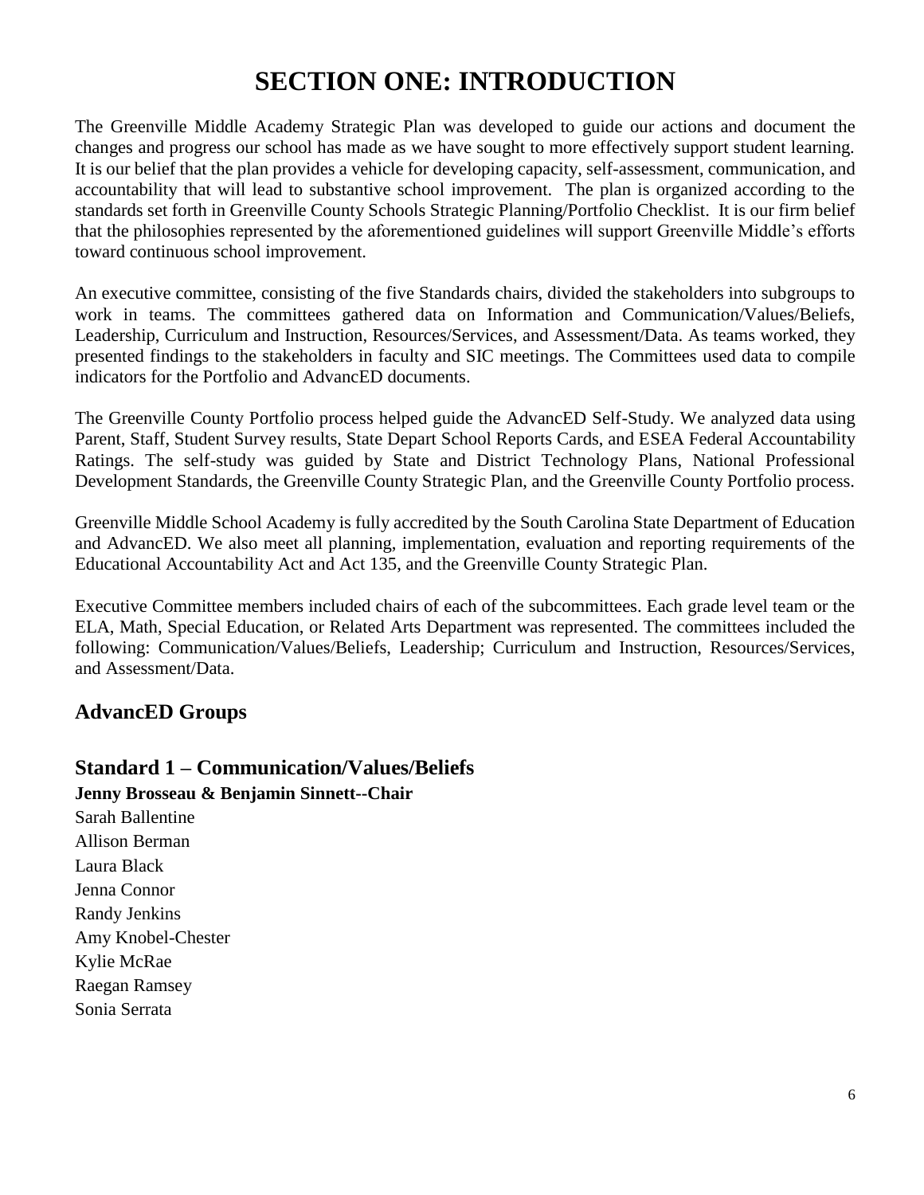# SECTION ONE: INTRODUCTION

The Greenville Middle Academy Strategic Plan was developed to guide our actions and document the changes and progress our school has made as we have sought to more effectively support student learning. It is our belief that the plan provides a vehicle for developing capacity, self-assessment, communication, and accountability that will lead to substantive school improvement. The plan is organized according to the standards set forth in Greenville County Schools Strategic Planning/Portfolio Checklist. It is our firm belief that the philosophies represented by the aforementioned guidelines will support Greenville Middle's efforts toward continuous school improvement.

An executive committee, consisting of the five Standards chairs, divided the stakeholders into subgroups to work in teams. The committees gathered data on Information and Communication/Values/Beliefs, Leadership, Curriculum and Instruction, Resources/Services, and Assessment/Data. As teams worked, they presented findings to the stakeholders in faculty and SIC meetings. The Committees used data to compile indicators for the Portfolio and AdvancED documents.

The Greenville County Portfolio process helped guide the AdvancED Self-Study. We analyzed data using Parent, Staff, Student Survey results, State Depart School Reports Cards, and ESEA Federal Accountability Ratings. The self-study was guided by State and District Technology Plans, National Professional Development Standards, the Greenville County Strategic Plan, and the Greenville County Portfolio process.

Greenville Middle School Academy is fully accredited by the South Carolina State Department of Education and AdvancED. We also meet all planning, implementation, evaluation and reporting requirements of the Educational Accountability Act and Act 135, and the Greenville County Strategic Plan.

Executive Committee members included chairs of each of the subcommittees. Each grade level team or the ELA, Math, Special Education, or Related Arts Department was represented. The committees included the following: Communication/Values/Beliefs, Leadership; Curriculum and Instruction, Resources/Services, and Assessment/Data.

## AdvancED Groups

### Standard 1 – Communication/Values/Beliefs

**Jenny Brosseau & Benjamin Sinnett--Chair**

Sarah Ballentine
Allison Berman
Laura Black
Jenna Connor
Randy Jenkins
Amy Knobel-Chester
Kylie McRae
Raegan Ramsey
Sonia Serrata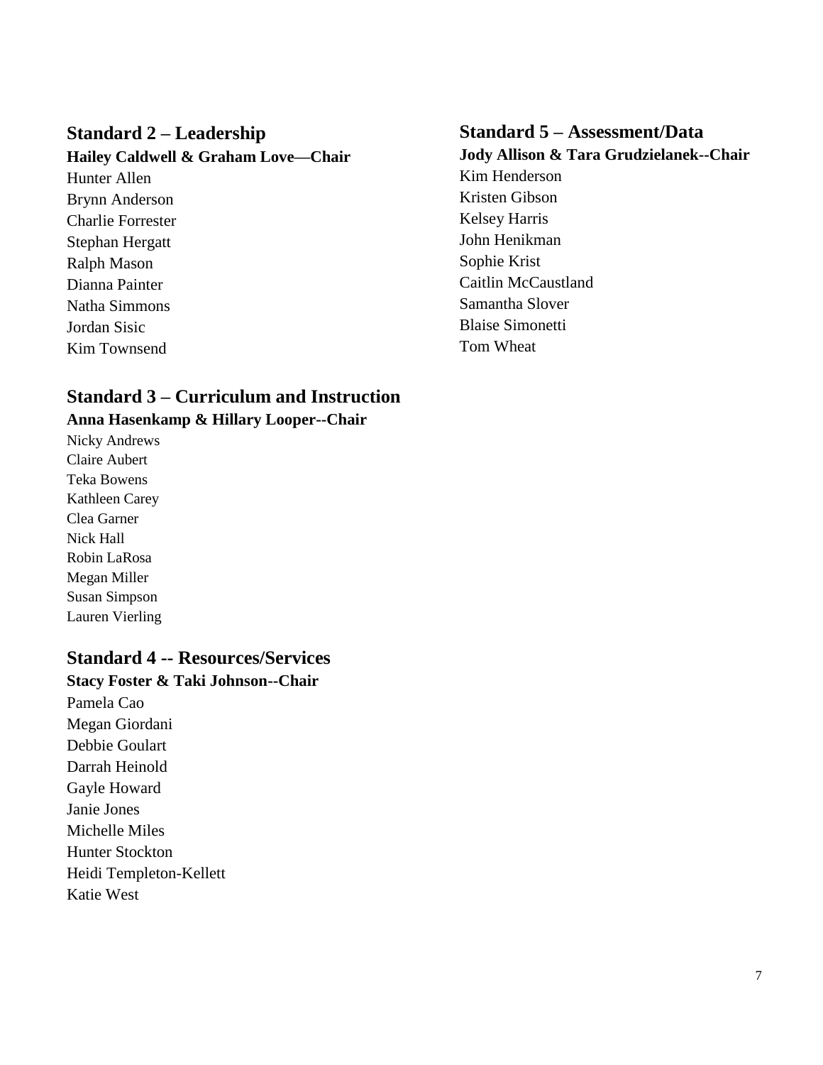## Standard 2 – Leadership

**Hailey Caldwell & Graham Love—Chair**

Hunter Allen
Brynn Anderson
Charlie Forrester
Stephan Hergatt
Ralph Mason
Dianna Painter
Natha Simmons
Jordan Sisic
Kim Townsend

## Standard 3 – Curriculum and Instruction

**Anna Hasenkamp & Hillary Looper--Chair**

Nicky Andrews
Claire Aubert
Teka Bowens
Kathleen Carey
Clea Garner
Nick Hall
Robin LaRosa
Megan Miller
Susan Simpson
Lauren Vierling

## Standard 4 -- Resources/Services

**Stacy Foster & Taki Johnson--Chair**

Pamela Cao
Megan Giordani
Debbie Goulart
Darrah Heinold
Gayle Howard
Janie Jones
Michelle Miles
Hunter Stockton
Heidi Templeton-Kellett
Katie West

## Standard 5 – Assessment/Data

**Jody Allison & Tara Grudzielanek--Chair**

Kim Henderson
Kristen Gibson
Kelsey Harris
John Henikman
Sophie Krist
Caitlin McCaustland
Samantha Slover
Blaise Simonetti
Tom Wheat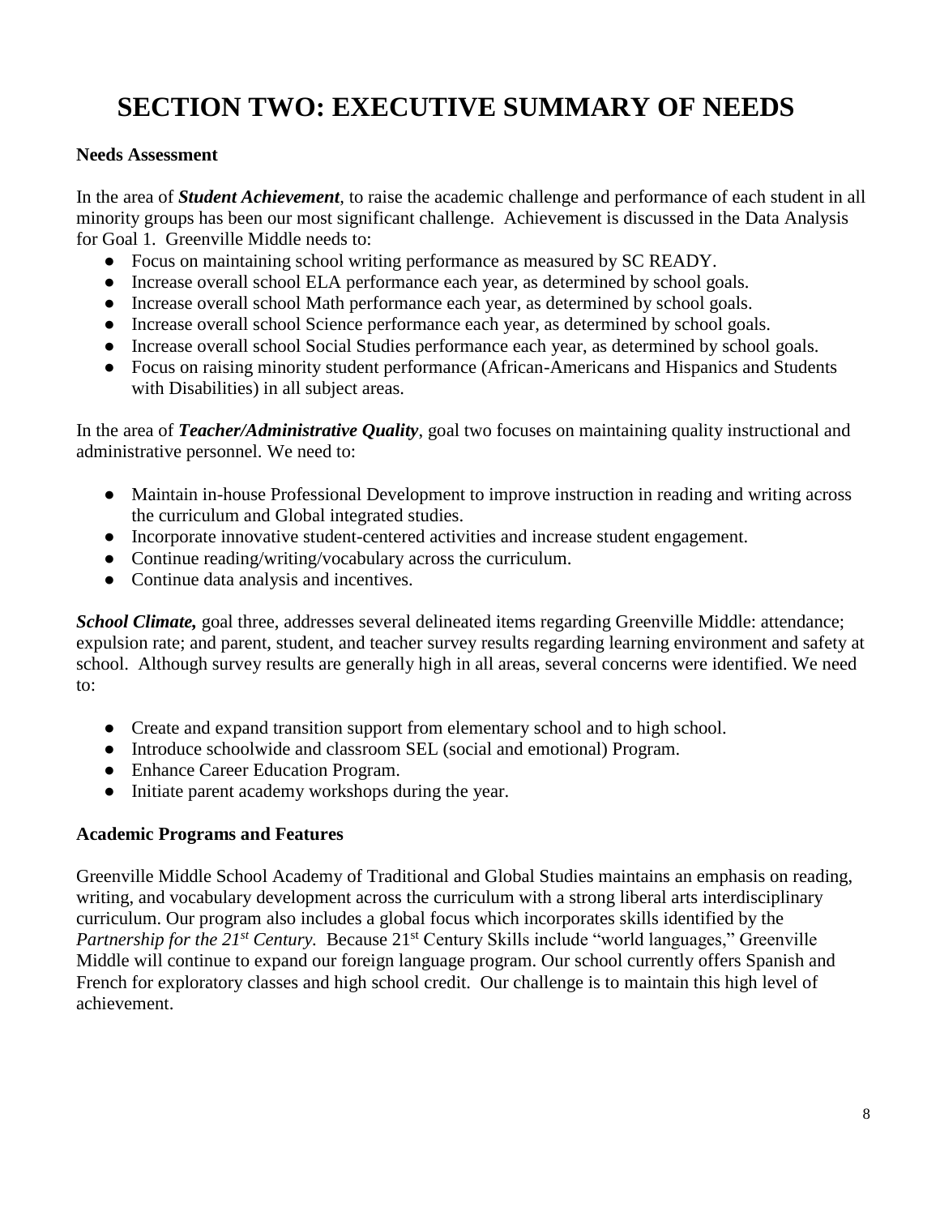# SECTION TWO: EXECUTIVE SUMMARY OF NEEDS

**Needs Assessment**

In the area of ***Student Achievement***, to raise the academic challenge and performance of each student in all minority groups has been our most significant challenge. Achievement is discussed in the Data Analysis for Goal 1. Greenville Middle needs to:

- Focus on maintaining school writing performance as measured by SC READY.
- Increase overall school ELA performance each year, as determined by school goals.
- Increase overall school Math performance each year, as determined by school goals.
- Increase overall school Science performance each year, as determined by school goals.
- Increase overall school Social Studies performance each year, as determined by school goals.
- Focus on raising minority student performance (African-Americans and Hispanics and Students with Disabilities) in all subject areas.

In the area of ***Teacher/Administrative Quality***, goal two focuses on maintaining quality instructional and administrative personnel. We need to:

- Maintain in-house Professional Development to improve instruction in reading and writing across the curriculum and Global integrated studies.
- Incorporate innovative student-centered activities and increase student engagement.
- Continue reading/writing/vocabulary across the curriculum.
- Continue data analysis and incentives.

***School Climate,*** goal three, addresses several delineated items regarding Greenville Middle: attendance; expulsion rate; and parent, student, and teacher survey results regarding learning environment and safety at school. Although survey results are generally high in all areas, several concerns were identified. We need to:

- Create and expand transition support from elementary school and to high school.
- Introduce schoolwide and classroom SEL (social and emotional) Program.
- Enhance Career Education Program.
- Initiate parent academy workshops during the year.

**Academic Programs and Features**

Greenville Middle School Academy of Traditional and Global Studies maintains an emphasis on reading, writing, and vocabulary development across the curriculum with a strong liberal arts interdisciplinary curriculum. Our program also includes a global focus which incorporates skills identified by the *Partnership for the 21st Century.* Because 21st Century Skills include "world languages," Greenville Middle will continue to expand our foreign language program. Our school currently offers Spanish and French for exploratory classes and high school credit. Our challenge is to maintain this high level of achievement.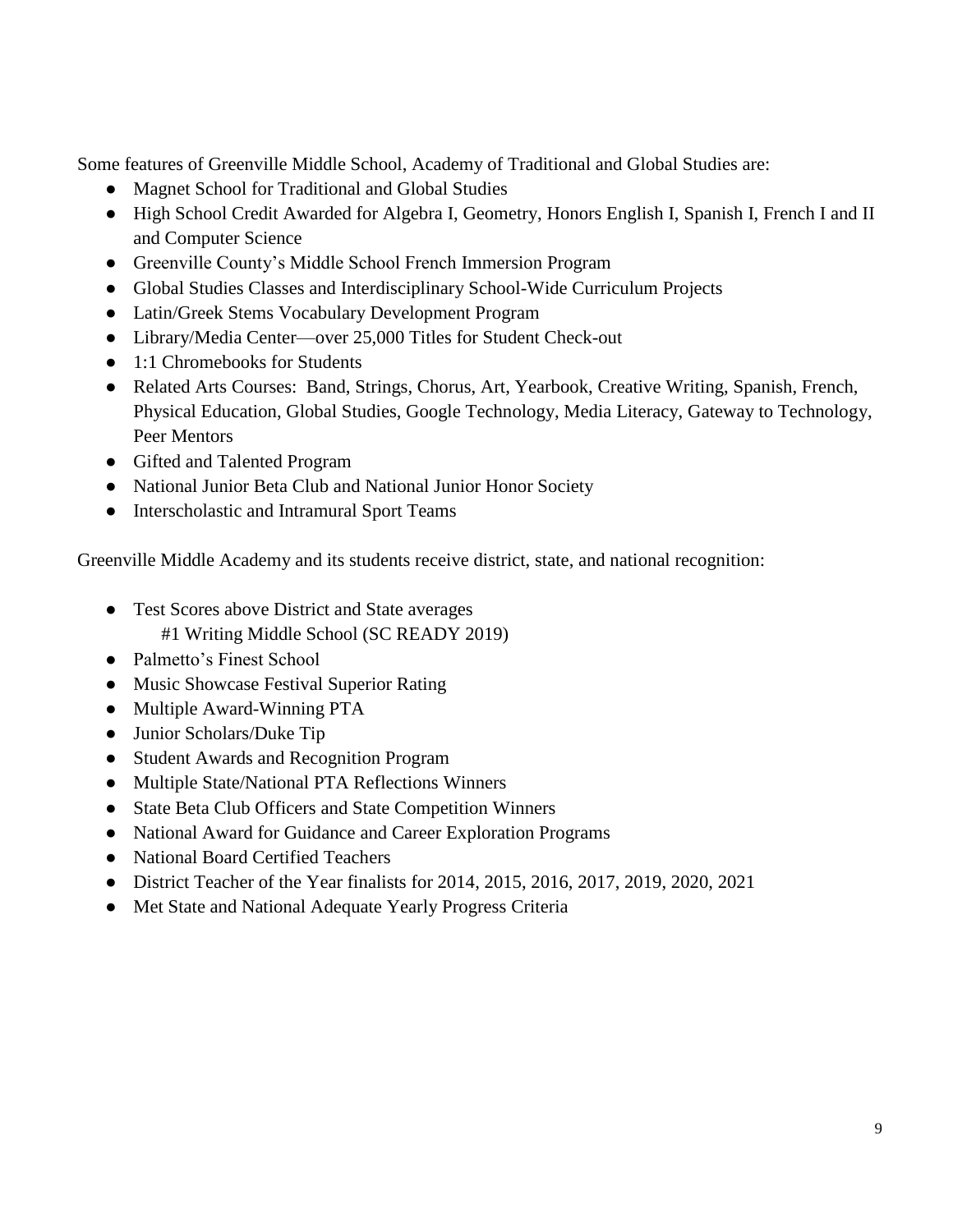Some features of Greenville Middle School, Academy of Traditional and Global Studies are:

- Magnet School for Traditional and Global Studies
- High School Credit Awarded for Algebra I, Geometry, Honors English I, Spanish I, French I and II and Computer Science
- Greenville County's Middle School French Immersion Program
- Global Studies Classes and Interdisciplinary School-Wide Curriculum Projects
- Latin/Greek Stems Vocabulary Development Program
- Library/Media Center—over 25,000 Titles for Student Check-out
- 1:1 Chromebooks for Students
- Related Arts Courses: Band, Strings, Chorus, Art, Yearbook, Creative Writing, Spanish, French, Physical Education, Global Studies, Google Technology, Media Literacy, Gateway to Technology, Peer Mentors
- Gifted and Talented Program
- National Junior Beta Club and National Junior Honor Society
- Interscholastic and Intramural Sport Teams

Greenville Middle Academy and its students receive district, state, and national recognition:

- Test Scores above District and State averages
  #1 Writing Middle School (SC READY 2019)
- Palmetto's Finest School
- Music Showcase Festival Superior Rating
- Multiple Award-Winning PTA
- Junior Scholars/Duke Tip
- Student Awards and Recognition Program
- Multiple State/National PTA Reflections Winners
- State Beta Club Officers and State Competition Winners
- National Award for Guidance and Career Exploration Programs
- National Board Certified Teachers
- District Teacher of the Year finalists for 2014, 2015, 2016, 2017, 2019, 2020, 2021
- Met State and National Adequate Yearly Progress Criteria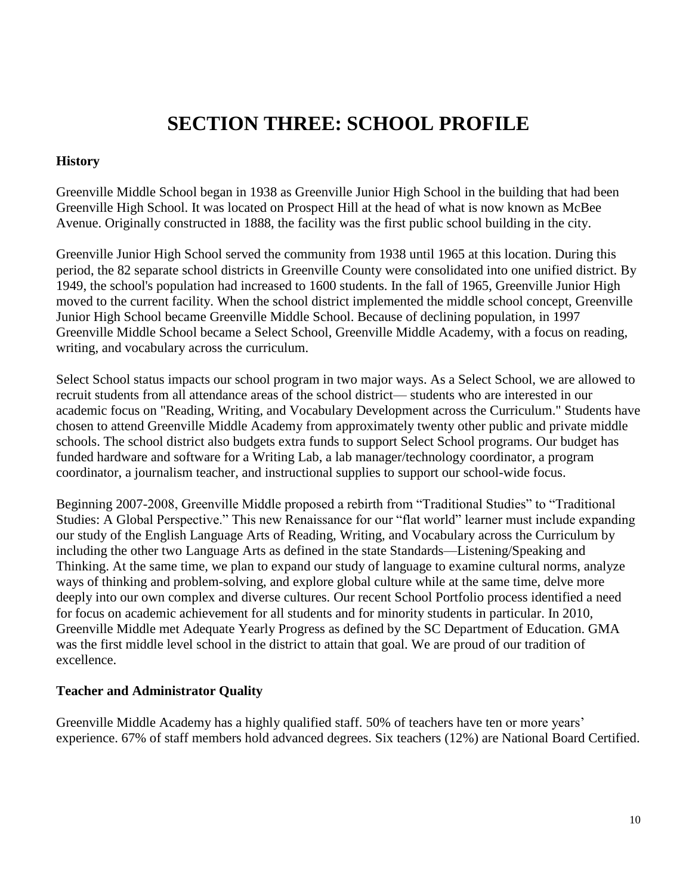# SECTION THREE: SCHOOL PROFILE

**History**

Greenville Middle School began in 1938 as Greenville Junior High School in the building that had been Greenville High School. It was located on Prospect Hill at the head of what is now known as McBee Avenue. Originally constructed in 1888, the facility was the first public school building in the city.

Greenville Junior High School served the community from 1938 until 1965 at this location. During this period, the 82 separate school districts in Greenville County were consolidated into one unified district. By 1949, the school's population had increased to 1600 students. In the fall of 1965, Greenville Junior High moved to the current facility. When the school district implemented the middle school concept, Greenville Junior High School became Greenville Middle School. Because of declining population, in 1997 Greenville Middle School became a Select School, Greenville Middle Academy, with a focus on reading, writing, and vocabulary across the curriculum.

Select School status impacts our school program in two major ways. As a Select School, we are allowed to recruit students from all attendance areas of the school district— students who are interested in our academic focus on "Reading, Writing, and Vocabulary Development across the Curriculum." Students have chosen to attend Greenville Middle Academy from approximately twenty other public and private middle schools. The school district also budgets extra funds to support Select School programs. Our budget has funded hardware and software for a Writing Lab, a lab manager/technology coordinator, a program coordinator, a journalism teacher, and instructional supplies to support our school-wide focus.

Beginning 2007-2008, Greenville Middle proposed a rebirth from "Traditional Studies" to "Traditional Studies: A Global Perspective." This new Renaissance for our "flat world" learner must include expanding our study of the English Language Arts of Reading, Writing, and Vocabulary across the Curriculum by including the other two Language Arts as defined in the state Standards—Listening/Speaking and Thinking. At the same time, we plan to expand our study of language to examine cultural norms, analyze ways of thinking and problem-solving, and explore global culture while at the same time, delve more deeply into our own complex and diverse cultures. Our recent School Portfolio process identified a need for focus on academic achievement for all students and for minority students in particular. In 2010, Greenville Middle met Adequate Yearly Progress as defined by the SC Department of Education. GMA was the first middle level school in the district to attain that goal. We are proud of our tradition of excellence.

**Teacher and Administrator Quality**

Greenville Middle Academy has a highly qualified staff. 50% of teachers have ten or more years' experience. 67% of staff members hold advanced degrees. Six teachers (12%) are National Board Certified.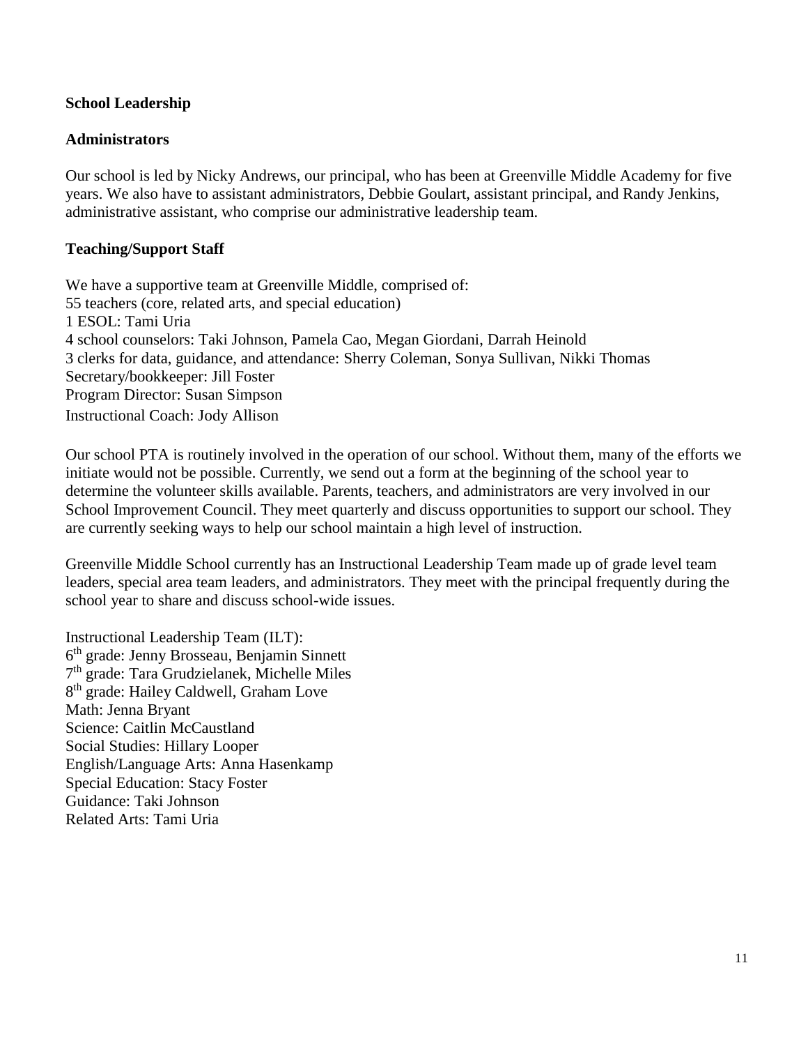**School Leadership**

**Administrators**

Our school is led by Nicky Andrews, our principal, who has been at Greenville Middle Academy for five years. We also have to assistant administrators, Debbie Goulart, assistant principal, and Randy Jenkins, administrative assistant, who comprise our administrative leadership team.

**Teaching/Support Staff**

We have a supportive team at Greenville Middle, comprised of:
55 teachers (core, related arts, and special education)
1 ESOL: Tami Uria
4 school counselors: Taki Johnson, Pamela Cao, Megan Giordani, Darrah Heinold
3 clerks for data, guidance, and attendance: Sherry Coleman, Sonya Sullivan, Nikki Thomas
Secretary/bookkeeper: Jill Foster
Program Director: Susan Simpson
Instructional Coach: Jody Allison

Our school PTA is routinely involved in the operation of our school. Without them, many of the efforts we initiate would not be possible. Currently, we send out a form at the beginning of the school year to determine the volunteer skills available. Parents, teachers, and administrators are very involved in our School Improvement Council. They meet quarterly and discuss opportunities to support our school. They are currently seeking ways to help our school maintain a high level of instruction.

Greenville Middle School currently has an Instructional Leadership Team made up of grade level team leaders, special area team leaders, and administrators. They meet with the principal frequently during the school year to share and discuss school-wide issues.

Instructional Leadership Team (ILT):
6th grade: Jenny Brosseau, Benjamin Sinnett
7th grade: Tara Grudzielanek, Michelle Miles
8th grade: Hailey Caldwell, Graham Love
Math: Jenna Bryant
Science: Caitlin McCaustland
Social Studies: Hillary Looper
English/Language Arts: Anna Hasenkamp
Special Education: Stacy Foster
Guidance: Taki Johnson
Related Arts: Tami Uria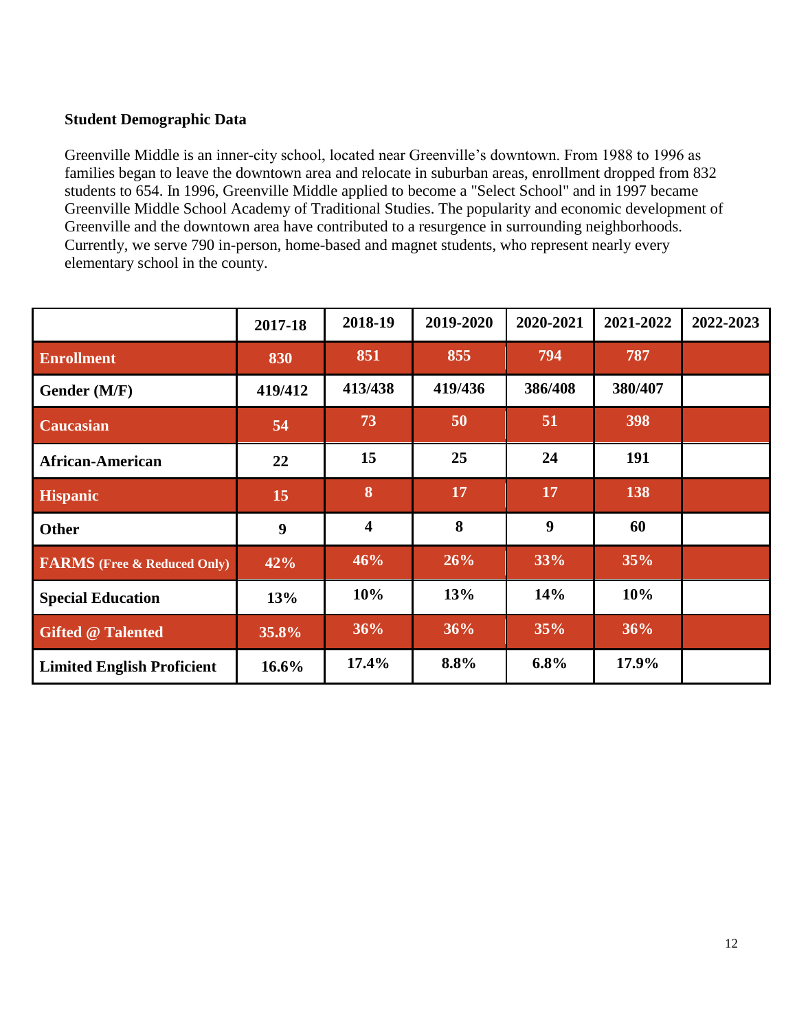**Student Demographic Data**

Greenville Middle is an inner-city school, located near Greenville's downtown. From 1988 to 1996 as families began to leave the downtown area and relocate in suburban areas, enrollment dropped from 832 students to 654. In 1996, Greenville Middle applied to become a "Select School" and in 1997 became Greenville Middle School Academy of Traditional Studies. The popularity and economic development of Greenville and the downtown area have contributed to a resurgence in surrounding neighborhoods. Currently, we serve 790 in-person, home-based and magnet students, who represent nearly every elementary school in the county.

| | 2017-18 | 2018-19 | 2019-2020 | 2020-2021 | 2021-2022 | 2022-2023 |
|---|---|---|---|---|---|---|
| **Enrollment** | 830 | 851 | 855 | 794 | 787 | |
| **Gender (M/F)** | 419/412 | 413/438 | 419/436 | 386/408 | 380/407 | |
| **Caucasian** | 54 | 73 | 50 | 51 | 398 | |
| **African-American** | 22 | 15 | 25 | 24 | 191 | |
| **Hispanic** | 15 | 8 | 17 | 17 | 138 | |
| **Other** | 9 | 4 | 8 | 9 | 60 | |
| **FARMS (Free & Reduced Only)** | 42% | 46% | 26% | 33% | 35% | |
| **Special Education** | 13% | 10% | 13% | 14% | 10% | |
| **Gifted @ Talented** | 35.8% | 36% | 36% | 35% | 36% | |
| **Limited English Proficient** | 16.6% | 17.4% | 8.8% | 6.8% | 17.9% | |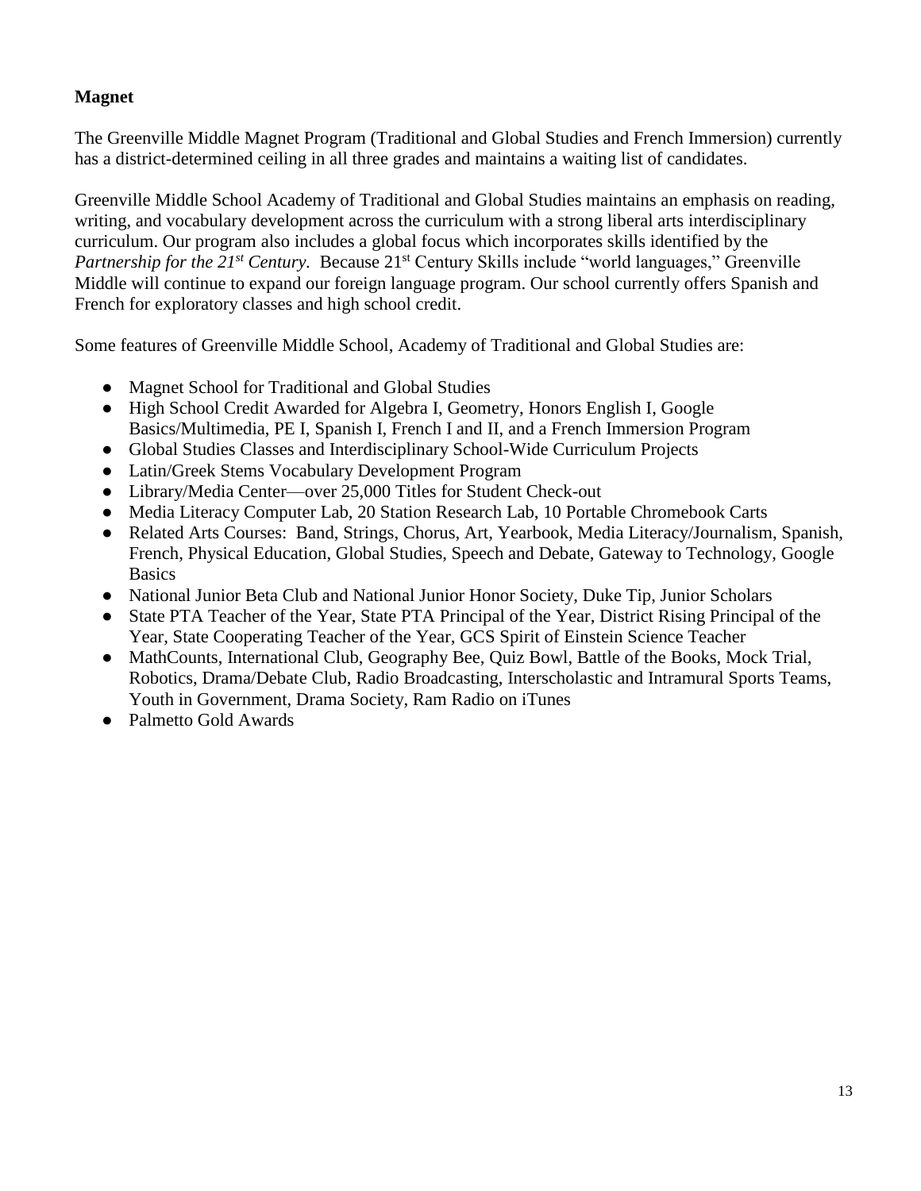**Magnet**

The Greenville Middle Magnet Program (Traditional and Global Studies and French Immersion) currently has a district-determined ceiling in all three grades and maintains a waiting list of candidates.

Greenville Middle School Academy of Traditional and Global Studies maintains an emphasis on reading, writing, and vocabulary development across the curriculum with a strong liberal arts interdisciplinary curriculum. Our program also includes a global focus which incorporates skills identified by the *Partnership for the 21st Century.* Because 21st Century Skills include "world languages," Greenville Middle will continue to expand our foreign language program. Our school currently offers Spanish and French for exploratory classes and high school credit.

Some features of Greenville Middle School, Academy of Traditional and Global Studies are:

- Magnet School for Traditional and Global Studies
- High School Credit Awarded for Algebra I, Geometry, Honors English I, Google Basics/Multimedia, PE I, Spanish I, French I and II, and a French Immersion Program
- Global Studies Classes and Interdisciplinary School-Wide Curriculum Projects
- Latin/Greek Stems Vocabulary Development Program
- Library/Media Center—over 25,000 Titles for Student Check-out
- Media Literacy Computer Lab, 20 Station Research Lab, 10 Portable Chromebook Carts
- Related Arts Courses: Band, Strings, Chorus, Art, Yearbook, Media Literacy/Journalism, Spanish, French, Physical Education, Global Studies, Speech and Debate, Gateway to Technology, Google Basics
- National Junior Beta Club and National Junior Honor Society, Duke Tip, Junior Scholars
- State PTA Teacher of the Year, State PTA Principal of the Year, District Rising Principal of the Year, State Cooperating Teacher of the Year, GCS Spirit of Einstein Science Teacher
- MathCounts, International Club, Geography Bee, Quiz Bowl, Battle of the Books, Mock Trial, Robotics, Drama/Debate Club, Radio Broadcasting, Interscholastic and Intramural Sports Teams, Youth in Government, Drama Society, Ram Radio on iTunes
- Palmetto Gold Awards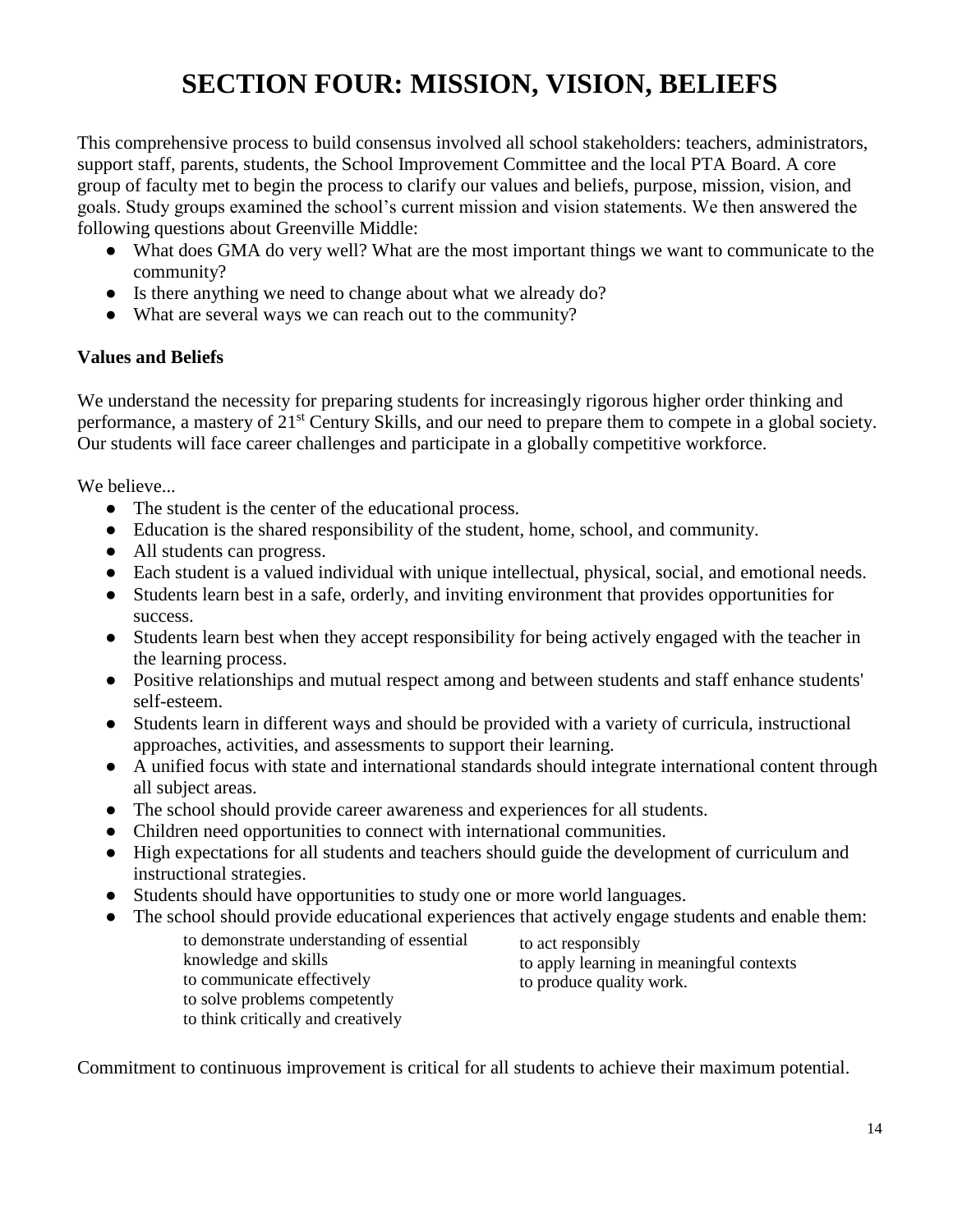# SECTION FOUR: MISSION, VISION, BELIEFS

This comprehensive process to build consensus involved all school stakeholders: teachers, administrators, support staff, parents, students, the School Improvement Committee and the local PTA Board. A core group of faculty met to begin the process to clarify our values and beliefs, purpose, mission, vision, and goals. Study groups examined the school's current mission and vision statements. We then answered the following questions about Greenville Middle:

- What does GMA do very well? What are the most important things we want to communicate to the community?
- Is there anything we need to change about what we already do?
- What are several ways we can reach out to the community?

**Values and Beliefs**

We understand the necessity for preparing students for increasingly rigorous higher order thinking and performance, a mastery of 21st Century Skills, and our need to prepare them to compete in a global society. Our students will face career challenges and participate in a globally competitive workforce.

We believe...

- The student is the center of the educational process.
- Education is the shared responsibility of the student, home, school, and community.
- All students can progress.
- Each student is a valued individual with unique intellectual, physical, social, and emotional needs.
- Students learn best in a safe, orderly, and inviting environment that provides opportunities for success.
- Students learn best when they accept responsibility for being actively engaged with the teacher in the learning process.
- Positive relationships and mutual respect among and between students and staff enhance students' self-esteem.
- Students learn in different ways and should be provided with a variety of curricula, instructional approaches, activities, and assessments to support their learning.
- A unified focus with state and international standards should integrate international content through all subject areas.
- The school should provide career awareness and experiences for all students.
- Children need opportunities to connect with international communities.
- High expectations for all students and teachers should guide the development of curriculum and instructional strategies.
- Students should have opportunities to study one or more world languages.
- The school should provide educational experiences that actively engage students and enable them:
  - to demonstrate understanding of essential knowledge and skills
  - to communicate effectively
  - to solve problems competently
  - to think critically and creatively
  - to act responsibly
  - to apply learning in meaningful contexts
  - to produce quality work.

Commitment to continuous improvement is critical for all students to achieve their maximum potential.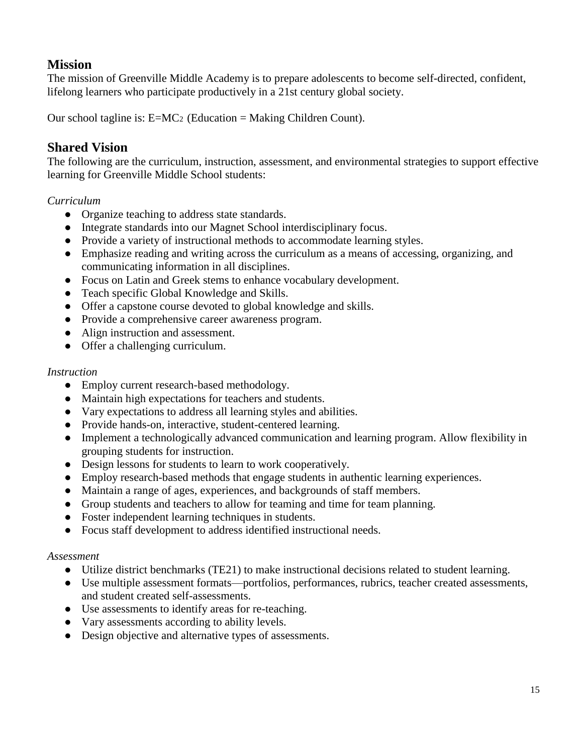## Mission

The mission of Greenville Middle Academy is to prepare adolescents to become self-directed, confident, lifelong learners who participate productively in a 21st century global society.

Our school tagline is: $E=MC_2$ (Education = Making Children Count).

## Shared Vision

The following are the curriculum, instruction, assessment, and environmental strategies to support effective learning for Greenville Middle School students:

*Curriculum*

- Organize teaching to address state standards.
- Integrate standards into our Magnet School interdisciplinary focus.
- Provide a variety of instructional methods to accommodate learning styles.
- Emphasize reading and writing across the curriculum as a means of accessing, organizing, and communicating information in all disciplines.
- Focus on Latin and Greek stems to enhance vocabulary development.
- Teach specific Global Knowledge and Skills.
- Offer a capstone course devoted to global knowledge and skills.
- Provide a comprehensive career awareness program.
- Align instruction and assessment.
- Offer a challenging curriculum.

*Instruction*

- Employ current research-based methodology.
- Maintain high expectations for teachers and students.
- Vary expectations to address all learning styles and abilities.
- Provide hands-on, interactive, student-centered learning.
- Implement a technologically advanced communication and learning program. Allow flexibility in grouping students for instruction.
- Design lessons for students to learn to work cooperatively.
- Employ research-based methods that engage students in authentic learning experiences.
- Maintain a range of ages, experiences, and backgrounds of staff members.
- Group students and teachers to allow for teaming and time for team planning.
- Foster independent learning techniques in students.
- Focus staff development to address identified instructional needs.

*Assessment*

- Utilize district benchmarks (TE21) to make instructional decisions related to student learning.
- Use multiple assessment formats—portfolios, performances, rubrics, teacher created assessments, and student created self-assessments.
- Use assessments to identify areas for re-teaching.
- Vary assessments according to ability levels.
- Design objective and alternative types of assessments.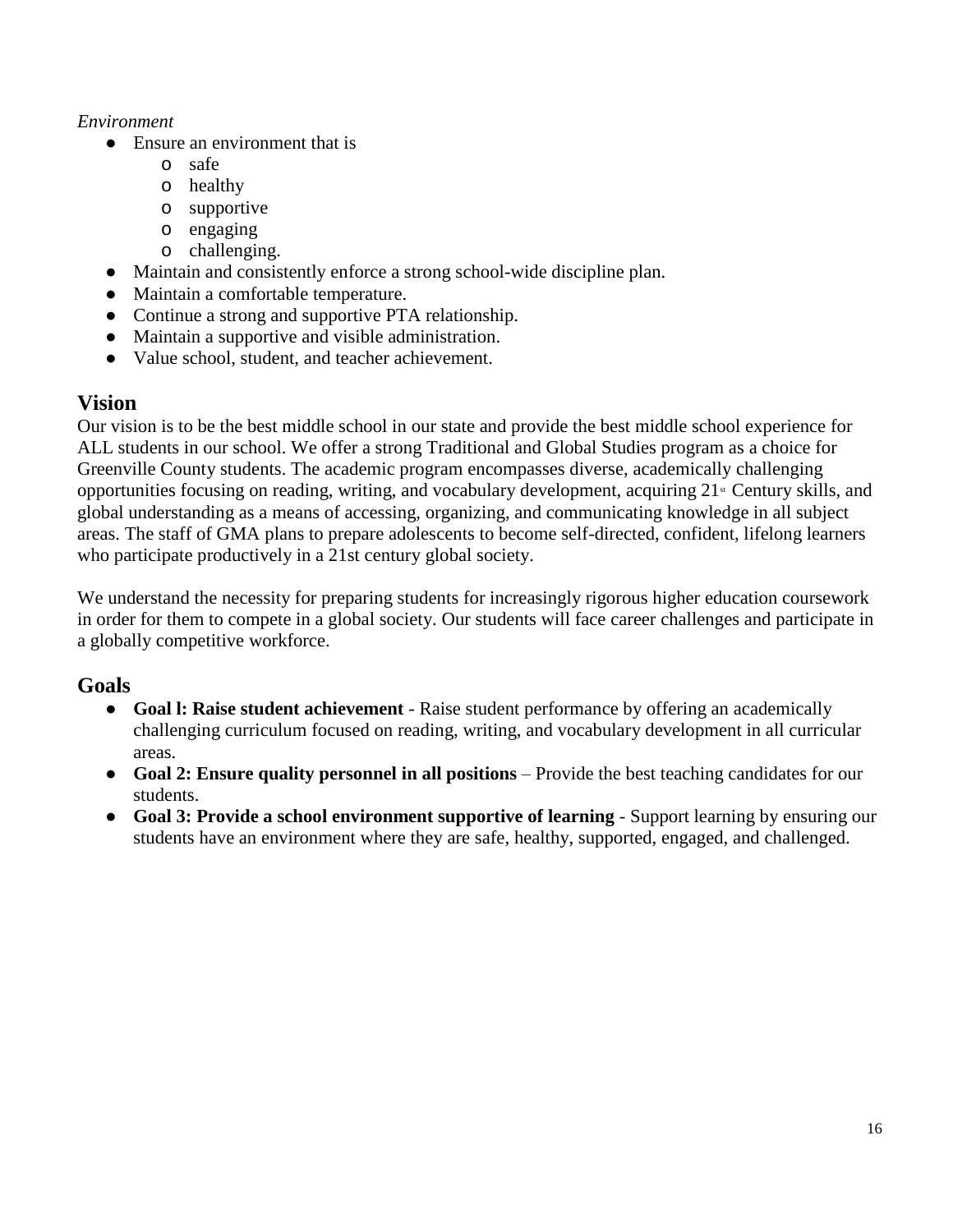*Environment*

- Ensure an environment that is
  - safe
  - healthy
  - supportive
  - engaging
  - challenging.
- Maintain and consistently enforce a strong school-wide discipline plan.
- Maintain a comfortable temperature.
- Continue a strong and supportive PTA relationship.
- Maintain a supportive and visible administration.
- Value school, student, and teacher achievement.

## Vision

Our vision is to be the best middle school in our state and provide the best middle school experience for ALL students in our school. We offer a strong Traditional and Global Studies program as a choice for Greenville County students. The academic program encompasses diverse, academically challenging opportunities focusing on reading, writing, and vocabulary development, acquiring 21st Century skills, and global understanding as a means of accessing, organizing, and communicating knowledge in all subject areas. The staff of GMA plans to prepare adolescents to become self-directed, confident, lifelong learners who participate productively in a 21st century global society.

We understand the necessity for preparing students for increasingly rigorous higher education coursework in order for them to compete in a global society. Our students will face career challenges and participate in a globally competitive workforce.

## Goals

- **Goal l: Raise student achievement** - Raise student performance by offering an academically challenging curriculum focused on reading, writing, and vocabulary development in all curricular areas.
- **Goal 2: Ensure quality personnel in all positions** – Provide the best teaching candidates for our students.
- **Goal 3: Provide a school environment supportive of learning** - Support learning by ensuring our students have an environment where they are safe, healthy, supported, engaged, and challenged.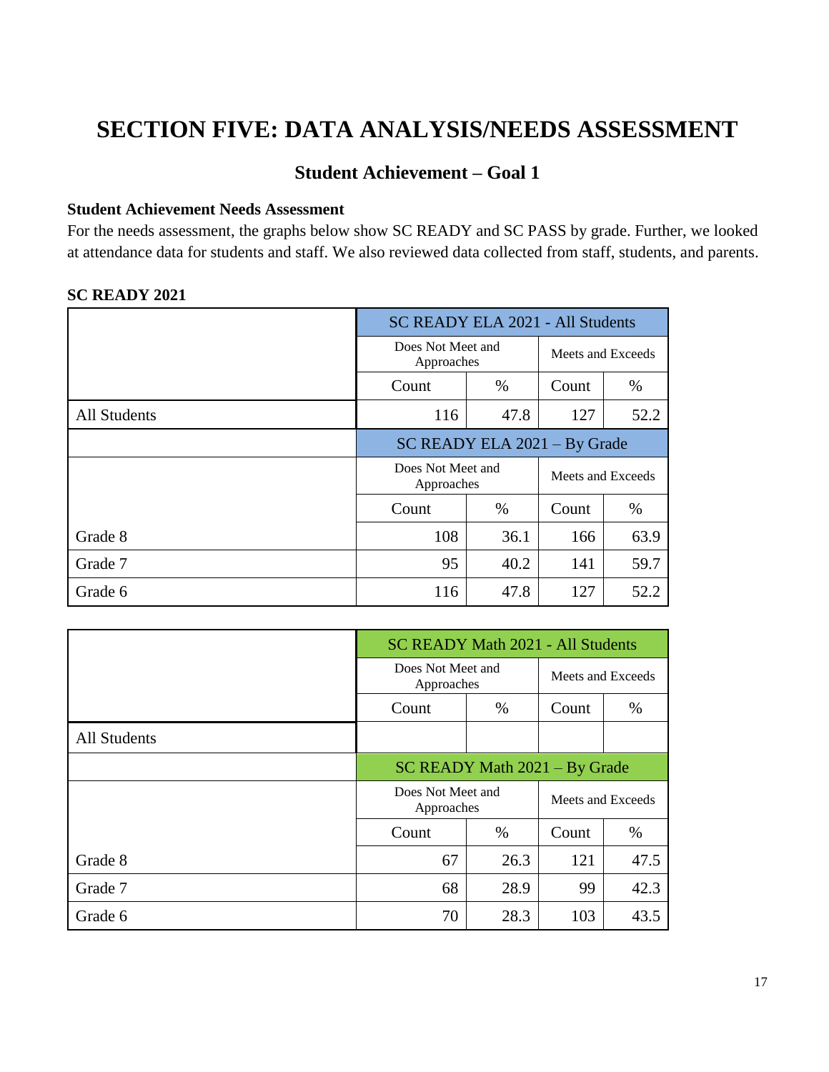# SECTION FIVE: DATA ANALYSIS/NEEDS ASSESSMENT

## Student Achievement – Goal 1

**Student Achievement Needs Assessment**

For the needs assessment, the graphs below show SC READY and SC PASS by grade. Further, we looked at attendance data for students and staff. We also reviewed data collected from staff, students, and parents.

**SC READY 2021**

| | SC READY ELA 2021 - All Students | | | |
|---|---|---|---|---|
| | Does Not Meet and Approaches | | Meets and Exceeds | |
| | Count | % | Count | % |
| All Students | 116 | 47.8 | 127 | 52.2 |
| | SC READY ELA 2021 – By Grade | | | |
| | Does Not Meet and Approaches | | Meets and Exceeds | |
| | Count | % | Count | % |
| Grade 8 | 108 | 36.1 | 166 | 63.9 |
| Grade 7 | 95 | 40.2 | 141 | 59.7 |
| Grade 6 | 116 | 47.8 | 127 | 52.2 |

| | SC READY Math 2021 - All Students | | | |
|---|---|---|---|---|
| | Does Not Meet and Approaches | | Meets and Exceeds | |
| | Count | % | Count | % |
| All Students | | | | |
| | SC READY Math 2021 – By Grade | | | |
| | Does Not Meet and Approaches | | Meets and Exceeds | |
| | Count | % | Count | % |
| Grade 8 | 67 | 26.3 | 121 | 47.5 |
| Grade 7 | 68 | 28.9 | 99 | 42.3 |
| Grade 6 | 70 | 28.3 | 103 | 43.5 |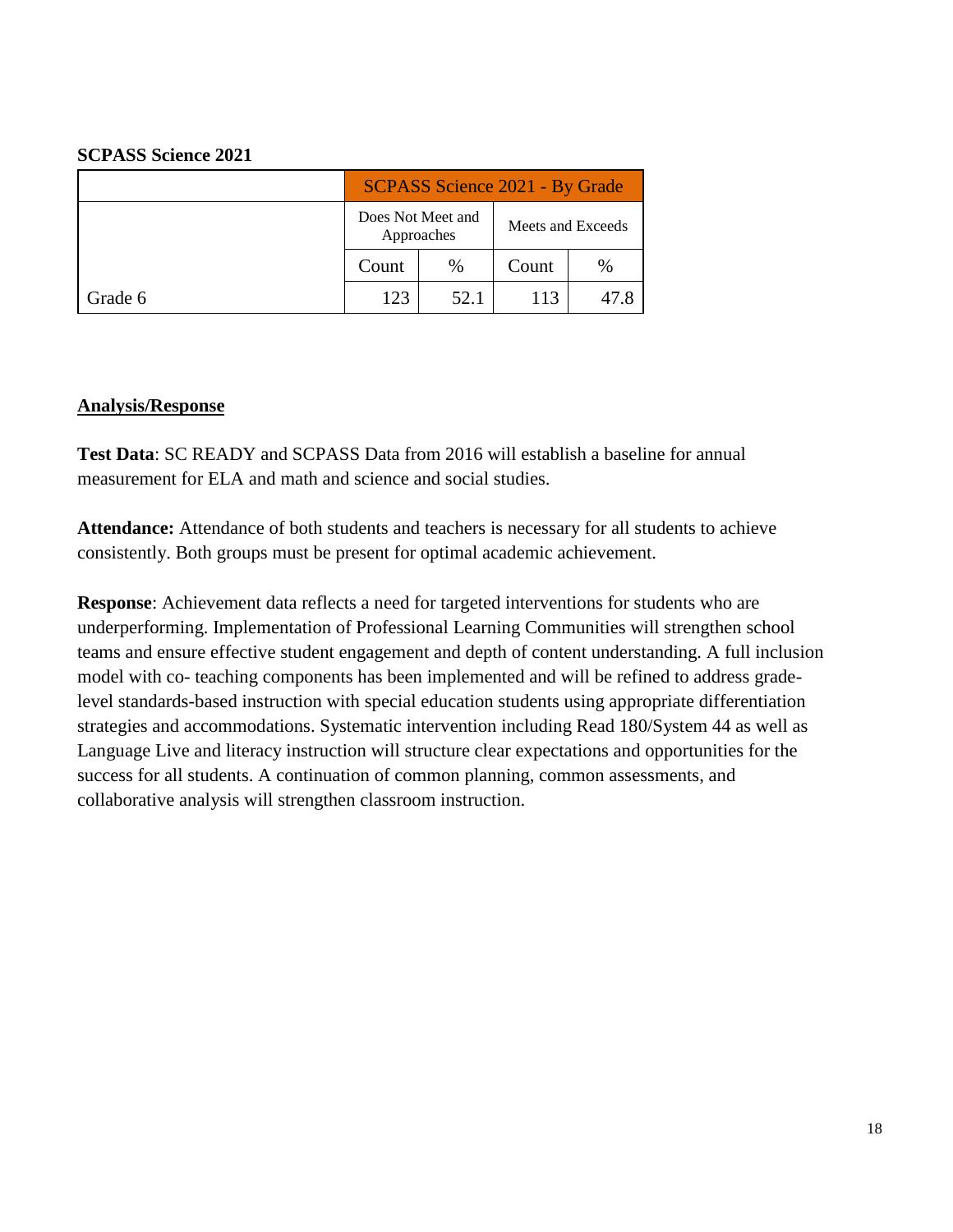**SCPASS Science 2021**

| | SCPASS Science 2021 - By Grade | | | |
|---|---|---|---|---|
| | Does Not Meet and Approaches | | Meets and Exceeds | |
| | Count | % | Count | % |
| Grade 6 | 123 | 52.1 | 113 | 47.8 |

**Analysis/Response**

**Test Data**: SC READY and SCPASS Data from 2016 will establish a baseline for annual measurement for ELA and math and science and social studies.

**Attendance:** Attendance of both students and teachers is necessary for all students to achieve consistently. Both groups must be present for optimal academic achievement.

**Response**: Achievement data reflects a need for targeted interventions for students who are underperforming. Implementation of Professional Learning Communities will strengthen school teams and ensure effective student engagement and depth of content understanding. A full inclusion model with co- teaching components has been implemented and will be refined to address grade-level standards-based instruction with special education students using appropriate differentiation strategies and accommodations. Systematic intervention including Read 180/System 44 as well as Language Live and literacy instruction will structure clear expectations and opportunities for the success for all students. A continuation of common planning, common assessments, and collaborative analysis will strengthen classroom instruction.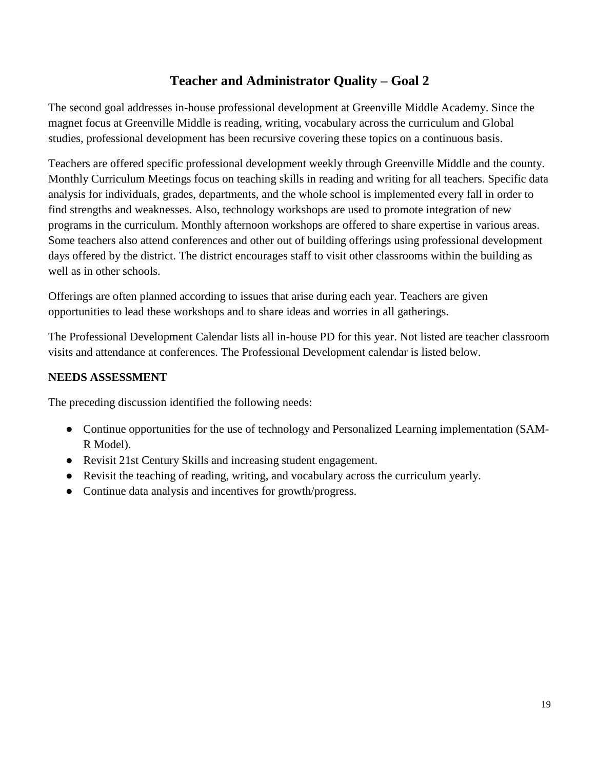# Teacher and Administrator Quality – Goal 2

The second goal addresses in-house professional development at Greenville Middle Academy. Since the magnet focus at Greenville Middle is reading, writing, vocabulary across the curriculum and Global studies, professional development has been recursive covering these topics on a continuous basis.

Teachers are offered specific professional development weekly through Greenville Middle and the county. Monthly Curriculum Meetings focus on teaching skills in reading and writing for all teachers. Specific data analysis for individuals, grades, departments, and the whole school is implemented every fall in order to find strengths and weaknesses. Also, technology workshops are used to promote integration of new programs in the curriculum. Monthly afternoon workshops are offered to share expertise in various areas. Some teachers also attend conferences and other out of building offerings using professional development days offered by the district. The district encourages staff to visit other classrooms within the building as well as in other schools.

Offerings are often planned according to issues that arise during each year. Teachers are given opportunities to lead these workshops and to share ideas and worries in all gatherings.

The Professional Development Calendar lists all in-house PD for this year. Not listed are teacher classroom visits and attendance at conferences. The Professional Development calendar is listed below.

**NEEDS ASSESSMENT**

The preceding discussion identified the following needs:

- Continue opportunities for the use of technology and Personalized Learning implementation (SAM-R Model).
- Revisit 21st Century Skills and increasing student engagement.
- Revisit the teaching of reading, writing, and vocabulary across the curriculum yearly.
- Continue data analysis and incentives for growth/progress.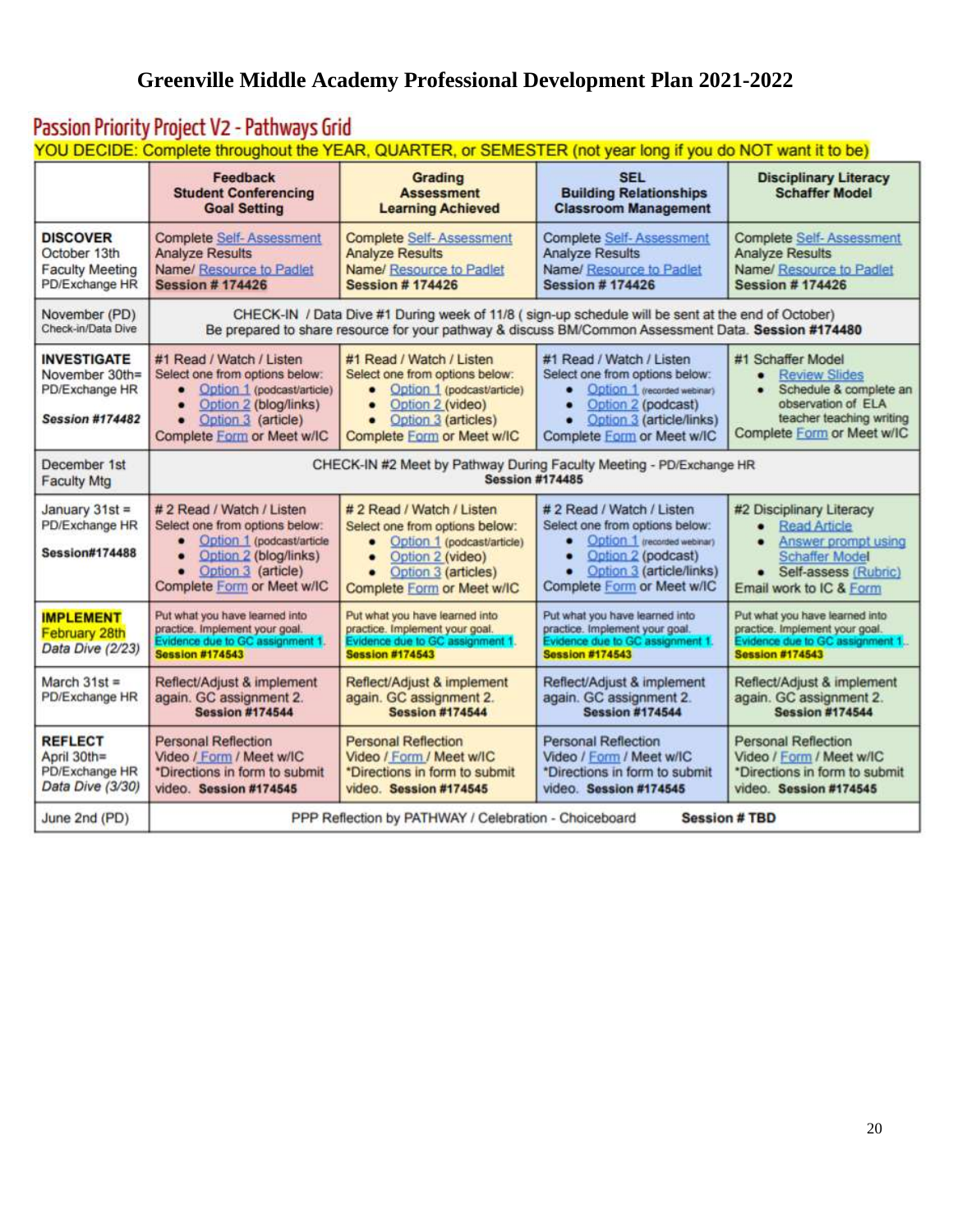# Greenville Middle Academy Professional Development Plan 2021-2022

## Passion Priority Project V2 - Pathways Grid

YOU DECIDE: Complete throughout the YEAR, QUARTER, or SEMESTER (not year long if you do NOT want it to be)

| | Feedback Student Conferencing Goal Setting | Grading Assessment Learning Achieved | SEL Building Relationships Classroom Management | Disciplinary Literacy Schaffer Model |
|---|---|---|---|---|
| **DISCOVER** October 13th Faculty Meeting PD/Exchange HR | Complete Self- Assessment Analyze Results Name/ Resource to Padlet **Session # 174426** | Complete Self- Assessment Analyze Results Name/ Resource to Padlet **Session # 174426** | Complete Self- Assessment Analyze Results Name/ Resource to Padlet **Session # 174426** | Complete Self- Assessment Analyze Results Name/ Resource to Padlet **Session # 174426** |
| November (PD) Check-in/Data Dive | CHECK-IN / Data Dive #1 During week of 11/8 ( sign-up schedule will be sent at the end of October) Be prepared to share resource for your pathway & discuss BM/Common Assessment Data. **Session #174480** | | | |
| **INVESTIGATE** November 30th= PD/Exchange HR ***Session #174482*** | #1 Read / Watch / Listen Select one from options below: • Option 1 (podcast/article) • Option 2 (blog/links) • Option 3 (article) Complete Form or Meet w/IC | #1 Read / Watch / Listen Select one from options below: • Option 1 (podcast/article) • Option 2 (video) • Option 3 (articles) Complete Form or Meet w/IC | #1 Read / Watch / Listen Select one from options below: • Option 1 (recorded webinar) • Option 2 (podcast) • Option 3 (article/links) Complete Form or Meet w/IC | #1 Schaffer Model • Review Slides • Schedule & complete an observation of ELA teacher teaching writing Complete Form or Meet w/IC |
| December 1st Faculty Mtg | CHECK-IN #2 Meet by Pathway During Faculty Meeting - PD/Exchange HR **Session #174485** | | | |
| January 31st = PD/Exchange HR **Session#174488** | # 2 Read / Watch / Listen Select one from options below: • Option 1 (podcast/article) • Option 2 (blog/links) • Option 3 (article) Complete Form or Meet w/IC | # 2 Read / Watch / Listen Select one from options below: • Option 1 (podcast/article) • Option 2 (video) • Option 3 (articles) Complete Form or Meet w/IC | # 2 Read / Watch / Listen Select one from options below: • Option 1 (recorded webinar) • Option 2 (podcast) • Option 3 (article/links) Complete Form or Meet w/IC | #2 Disciplinary Literacy • Read Article • Answer prompt using Schaffer Model • Self-assess (Rubric) Email work to IC & Form |
| **IMPLEMENT** February 28th *Data Dive (2/23)* | Put what you have learned into practice. Implement your goal. Evidence due to GC assignment 1. **Session #174543** | Put what you have learned into practice. Implement your goal. Evidence due to GC assignment 1. **Session #174543** | Put what you have learned into practice. Implement your goal. Evidence due to GC assignment 1. **Session #174543** | Put what you have learned into practice. Implement your goal. Evidence due to GC assignment 1.. **Session #174543** |
| March 31st = PD/Exchange HR | Reflect/Adjust & implement again. GC assignment 2. **Session #174544** | Reflect/Adjust & implement again. GC assignment 2. **Session #174544** | Reflect/Adjust & implement again. GC assignment 2. **Session #174544** | Reflect/Adjust & implement again. GC assignment 2. **Session #174544** |
| **REFLECT** April 30th= PD/Exchange HR *Data Dive (3/30)* | Personal Reflection Video / Form / Meet w/IC *Directions in form to submit video. **Session #174545** | Personal Reflection Video / Form / Meet w/IC *Directions in form to submit video. **Session #174545** | Personal Reflection Video / Form / Meet w/IC *Directions in form to submit video. **Session #174545** | Personal Reflection Video / Form / Meet w/IC *Directions in form to submit video. **Session #174545** |
| June 2nd (PD) | PPP Reflection by PATHWAY / Celebration - Choiceboard **Session # TBD** | | | |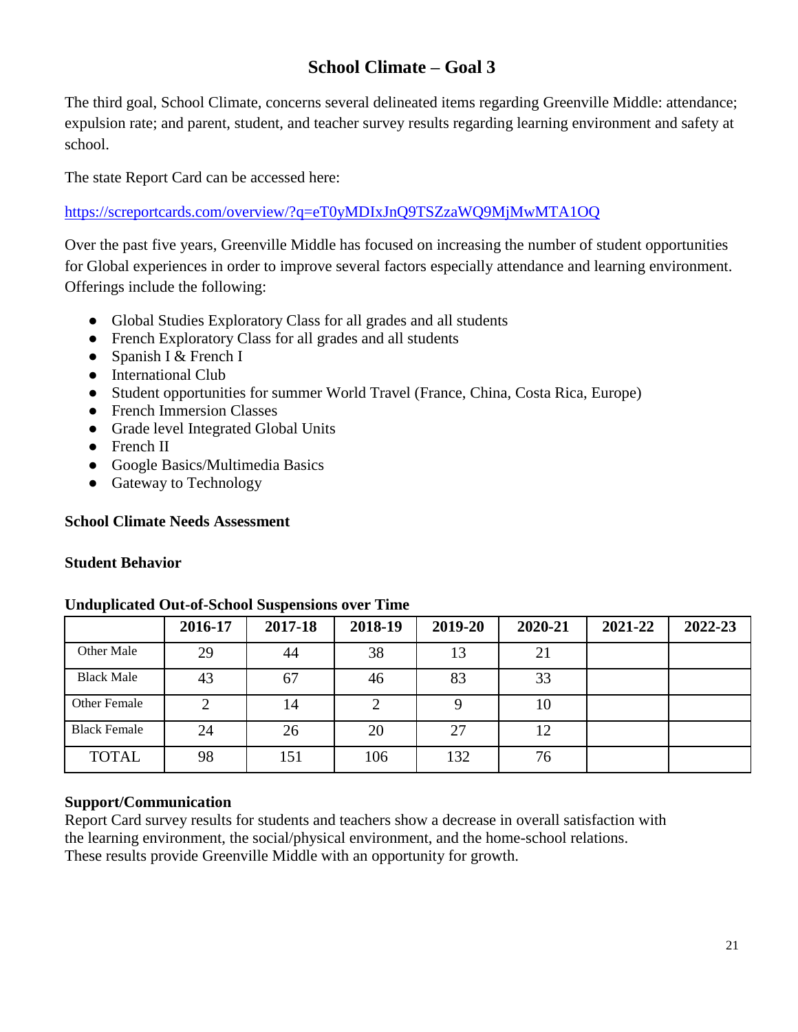# School Climate – Goal 3

The third goal, School Climate, concerns several delineated items regarding Greenville Middle: attendance; expulsion rate; and parent, student, and teacher survey results regarding learning environment and safety at school.

The state Report Card can be accessed here:

https://screportcards.com/overview/?q=eT0yMDIxJnQ9TSZzaWQ9MjMwMTA1OQ

Over the past five years, Greenville Middle has focused on increasing the number of student opportunities for Global experiences in order to improve several factors especially attendance and learning environment. Offerings include the following:

- Global Studies Exploratory Class for all grades and all students
- French Exploratory Class for all grades and all students
- Spanish I & French I
- International Club
- Student opportunities for summer World Travel (France, China, Costa Rica, Europe)
- French Immersion Classes
- Grade level Integrated Global Units
- French II
- Google Basics/Multimedia Basics
- Gateway to Technology

**School Climate Needs Assessment**

**Student Behavior**

**Unduplicated Out-of-School Suspensions over Time**

| | 2016-17 | 2017-18 | 2018-19 | 2019-20 | 2020-21 | 2021-22 | 2022-23 |
|---|---|---|---|---|---|---|---|
| Other Male | 29 | 44 | 38 | 13 | 21 | | |
| Black Male | 43 | 67 | 46 | 83 | 33 | | |
| Other Female | 2 | 14 | 2 | 9 | 10 | | |
| Black Female | 24 | 26 | 20 | 27 | 12 | | |
| TOTAL | 98 | 151 | 106 | 132 | 76 | | |

**Support/Communication**

Report Card survey results for students and teachers show a decrease in overall satisfaction with the learning environment, the social/physical environment, and the home-school relations. These results provide Greenville Middle with an opportunity for growth.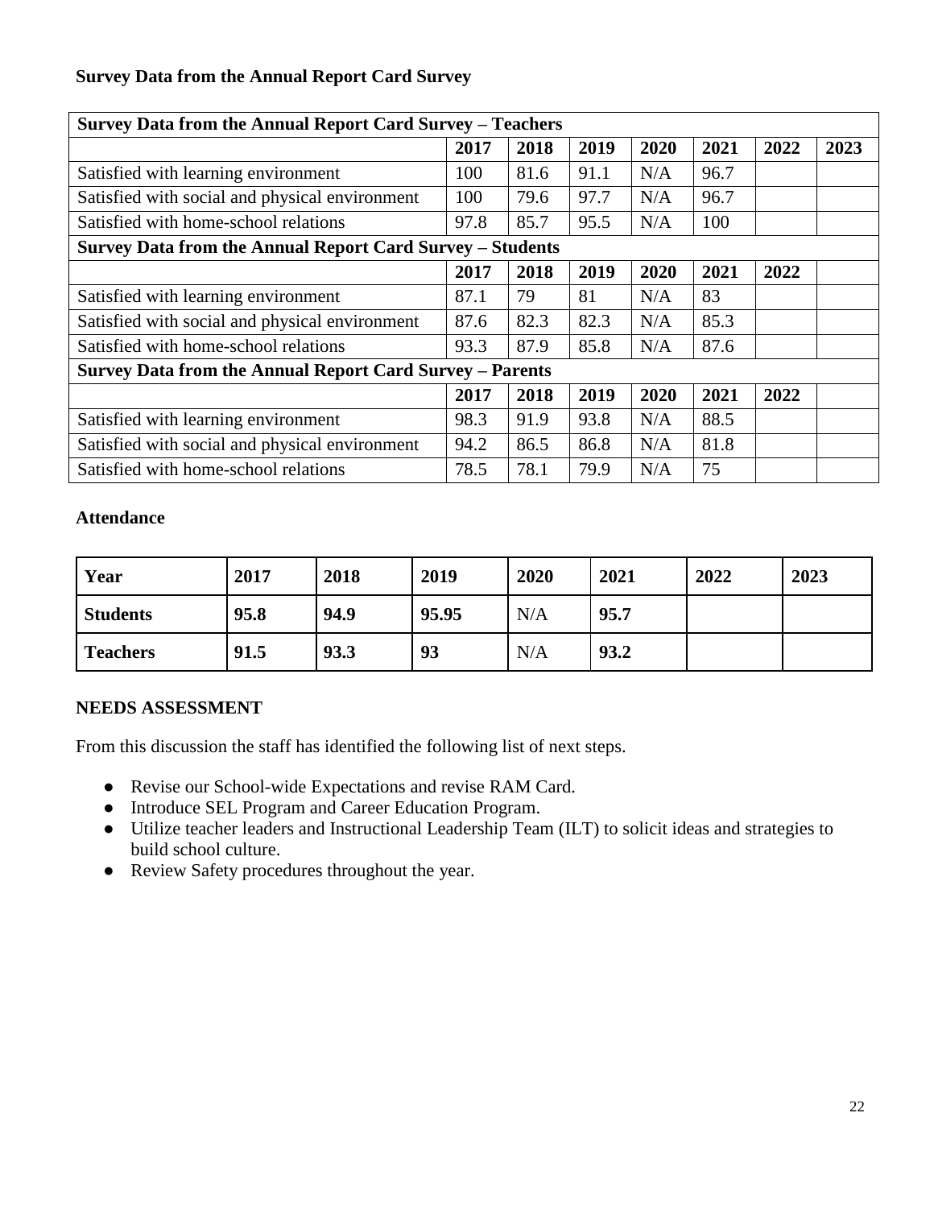**Survey Data from the Annual Report Card Survey**

| **Survey Data from the Annual Report Card Survey – Teachers** | | | | | | | |
|---|---|---|---|---|---|---|---|
| | **2017** | **2018** | **2019** | **2020** | **2021** | **2022** | **2023** |
| Satisfied with learning environment | 100 | 81.6 | 91.1 | N/A | 96.7 | | |
| Satisfied with social and physical environment | 100 | 79.6 | 97.7 | N/A | 96.7 | | |
| Satisfied with home-school relations | 97.8 | 85.7 | 95.5 | N/A | 100 | | |
| **Survey Data from the Annual Report Card Survey – Students** | | | | | | | |
| | **2017** | **2018** | **2019** | **2020** | **2021** | **2022** | |
| Satisfied with learning environment | 87.1 | 79 | 81 | N/A | 83 | | |
| Satisfied with social and physical environment | 87.6 | 82.3 | 82.3 | N/A | 85.3 | | |
| Satisfied with home-school relations | 93.3 | 87.9 | 85.8 | N/A | 87.6 | | |
| **Survey Data from the Annual Report Card Survey – Parents** | | | | | | | |
| | **2017** | **2018** | **2019** | **2020** | **2021** | **2022** | |
| Satisfied with learning environment | 98.3 | 91.9 | 93.8 | N/A | 88.5 | | |
| Satisfied with social and physical environment | 94.2 | 86.5 | 86.8 | N/A | 81.8 | | |
| Satisfied with home-school relations | 78.5 | 78.1 | 79.9 | N/A | 75 | | |

**Attendance**

| **Year** | **2017** | **2018** | **2019** | **2020** | **2021** | **2022** | **2023** |
|---|---|---|---|---|---|---|---|
| **Students** | **95.8** | **94.9** | **95.95** | N/A | **95.7** | | |
| **Teachers** | **91.5** | **93.3** | **93** | N/A | **93.2** | | |

**NEEDS ASSESSMENT**

From this discussion the staff has identified the following list of next steps.

- Revise our School-wide Expectations and revise RAM Card.
- Introduce SEL Program and Career Education Program.
- Utilize teacher leaders and Instructional Leadership Team (ILT) to solicit ideas and strategies to build school culture.
- Review Safety procedures throughout the year.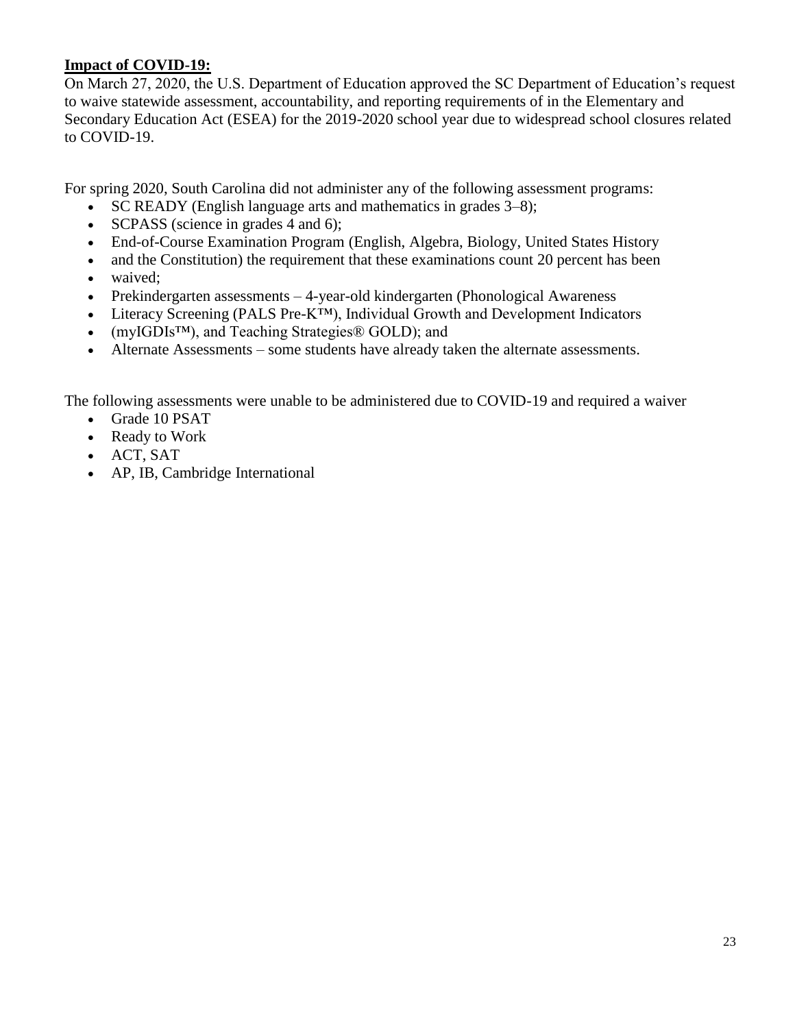**Impact of COVID-19:**

On March 27, 2020, the U.S. Department of Education approved the SC Department of Education's request to waive statewide assessment, accountability, and reporting requirements of in the Elementary and Secondary Education Act (ESEA) for the 2019-2020 school year due to widespread school closures related to COVID-19.

For spring 2020, South Carolina did not administer any of the following assessment programs:

- SC READY (English language arts and mathematics in grades 3–8);
- SCPASS (science in grades 4 and 6);
- End-of-Course Examination Program (English, Algebra, Biology, United States History
- and the Constitution) the requirement that these examinations count 20 percent has been
- waived;
- Prekindergarten assessments – 4-year-old kindergarten (Phonological Awareness
- Literacy Screening (PALS Pre-K™), Individual Growth and Development Indicators
- (myIGDIs™), and Teaching Strategies® GOLD); and
- Alternate Assessments – some students have already taken the alternate assessments.

The following assessments were unable to be administered due to COVID-19 and required a waiver

- Grade 10 PSAT
- Ready to Work
- ACT, SAT
- AP, IB, Cambridge International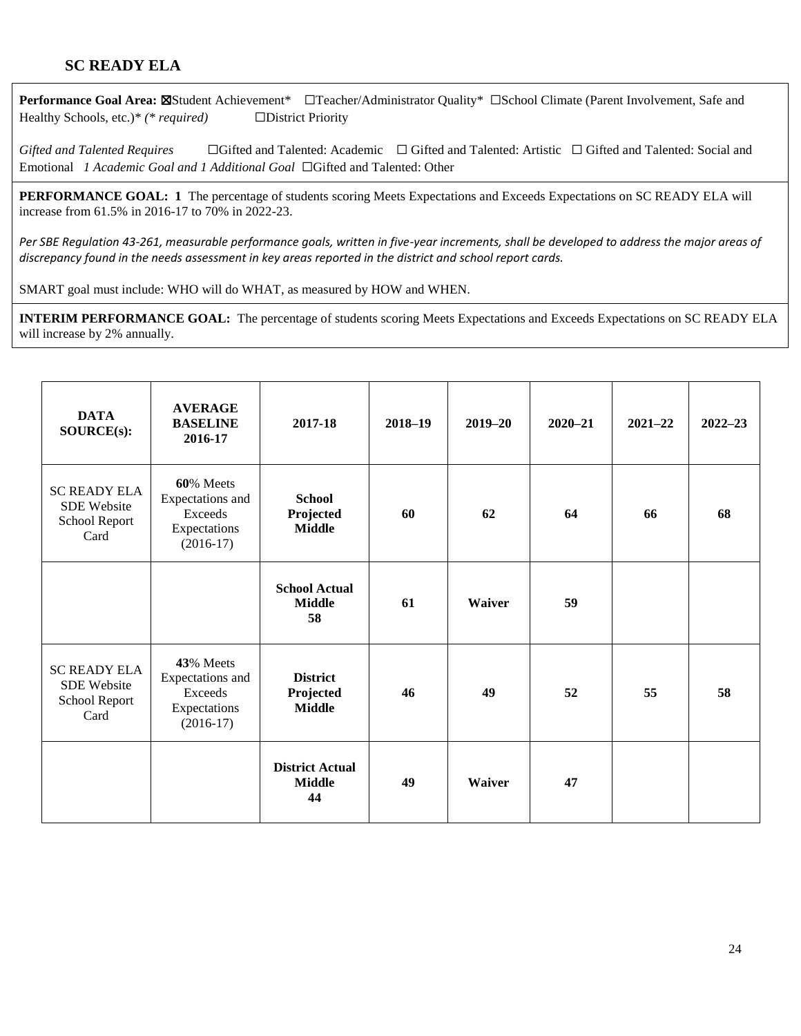## SC READY ELA

**Performance Goal Area:** ☒Student Achievement* ☐Teacher/Administrator Quality* ☐School Climate (Parent Involvement, Safe and Healthy Schools, etc.)* *(* required)* ☐District Priority

*Gifted and Talented Requires* ☐Gifted and Talented: Academic ☐ Gifted and Talented: Artistic ☐ Gifted and Talented: Social and Emotional *1 Academic Goal and 1 Additional Goal* ☐Gifted and Talented: Other

**PERFORMANCE GOAL: 1** The percentage of students scoring Meets Expectations and Exceeds Expectations on SC READY ELA will increase from 61.5% in 2016-17 to 70% in 2022-23.

*Per SBE Regulation 43-261, measurable performance goals, written in five-year increments, shall be developed to address the major areas of discrepancy found in the needs assessment in key areas reported in the district and school report cards.*

SMART goal must include: WHO will do WHAT, as measured by HOW and WHEN.

**INTERIM PERFORMANCE GOAL:** The percentage of students scoring Meets Expectations and Exceeds Expectations on SC READY ELA will increase by 2% annually.

| DATA SOURCE(s): | AVERAGE BASELINE 2016-17 | 2017-18 | 2018–19 | 2019–20 | 2020–21 | 2021–22 | 2022–23 |
|---|---|---|---|---|---|---|---|
| SC READY ELA SDE Website School Report Card | **60**% Meets Expectations and Exceeds Expectations (2016-17) | **School Projected Middle** | **60** | **62** | **64** | **66** | **68** |
| | | **School Actual Middle 58** | **61** | **Waiver** | **59** | | |
| SC READY ELA SDE Website School Report Card | **43**% Meets Expectations and Exceeds Expectations (2016-17) | **District Projected Middle** | **46** | **49** | **52** | **55** | **58** |
| | | **District Actual Middle 44** | **49** | **Waiver** | **47** | | |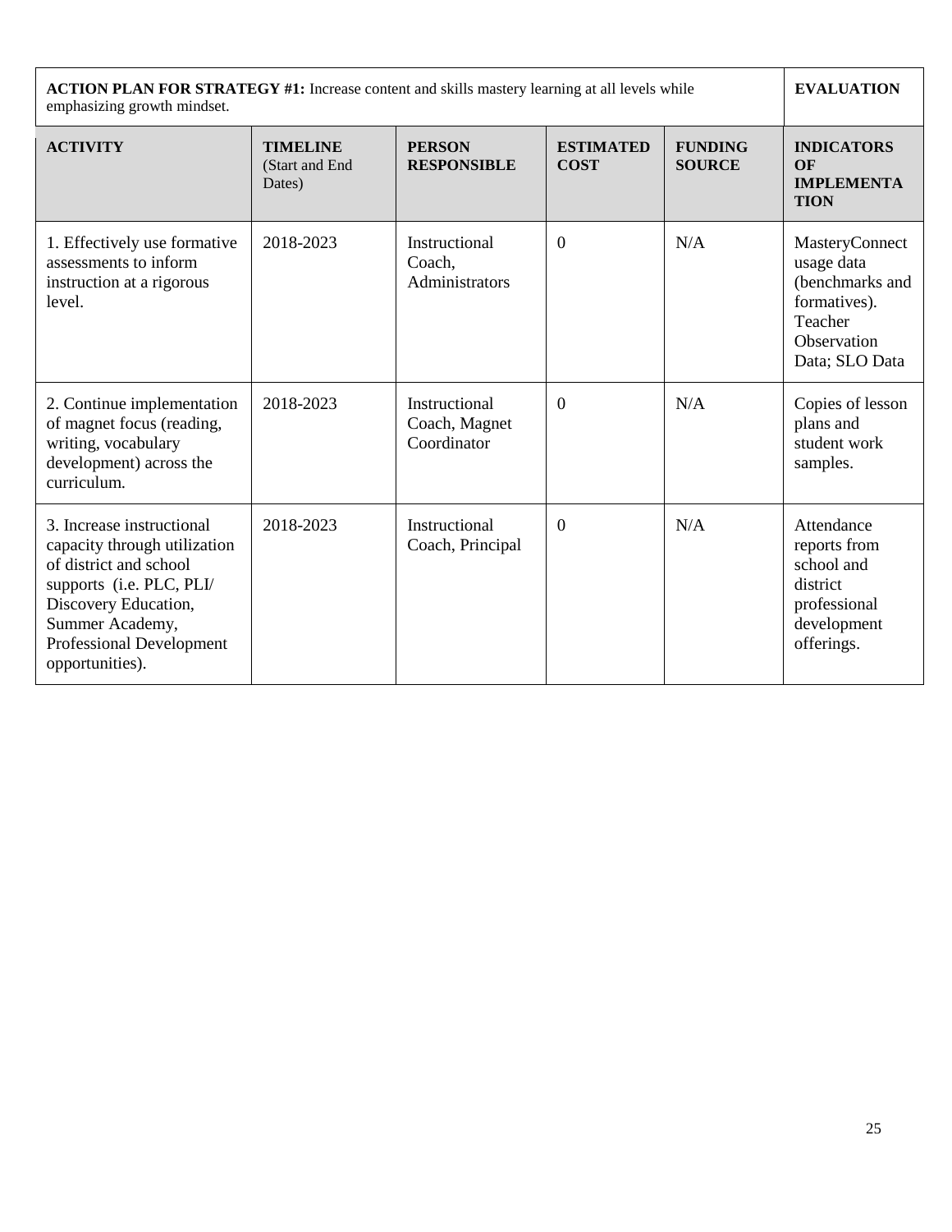| **ACTION PLAN FOR STRATEGY #1:** Increase content and skills mastery learning at all levels while emphasizing growth mindset. | | | | | **EVALUATION** |
|---|---|---|---|---|---|
| **ACTIVITY** | **TIMELINE** (Start and End Dates) | **PERSON RESPONSIBLE** | **ESTIMATED COST** | **FUNDING SOURCE** | **INDICATORS OF IMPLEMENTATION** |
| 1. Effectively use formative assessments to inform instruction at a rigorous level. | 2018-2023 | Instructional Coach, Administrators | 0 | N/A | MasteryConnect usage data (benchmarks and formatives). Teacher Observation Data; SLO Data |
| 2. Continue implementation of magnet focus (reading, writing, vocabulary development) across the curriculum. | 2018-2023 | Instructional Coach, Magnet Coordinator | 0 | N/A | Copies of lesson plans and student work samples. |
| 3. Increase instructional capacity through utilization of district and school supports (i.e. PLC, PLI/ Discovery Education, Summer Academy, Professional Development opportunities). | 2018-2023 | Instructional Coach, Principal | 0 | N/A | Attendance reports from school and district professional development offerings. |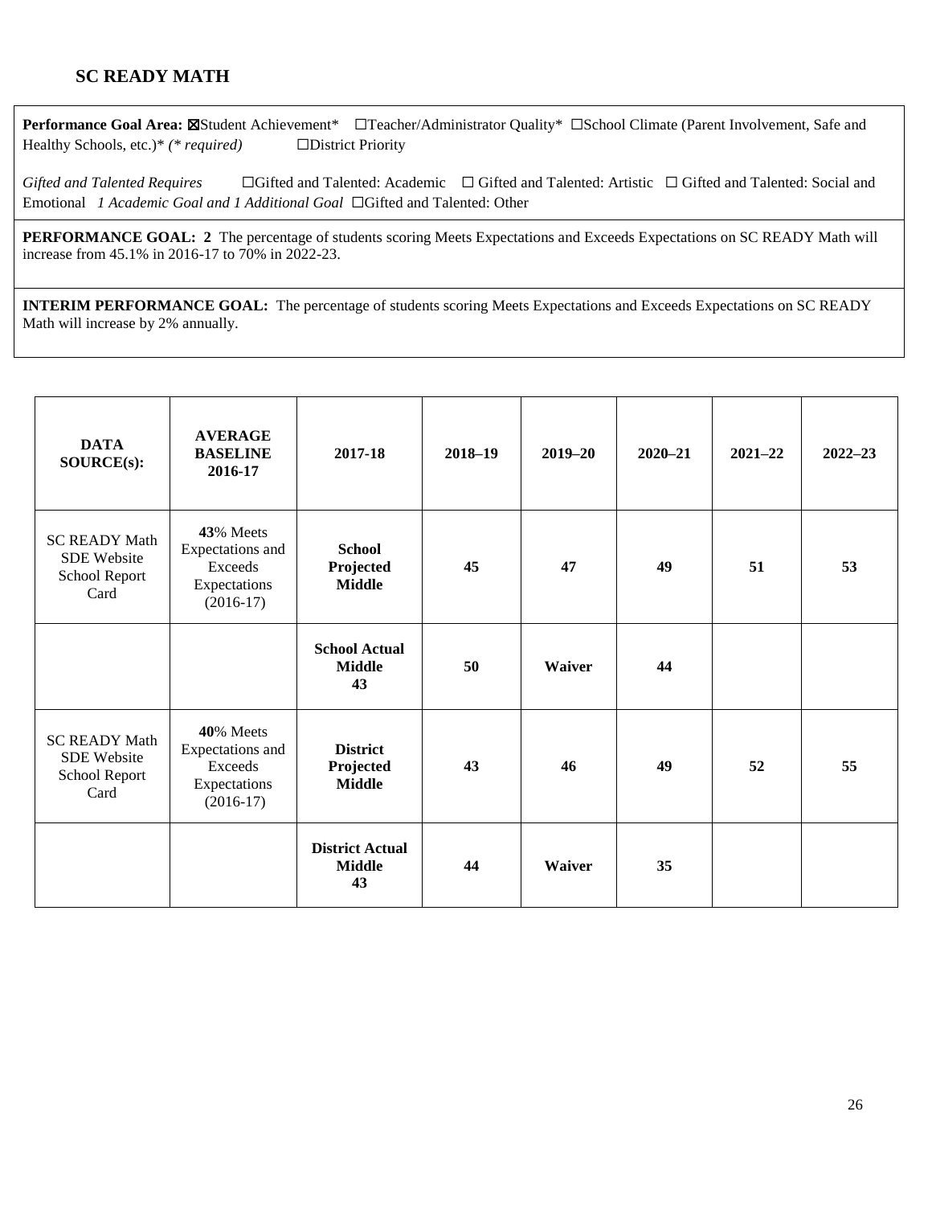## SC READY MATH

**Performance Goal Area:** ☒Student Achievement* ☐Teacher/Administrator Quality* ☐School Climate (Parent Involvement, Safe and Healthy Schools, etc.)* *(* required)* ☐District Priority

*Gifted and Talented Requires* ☐Gifted and Talented: Academic ☐ Gifted and Talented: Artistic ☐ Gifted and Talented: Social and Emotional *1 Academic Goal and 1 Additional Goal* ☐Gifted and Talented: Other

**PERFORMANCE GOAL: 2** The percentage of students scoring Meets Expectations and Exceeds Expectations on SC READY Math will increase from 45.1% in 2016-17 to 70% in 2022-23.

**INTERIM PERFORMANCE GOAL:** The percentage of students scoring Meets Expectations and Exceeds Expectations on SC READY Math will increase by 2% annually.

| DATA SOURCE(s): | AVERAGE BASELINE 2016-17 | 2017-18 | 2018–19 | 2019–20 | 2020–21 | 2021–22 | 2022–23 |
|---|---|---|---|---|---|---|---|
| SC READY Math SDE Website School Report Card | **43**% Meets Expectations and Exceeds Expectations (2016-17) | **School Projected Middle** | **45** | **47** | **49** | **51** | **53** |
| | | **School Actual Middle 43** | **50** | **Waiver** | **44** | | |
| SC READY Math SDE Website School Report Card | **40**% Meets Expectations and Exceeds Expectations (2016-17) | **District Projected Middle** | **43** | **46** | **49** | **52** | **55** |
| | | **District Actual Middle 43** | **44** | **Waiver** | **35** | | |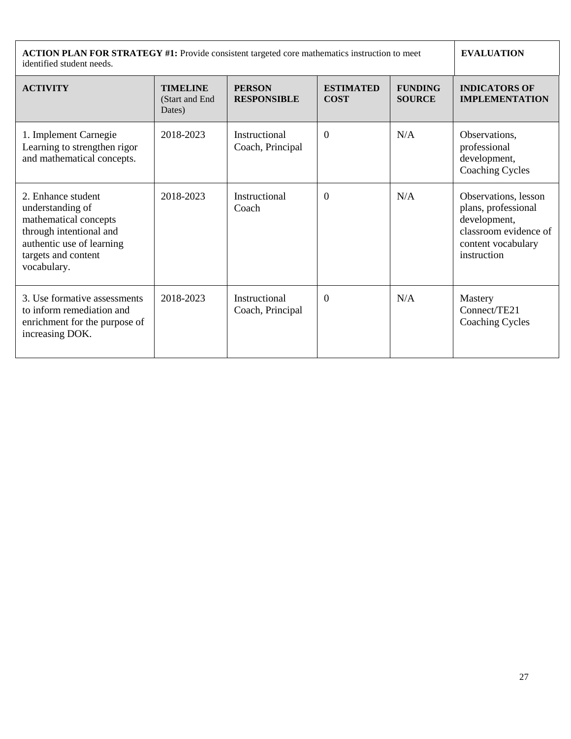| **ACTION PLAN FOR STRATEGY #1:** Provide consistent targeted core mathematics instruction to meet identified student needs. | | | | | **EVALUATION** |
|---|---|---|---|---|---|
| **ACTIVITY** | **TIMELINE** (Start and End Dates) | **PERSON RESPONSIBLE** | **ESTIMATED COST** | **FUNDING SOURCE** | **INDICATORS OF IMPLEMENTATION** |
| 1. Implement Carnegie Learning to strengthen rigor and mathematical concepts. | 2018-2023 | Instructional Coach, Principal | 0 | N/A | Observations, professional development, Coaching Cycles |
| 2. Enhance student understanding of mathematical concepts through intentional and authentic use of learning targets and content vocabulary. | 2018-2023 | Instructional Coach | 0 | N/A | Observations, lesson plans, professional development, classroom evidence of content vocabulary instruction |
| 3. Use formative assessments to inform remediation and enrichment for the purpose of increasing DOK. | 2018-2023 | Instructional Coach, Principal | 0 | N/A | Mastery Connect/TE21 Coaching Cycles |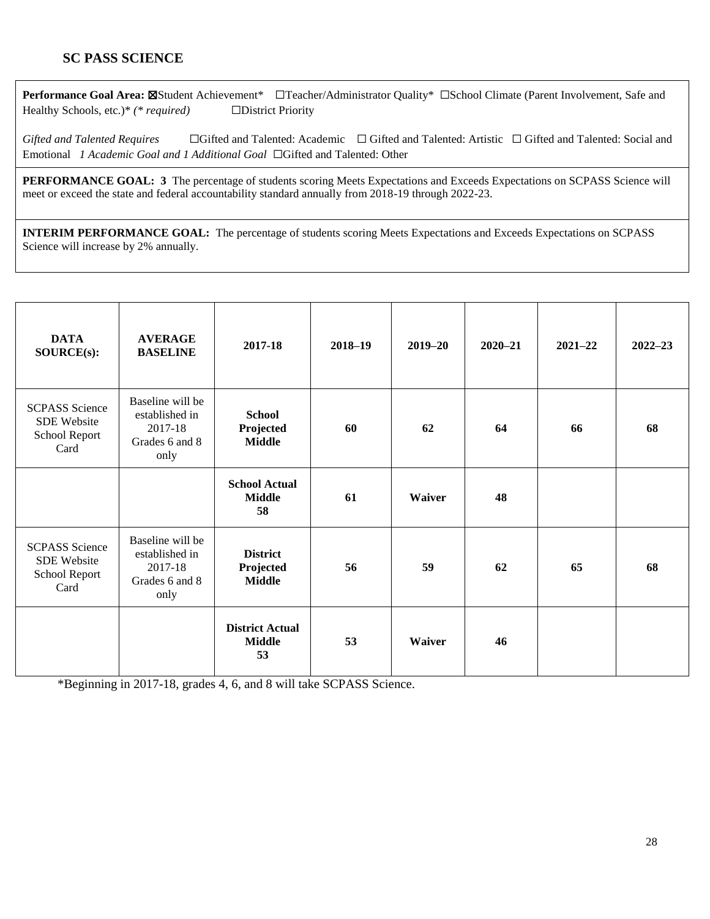## SC PASS SCIENCE

**Performance Goal Area:** ☒Student Achievement* ☐Teacher/Administrator Quality* ☐School Climate (Parent Involvement, Safe and Healthy Schools, etc.)* *(* required)* ☐District Priority

*Gifted and Talented Requires* ☐Gifted and Talented: Academic ☐ Gifted and Talented: Artistic ☐ Gifted and Talented: Social and Emotional *1 Academic Goal and 1 Additional Goal* ☐Gifted and Talented: Other

**PERFORMANCE GOAL: 3** The percentage of students scoring Meets Expectations and Exceeds Expectations on SCPASS Science will meet or exceed the state and federal accountability standard annually from 2018-19 through 2022-23.

**INTERIM PERFORMANCE GOAL:** The percentage of students scoring Meets Expectations and Exceeds Expectations on SCPASS Science will increase by 2% annually.

| DATA SOURCE(s): | AVERAGE BASELINE | 2017-18 | 2018–19 | 2019–20 | 2020–21 | 2021–22 | 2022–23 |
|---|---|---|---|---|---|---|---|
| SCPASS Science SDE Website School Report Card | Baseline will be established in 2017-18 Grades 6 and 8 only | **School Projected Middle** | **60** | **62** | **64** | **66** | **68** |
| | | **School Actual Middle 58** | **61** | **Waiver** | **48** | | |
| SCPASS Science SDE Website School Report Card | Baseline will be established in 2017-18 Grades 6 and 8 only | **District Projected Middle** | **56** | **59** | **62** | **65** | **68** |
| | | **District Actual Middle 53** | **53** | **Waiver** | **46** | | |

*Beginning in 2017-18, grades 4, 6, and 8 will take SCPASS Science.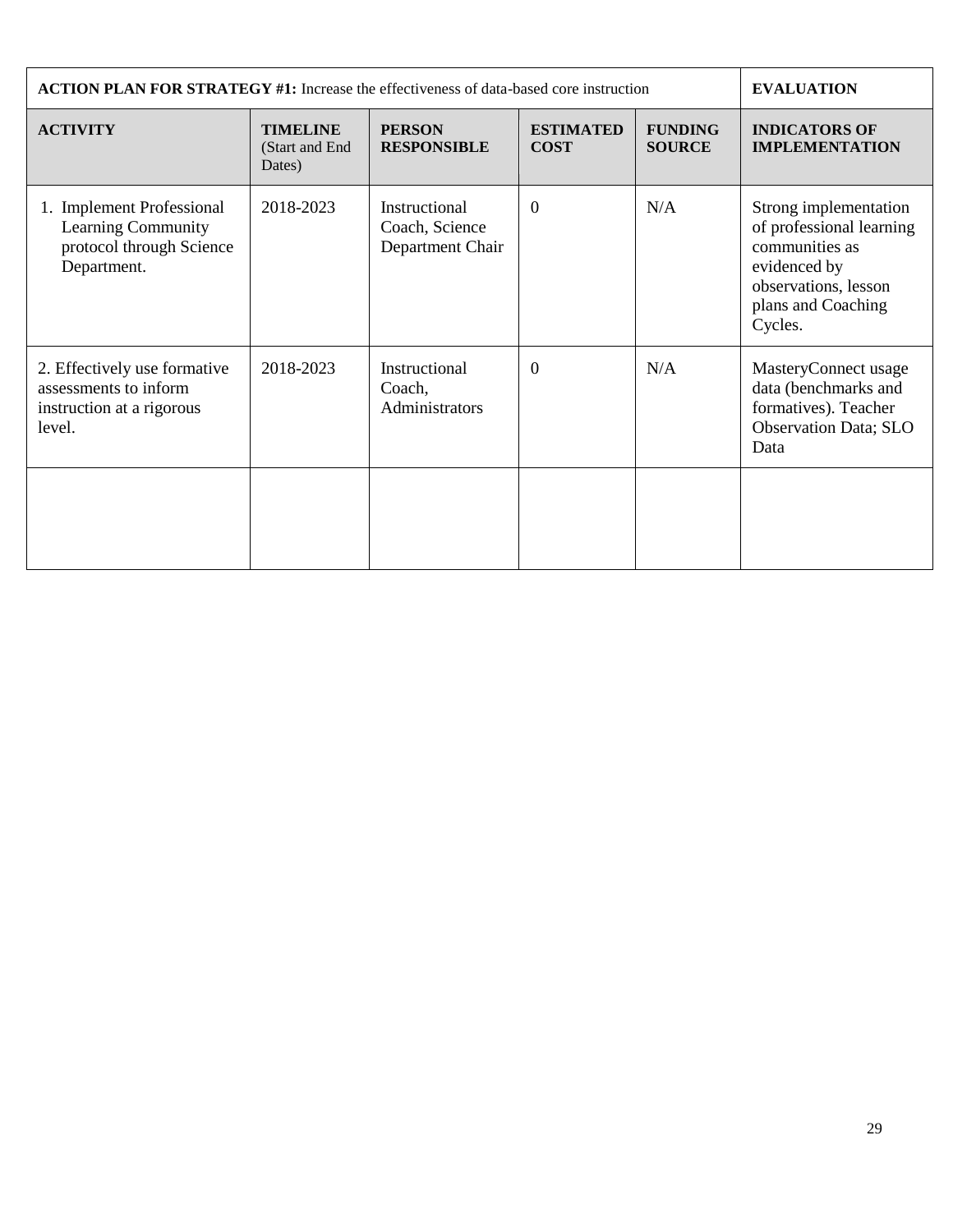| **ACTION PLAN FOR STRATEGY #1:** Increase the effectiveness of data-based core instruction | | | | | **EVALUATION** |
|---|---|---|---|---|---|
| **ACTIVITY** | **TIMELINE** (Start and End Dates) | **PERSON RESPONSIBLE** | **ESTIMATED COST** | **FUNDING SOURCE** | **INDICATORS OF IMPLEMENTATION** |
| 1. Implement Professional Learning Community protocol through Science Department. | 2018-2023 | Instructional Coach, Science Department Chair | 0 | N/A | Strong implementation of professional learning communities as evidenced by observations, lesson plans and Coaching Cycles. |
| 2. Effectively use formative assessments to inform instruction at a rigorous level. | 2018-2023 | Instructional Coach, Administrators | 0 | N/A | MasteryConnect usage data (benchmarks and formatives). Teacher Observation Data; SLO Data |
| | | | | | |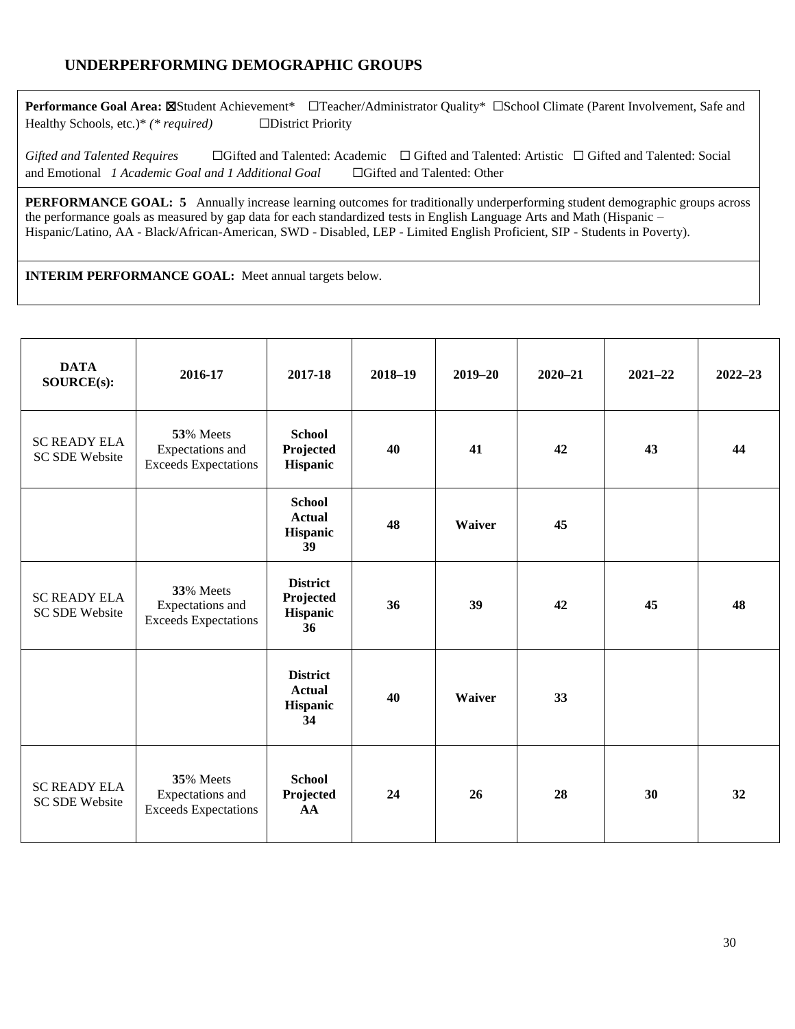## UNDERPERFORMING DEMOGRAPHIC GROUPS

**Performance Goal Area:** ☒Student Achievement* ☐Teacher/Administrator Quality* ☐School Climate (Parent Involvement, Safe and Healthy Schools, etc.)* *(* required)* ☐District Priority

*Gifted and Talented Requires* ☐Gifted and Talented: Academic ☐ Gifted and Talented: Artistic ☐ Gifted and Talented: Social and Emotional *1 Academic Goal and 1 Additional Goal* ☐Gifted and Talented: Other

**PERFORMANCE GOAL: 5** Annually increase learning outcomes for traditionally underperforming student demographic groups across the performance goals as measured by gap data for each standardized tests in English Language Arts and Math (Hispanic – Hispanic/Latino, AA - Black/African-American, SWD - Disabled, LEP - Limited English Proficient, SIP - Students in Poverty).

**INTERIM PERFORMANCE GOAL:** Meet annual targets below.

| DATA SOURCE(s): | 2016-17 | 2017-18 | 2018–19 | 2019–20 | 2020–21 | 2021–22 | 2022–23 |
|---|---|---|---|---|---|---|---|
| SC READY ELA SC SDE Website | **53**% Meets Expectations and Exceeds Expectations | **School Projected Hispanic** | **40** | **41** | **42** | **43** | **44** |
| | | **School Actual Hispanic 39** | **48** | **Waiver** | **45** | | |
| SC READY ELA SC SDE Website | **33**% Meets Expectations and Exceeds Expectations | **District Projected Hispanic 36** | **36** | **39** | **42** | **45** | **48** |
| | | **District Actual Hispanic 34** | **40** | **Waiver** | **33** | | |
| SC READY ELA SC SDE Website | **35**% Meets Expectations and Exceeds Expectations | **School Projected AA** | **24** | **26** | **28** | **30** | **32** |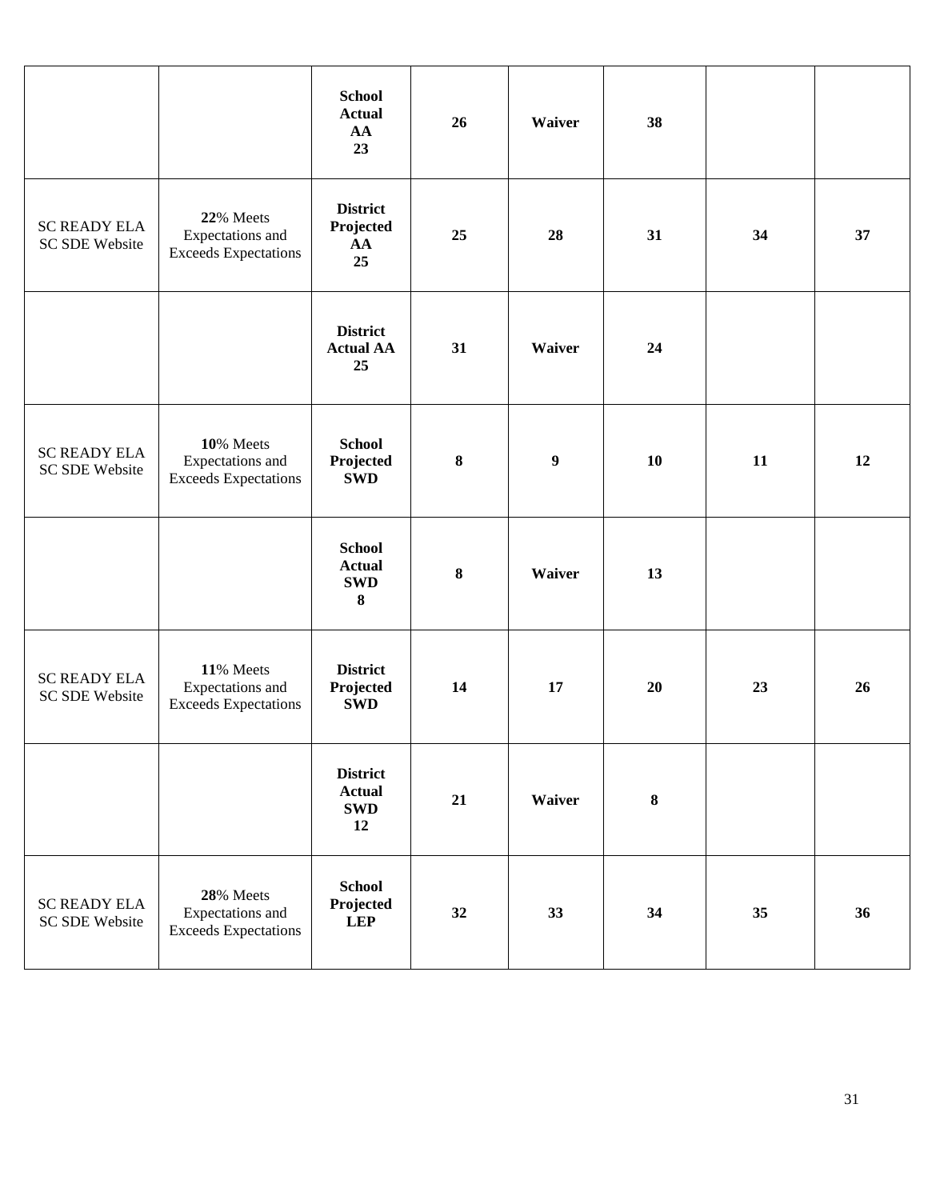| | | | | | | | |
|---|---|---|---|---|---|---|---|
| | | **School Actual AA 23** | **26** | **Waiver** | **38** | | |
| SC READY ELA SC SDE Website | **22**% Meets Expectations and Exceeds Expectations | **District Projected AA 25** | **25** | **28** | **31** | **34** | **37** |
| | | **District Actual AA 25** | **31** | **Waiver** | **24** | | |
| SC READY ELA SC SDE Website | **10**% Meets Expectations and Exceeds Expectations | **School Projected SWD** | **8** | **9** | **10** | **11** | **12** |
| | | **School Actual SWD 8** | **8** | **Waiver** | **13** | | |
| SC READY ELA SC SDE Website | **11**% Meets Expectations and Exceeds Expectations | **District Projected SWD** | **14** | **17** | **20** | **23** | **26** |
| | | **District Actual SWD 12** | **21** | **Waiver** | **8** | | |
| SC READY ELA SC SDE Website | **28**% Meets Expectations and Exceeds Expectations | **School Projected LEP** | **32** | **33** | **34** | **35** | **36** |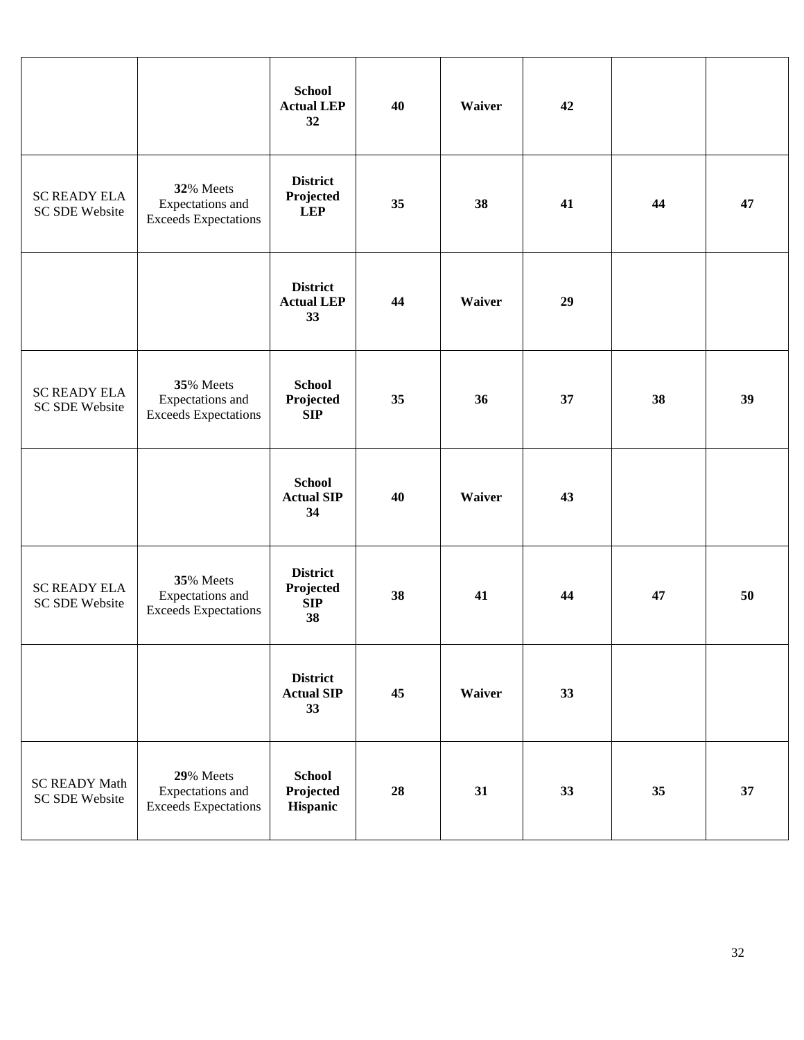| | | | | | | | |
|---|---|---|---|---|---|---|---|
| | | **School Actual LEP 32** | **40** | **Waiver** | **42** | | |
| SC READY ELA SC SDE Website | **32**% Meets Expectations and Exceeds Expectations | **District Projected LEP** | **35** | **38** | **41** | **44** | **47** |
| | | **District Actual LEP 33** | **44** | **Waiver** | **29** | | |
| SC READY ELA SC SDE Website | **35**% Meets Expectations and Exceeds Expectations | **School Projected SIP** | **35** | **36** | **37** | **38** | **39** |
| | | **School Actual SIP 34** | **40** | **Waiver** | **43** | | |
| SC READY ELA SC SDE Website | **35**% Meets Expectations and Exceeds Expectations | **District Projected SIP 38** | **38** | **41** | **44** | **47** | **50** |
| | | **District Actual SIP 33** | **45** | **Waiver** | **33** | | |
| SC READY Math SC SDE Website | **29**% Meets Expectations and Exceeds Expectations | **School Projected Hispanic** | **28** | **31** | **33** | **35** | **37** |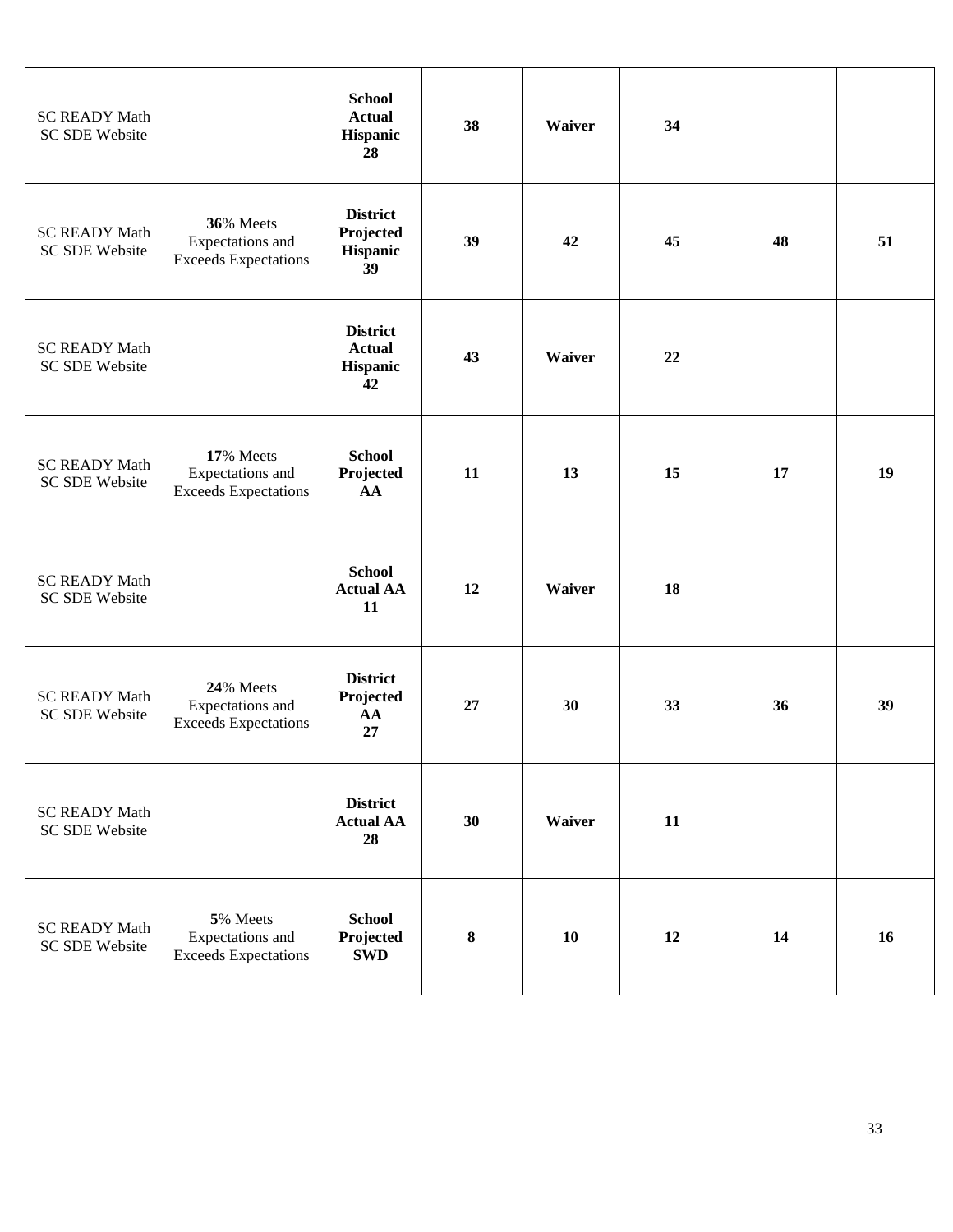| | | | | | | | |
|---|---|---|---|---|---|---|---|
| SC READY Math SC SDE Website | | **School Actual Hispanic 28** | **38** | **Waiver** | **34** | | |
| SC READY Math SC SDE Website | **36**% Meets Expectations and Exceeds Expectations | **District Projected Hispanic 39** | **39** | **42** | **45** | **48** | **51** |
| SC READY Math SC SDE Website | | **District Actual Hispanic 42** | **43** | **Waiver** | **22** | | |
| SC READY Math SC SDE Website | **17**% Meets Expectations and Exceeds Expectations | **School Projected AA** | **11** | **13** | **15** | **17** | **19** |
| SC READY Math SC SDE Website | | **School Actual AA 11** | **12** | **Waiver** | **18** | | |
| SC READY Math SC SDE Website | **24**% Meets Expectations and Exceeds Expectations | **District Projected AA 27** | **27** | **30** | **33** | **36** | **39** |
| SC READY Math SC SDE Website | | **District Actual AA 28** | **30** | **Waiver** | **11** | | |
| SC READY Math SC SDE Website | **5**% Meets Expectations and Exceeds Expectations | **School Projected SWD** | **8** | **10** | **12** | **14** | **16** |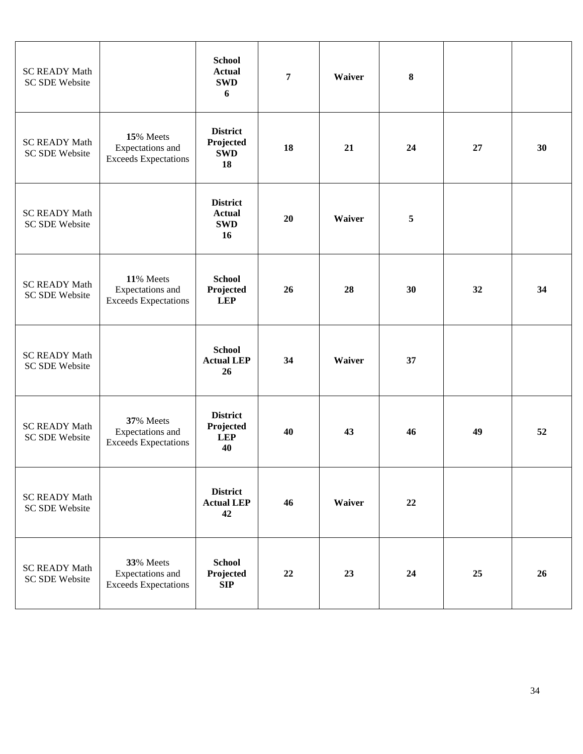| | | | | | | | |
|---|---|---|---|---|---|---|---|
| SC READY Math SC SDE Website | | **School Actual SWD 6** | **7** | **Waiver** | **8** | | |
| SC READY Math SC SDE Website | **15**% Meets Expectations and Exceeds Expectations | **District Projected SWD 18** | **18** | **21** | **24** | **27** | **30** |
| SC READY Math SC SDE Website | | **District Actual SWD 16** | **20** | **Waiver** | **5** | | |
| SC READY Math SC SDE Website | **11**% Meets Expectations and Exceeds Expectations | **School Projected LEP** | **26** | **28** | **30** | **32** | **34** |
| SC READY Math SC SDE Website | | **School Actual LEP 26** | **34** | **Waiver** | **37** | | |
| SC READY Math SC SDE Website | **37**% Meets Expectations and Exceeds Expectations | **District Projected LEP 40** | **40** | **43** | **46** | **49** | **52** |
| SC READY Math SC SDE Website | | **District Actual LEP 42** | **46** | **Waiver** | **22** | | |
| SC READY Math SC SDE Website | **33**% Meets Expectations and Exceeds Expectations | **School Projected SIP** | **22** | **23** | **24** | **25** | **26** |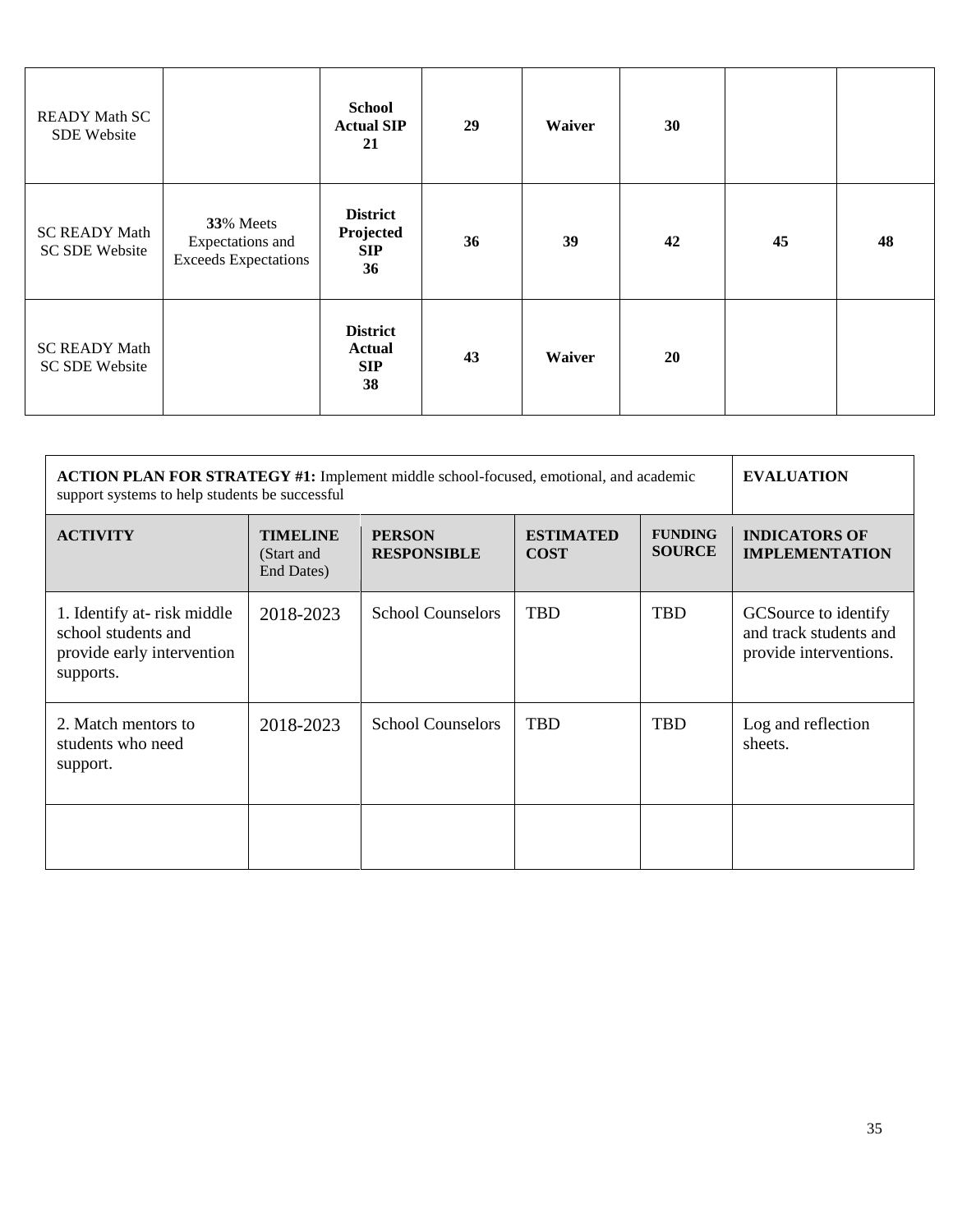| | | | | | | | |
|---|---|---|---|---|---|---|---|
| READY Math SC SDE Website | | **School Actual SIP 21** | **29** | **Waiver** | **30** | | |
| SC READY Math SC SDE Website | **33**% Meets Expectations and Exceeds Expectations | **District Projected SIP 36** | **36** | **39** | **42** | **45** | **48** |
| SC READY Math SC SDE Website | | **District Actual SIP 38** | **43** | **Waiver** | **20** | | |

| **ACTION PLAN FOR STRATEGY #1:** Implement middle school-focused, emotional, and academic support systems to help students be successful | | | | | **EVALUATION** |
|---|---|---|---|---|---|
| **ACTIVITY** | **TIMELINE** (Start and End Dates) | **PERSON RESPONSIBLE** | **ESTIMATED COST** | **FUNDING SOURCE** | **INDICATORS OF IMPLEMENTATION** |
| 1. Identify at- risk middle school students and provide early intervention supports. | 2018-2023 | School Counselors | TBD | TBD | GCSource to identify and track students and provide interventions. |
| 2. Match mentors to students who need support. | 2018-2023 | School Counselors | TBD | TBD | Log and reflection sheets. |
| | | | | | |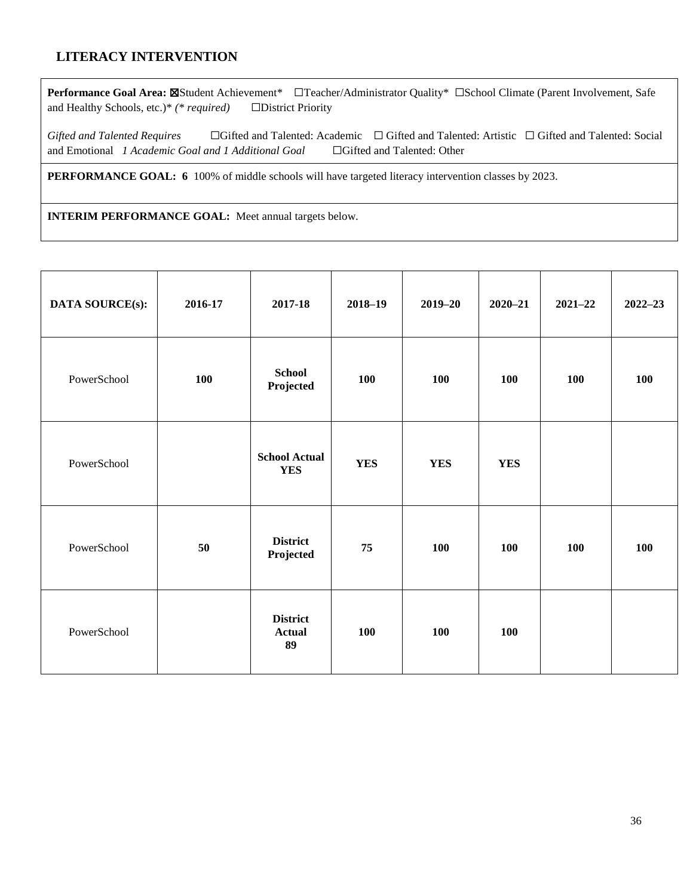## LITERACY INTERVENTION

**Performance Goal Area:** ☒Student Achievement* ☐Teacher/Administrator Quality* ☐School Climate (Parent Involvement, Safe and Healthy Schools, etc.)* *(* required)* ☐District Priority

*Gifted and Talented Requires* ☐Gifted and Talented: Academic ☐ Gifted and Talented: Artistic ☐ Gifted and Talented: Social and Emotional *1 Academic Goal and 1 Additional Goal* ☐Gifted and Talented: Other

**PERFORMANCE GOAL: 6** 100% of middle schools will have targeted literacy intervention classes by 2023.

**INTERIM PERFORMANCE GOAL:** Meet annual targets below.

| DATA SOURCE(s): | 2016-17 | 2017-18 | 2018–19 | 2019–20 | 2020–21 | 2021–22 | 2022–23 |
|---|---|---|---|---|---|---|---|
| PowerSchool | **100** | **School Projected** | **100** | **100** | **100** | **100** | **100** |
| PowerSchool | | **School Actual YES** | **YES** | **YES** | **YES** | | |
| PowerSchool | **50** | **District Projected** | **75** | **100** | **100** | **100** | **100** |
| PowerSchool | | **District Actual 89** | **100** | **100** | **100** | | |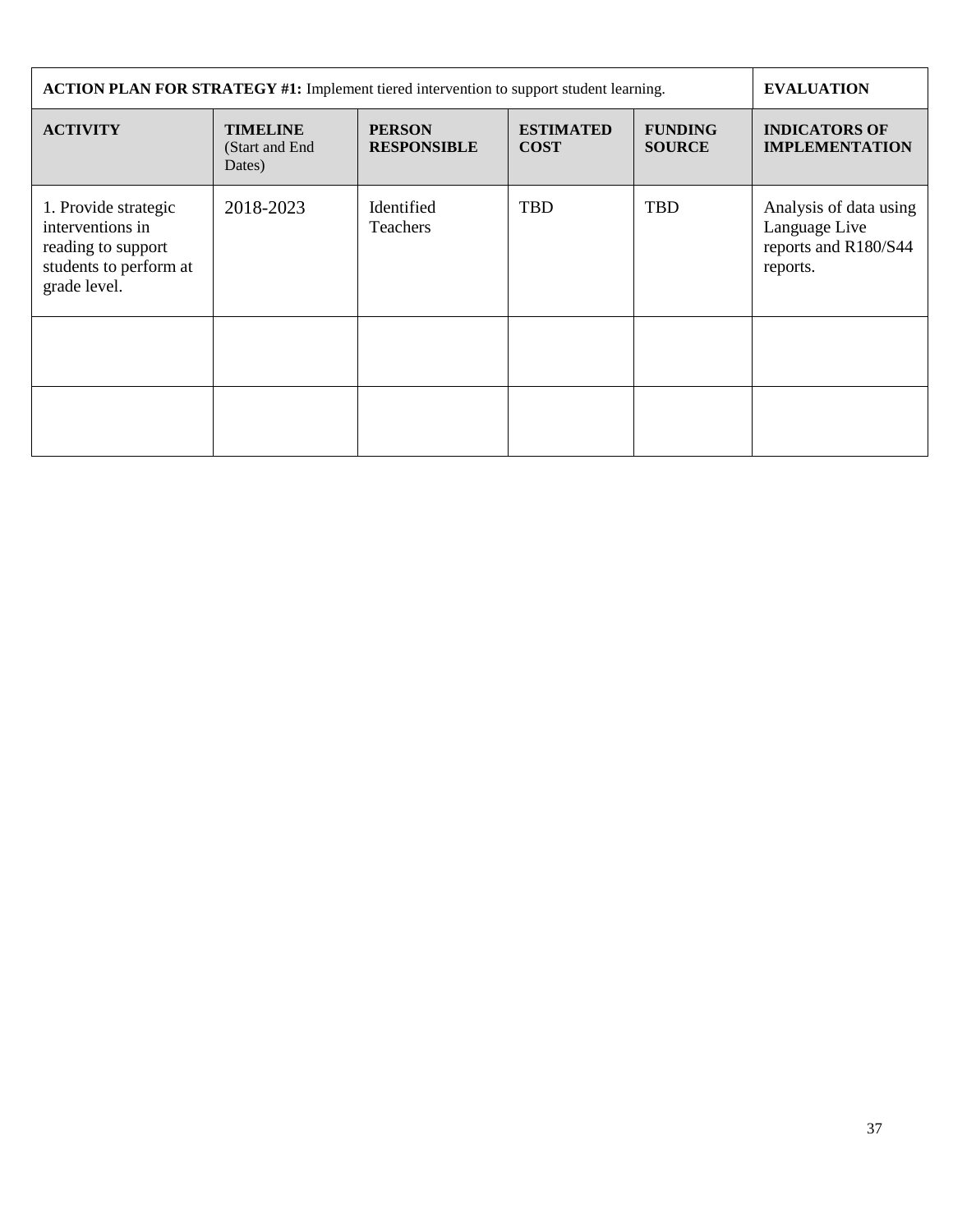| **ACTION PLAN FOR STRATEGY #1:** Implement tiered intervention to support student learning. | | | | | **EVALUATION** |
|---|---|---|---|---|---|
| **ACTIVITY** | **TIMELINE** (Start and End Dates) | **PERSON RESPONSIBLE** | **ESTIMATED COST** | **FUNDING SOURCE** | **INDICATORS OF IMPLEMENTATION** |
| 1. Provide strategic interventions in reading to support students to perform at grade level. | 2018-2023 | Identified Teachers | TBD | TBD | Analysis of data using Language Live reports and R180/S44 reports. |
| | | | | | |
| | | | | | |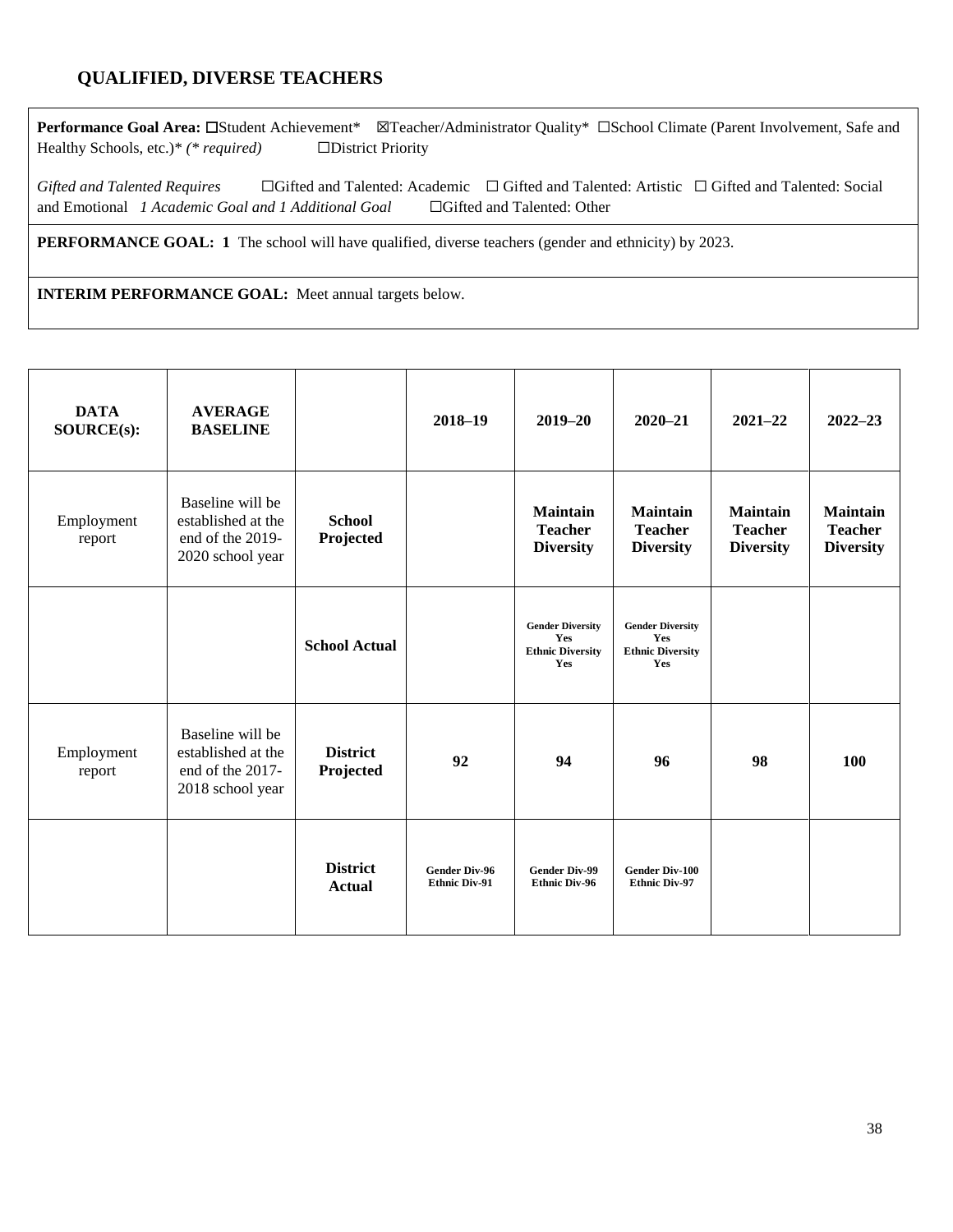## QUALIFIED, DIVERSE TEACHERS

**Performance Goal Area:** ☐Student Achievement* ☒Teacher/Administrator Quality* ☐School Climate (Parent Involvement, Safe and Healthy Schools, etc.)* *(* required)* ☐District Priority

*Gifted and Talented Requires* ☐Gifted and Talented: Academic ☐ Gifted and Talented: Artistic ☐ Gifted and Talented: Social and Emotional *1 Academic Goal and 1 Additional Goal* ☐Gifted and Talented: Other

**PERFORMANCE GOAL: 1** The school will have qualified, diverse teachers (gender and ethnicity) by 2023.

**INTERIM PERFORMANCE GOAL:** Meet annual targets below.

| DATA SOURCE(s): | AVERAGE BASELINE | | 2018–19 | 2019–20 | 2020–21 | 2021–22 | 2022–23 |
|---|---|---|---|---|---|---|---|
| Employment report | Baseline will be established at the end of the 2019-2020 school year | **School Projected** | | **Maintain Teacher Diversity** | **Maintain Teacher Diversity** | **Maintain Teacher Diversity** | **Maintain Teacher Diversity** |
| | | **School Actual** | | **Gender Diversity Yes Ethnic Diversity Yes** | **Gender Diversity Yes Ethnic Diversity Yes** | | |
| Employment report | Baseline will be established at the end of the 2017-2018 school year | **District Projected** | **92** | **94** | **96** | **98** | **100** |
| | | **District Actual** | **Gender Div-96 Ethnic Div-91** | **Gender Div-99 Ethnic Div-96** | **Gender Div-100 Ethnic Div-97** | | |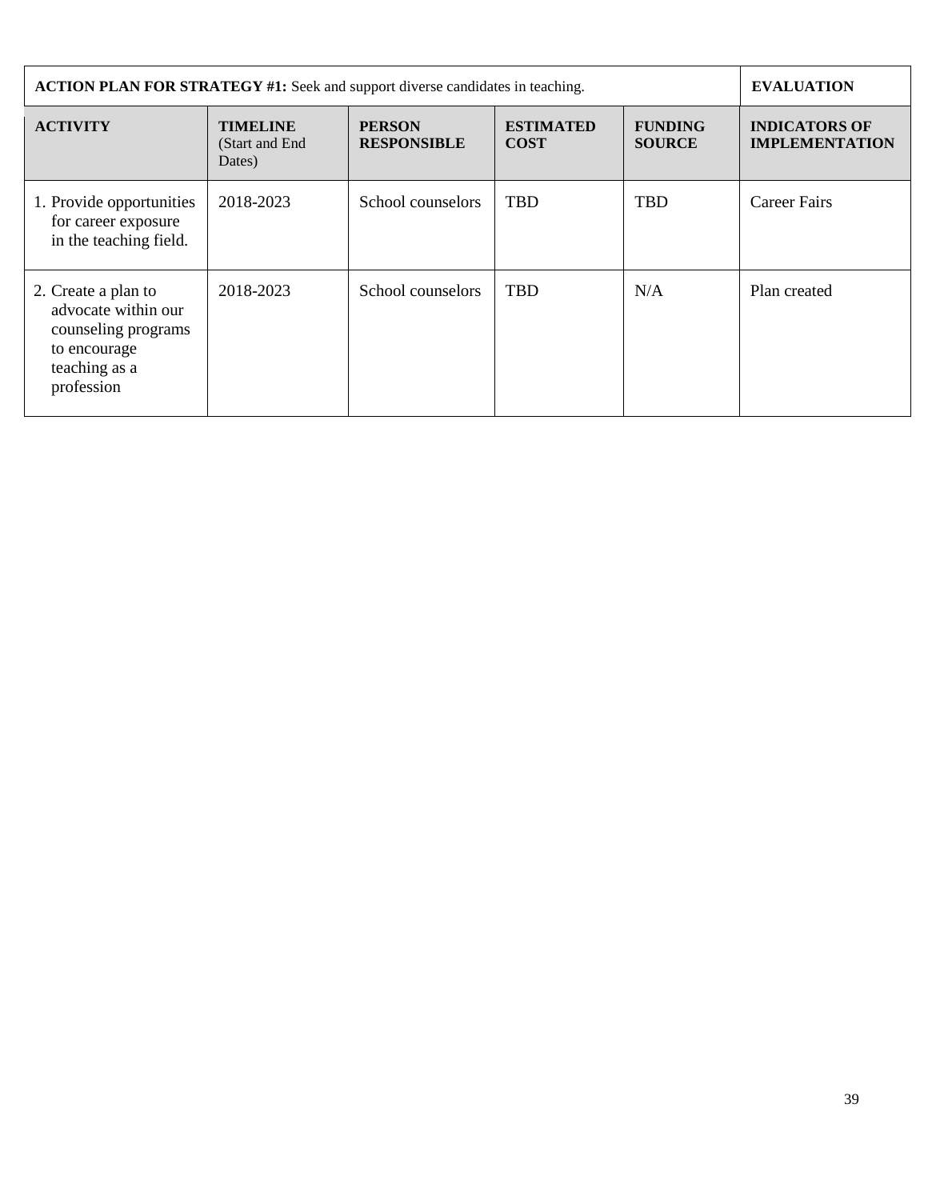| **ACTION PLAN FOR STRATEGY #1:** Seek and support diverse candidates in teaching. | | | | | **EVALUATION** |
|---|---|---|---|---|---|
| **ACTIVITY** | **TIMELINE** (Start and End Dates) | **PERSON RESPONSIBLE** | **ESTIMATED COST** | **FUNDING SOURCE** | **INDICATORS OF IMPLEMENTATION** |
| 1. Provide opportunities for career exposure in the teaching field. | 2018-2023 | School counselors | TBD | TBD | Career Fairs |
| 2. Create a plan to advocate within our counseling programs to encourage teaching as a profession | 2018-2023 | School counselors | TBD | N/A | Plan created |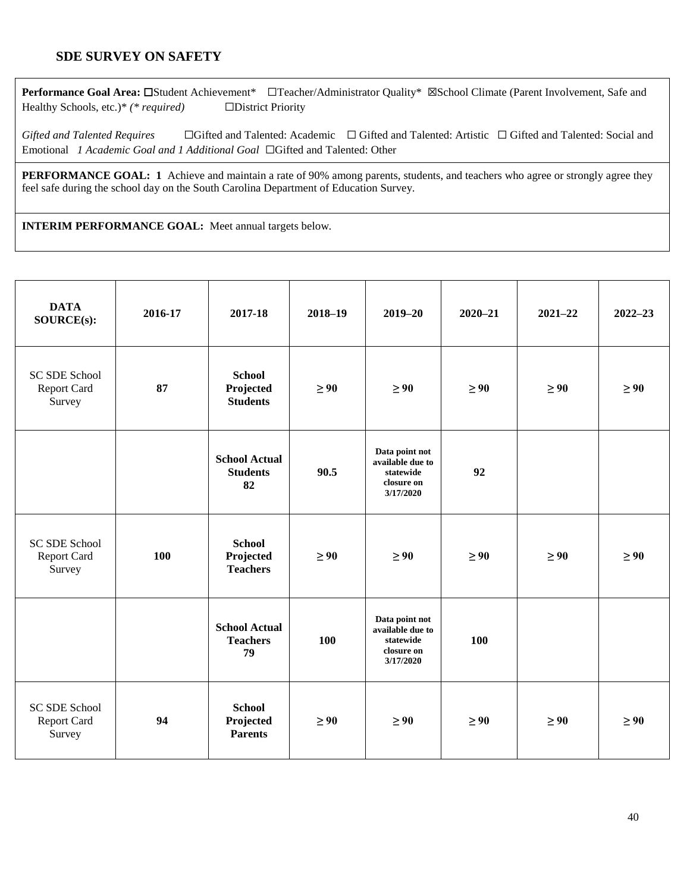## SDE SURVEY ON SAFETY

**Performance Goal Area:** ☐Student Achievement* ☐Teacher/Administrator Quality* ☒School Climate (Parent Involvement, Safe and Healthy Schools, etc.)* *(* required)* ☐District Priority

*Gifted and Talented Requires* ☐Gifted and Talented: Academic ☐ Gifted and Talented: Artistic ☐ Gifted and Talented: Social and Emotional *1 Academic Goal and 1 Additional Goal* ☐Gifted and Talented: Other

**PERFORMANCE GOAL: 1** Achieve and maintain a rate of 90% among parents, students, and teachers who agree or strongly agree they feel safe during the school day on the South Carolina Department of Education Survey.

**INTERIM PERFORMANCE GOAL:** Meet annual targets below.

| DATA SOURCE(s): | 2016-17 | 2017-18 | 2018–19 | 2019–20 | 2020–21 | 2021–22 | 2022–23 |
|---|---|---|---|---|---|---|---|
| SC SDE School Report Card Survey | 87 | **School Projected Students** | ≥ 90 | ≥ 90 | ≥ 90 | ≥ 90 | ≥ 90 |
| | | **School Actual Students 82** | 90.5 | Data point not available due to statewide closure on 3/17/2020 | 92 | | |
| SC SDE School Report Card Survey | 100 | **School Projected Teachers** | ≥ 90 | ≥ 90 | ≥ 90 | ≥ 90 | ≥ 90 |
| | | **School Actual Teachers 79** | 100 | Data point not available due to statewide closure on 3/17/2020 | 100 | | |
| SC SDE School Report Card Survey | 94 | **School Projected Parents** | ≥ 90 | ≥ 90 | ≥ 90 | ≥ 90 | ≥ 90 |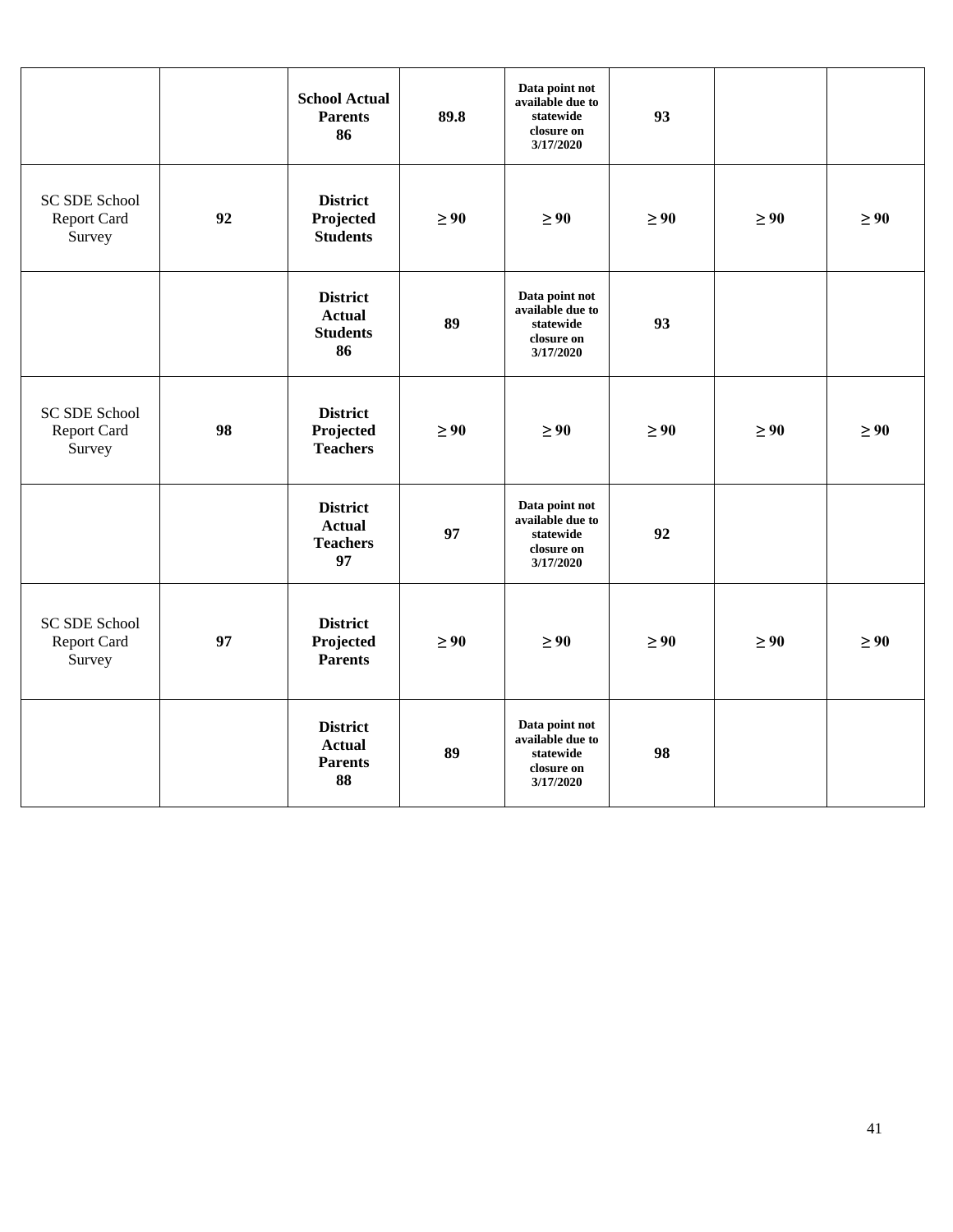| | | | | | | | |
|---|---|---|---|---|---|---|---|
| | | **School Actual Parents 86** | **89.8** | **Data point not available due to statewide closure on 3/17/2020** | **93** | | |
| SC SDE School Report Card Survey | **92** | **District Projected Students** | **≥ 90** | **≥ 90** | **≥ 90** | **≥ 90** | **≥ 90** |
| | | **District Actual Students 86** | **89** | **Data point not available due to statewide closure on 3/17/2020** | **93** | | |
| SC SDE School Report Card Survey | **98** | **District Projected Teachers** | **≥ 90** | **≥ 90** | **≥ 90** | **≥ 90** | **≥ 90** |
| | | **District Actual Teachers 97** | **97** | **Data point not available due to statewide closure on 3/17/2020** | **92** | | |
| SC SDE School Report Card Survey | **97** | **District Projected Parents** | **≥ 90** | **≥ 90** | **≥ 90** | **≥ 90** | **≥ 90** |
| | | **District Actual Parents 88** | **89** | **Data point not available due to statewide closure on 3/17/2020** | **98** | | |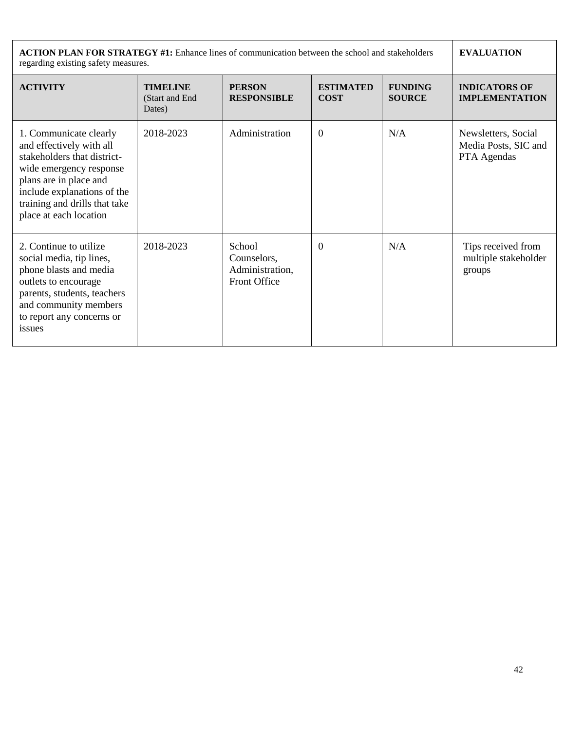| **ACTION PLAN FOR STRATEGY #1:** Enhance lines of communication between the school and stakeholders regarding existing safety measures. | | | | | **EVALUATION** |
|---|---|---|---|---|---|
| **ACTIVITY** | **TIMELINE** (Start and End Dates) | **PERSON RESPONSIBLE** | **ESTIMATED COST** | **FUNDING SOURCE** | **INDICATORS OF IMPLEMENTATION** |
| 1. Communicate clearly and effectively with all stakeholders that district-wide emergency response plans are in place and include explanations of the training and drills that take place at each location | 2018-2023 | Administration | 0 | N/A | Newsletters, Social Media Posts, SIC and PTA Agendas |
| 2. Continue to utilize social media, tip lines, phone blasts and media outlets to encourage parents, students, teachers and community members to report any concerns or issues | 2018-2023 | School Counselors, Administration, Front Office | 0 | N/A | Tips received from multiple stakeholder groups |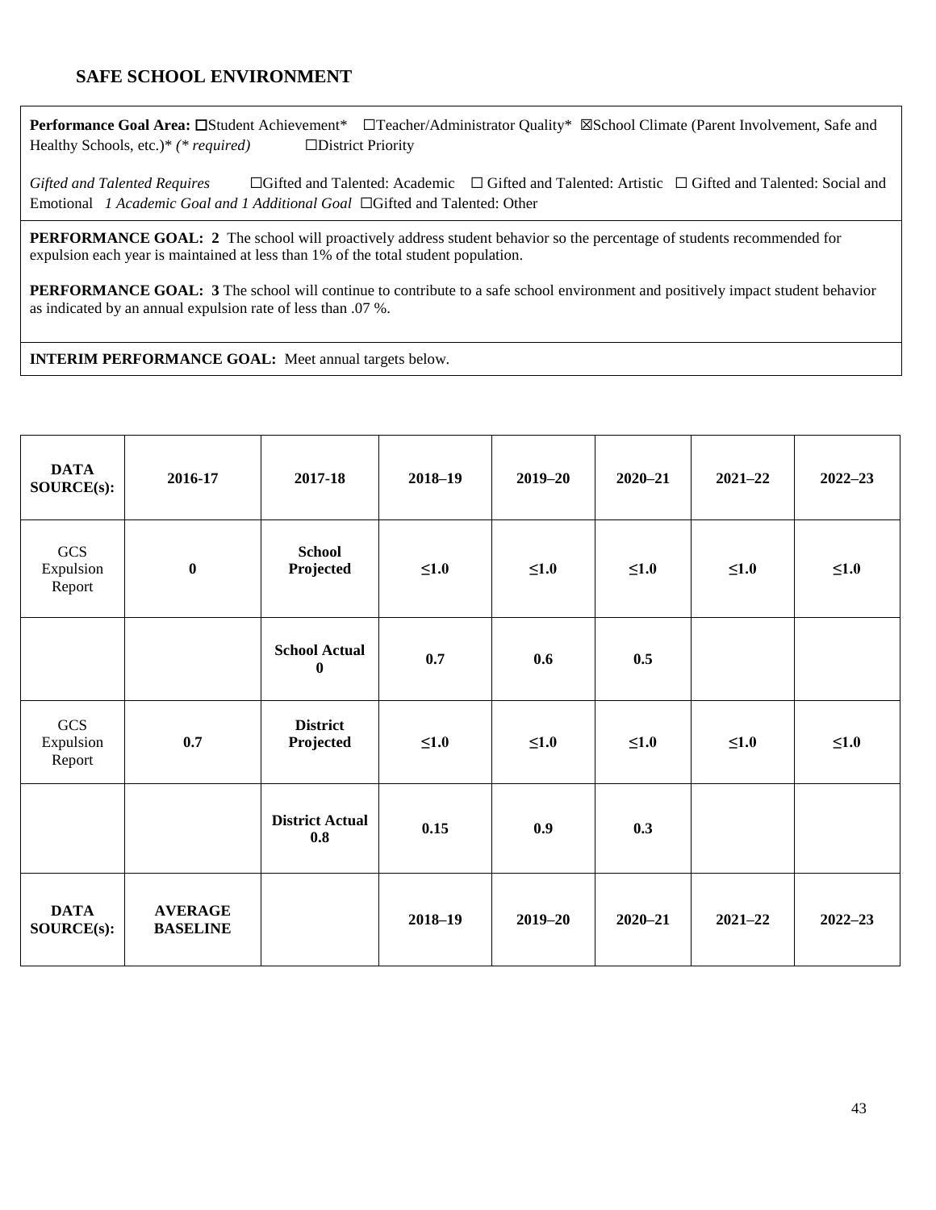## SAFE SCHOOL ENVIRONMENT

**Performance Goal Area:** ☐Student Achievement* ☐Teacher/Administrator Quality* ☒School Climate (Parent Involvement, Safe and Healthy Schools, etc.)* *(* required)* ☐District Priority

*Gifted and Talented Requires* ☐Gifted and Talented: Academic ☐ Gifted and Talented: Artistic ☐ Gifted and Talented: Social and Emotional *1 Academic Goal and 1 Additional Goal* ☐Gifted and Talented: Other

**PERFORMANCE GOAL: 2** The school will proactively address student behavior so the percentage of students recommended for expulsion each year is maintained at less than 1% of the total student population.

**PERFORMANCE GOAL: 3** The school will continue to contribute to a safe school environment and positively impact student behavior as indicated by an annual expulsion rate of less than .07 %.

**INTERIM PERFORMANCE GOAL:** Meet annual targets below.

| DATA SOURCE(s): | 2016-17 | 2017-18 | 2018–19 | 2019–20 | 2020–21 | 2021–22 | 2022–23 |
|---|---|---|---|---|---|---|---|
| GCS Expulsion Report | **0** | **School Projected** | **≤1.0** | **≤1.0** | **≤1.0** | **≤1.0** | **≤1.0** |
| | | **School Actual 0** | **0.7** | **0.6** | **0.5** | | |
| GCS Expulsion Report | **0.7** | **District Projected** | **≤1.0** | **≤1.0** | **≤1.0** | **≤1.0** | **≤1.0** |
| | | **District Actual 0.8** | **0.15** | **0.9** | **0.3** | | |
| **DATA SOURCE(s):** | **AVERAGE BASELINE** | | **2018–19** | **2019–20** | **2020–21** | **2021–22** | **2022–23** |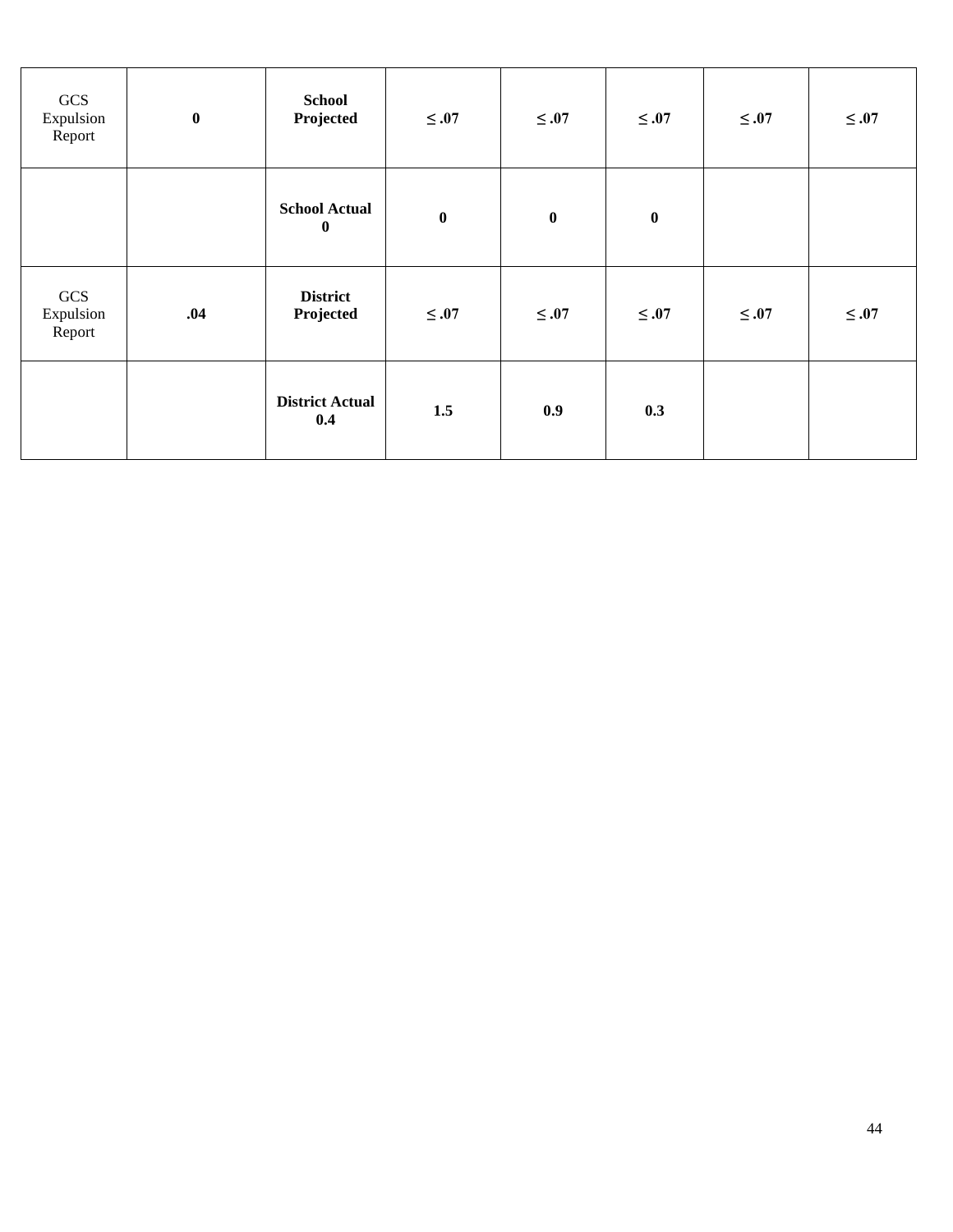| | | | | | | | |
|---|---|---|---|---|---|---|---|
| GCS Expulsion Report | **0** | **School Projected** | **≤ .07** | **≤ .07** | **≤ .07** | **≤ .07** | **≤ .07** |
| | | **School Actual 0** | **0** | **0** | **0** | | |
| GCS Expulsion Report | **.04** | **District Projected** | **≤ .07** | **≤ .07** | **≤ .07** | **≤ .07** | **≤ .07** |
| | | **District Actual 0.4** | **1.5** | **0.9** | **0.3** | | |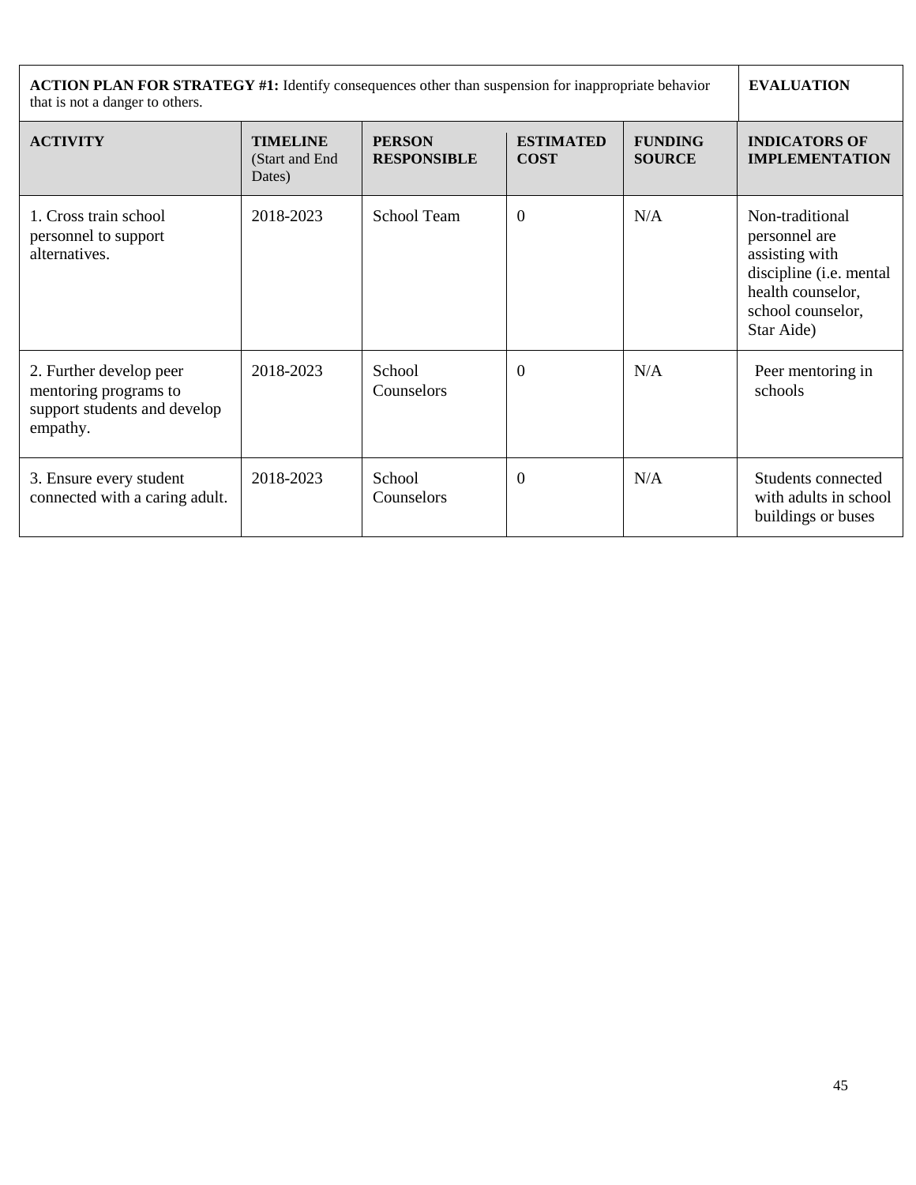| **ACTION PLAN FOR STRATEGY #1:** Identify consequences other than suspension for inappropriate behavior that is not a danger to others. | | | | | **EVALUATION** |
|---|---|---|---|---|---|
| **ACTIVITY** | **TIMELINE** (Start and End Dates) | **PERSON RESPONSIBLE** | **ESTIMATED COST** | **FUNDING SOURCE** | **INDICATORS OF IMPLEMENTATION** |
| 1. Cross train school personnel to support alternatives. | 2018-2023 | School Team | 0 | N/A | Non-traditional personnel are assisting with discipline (i.e. mental health counselor, school counselor, Star Aide) |
| 2. Further develop peer mentoring programs to support students and develop empathy. | 2018-2023 | School Counselors | 0 | N/A | Peer mentoring in schools |
| 3. Ensure every student connected with a caring adult. | 2018-2023 | School Counselors | 0 | N/A | Students connected with adults in school buildings or buses |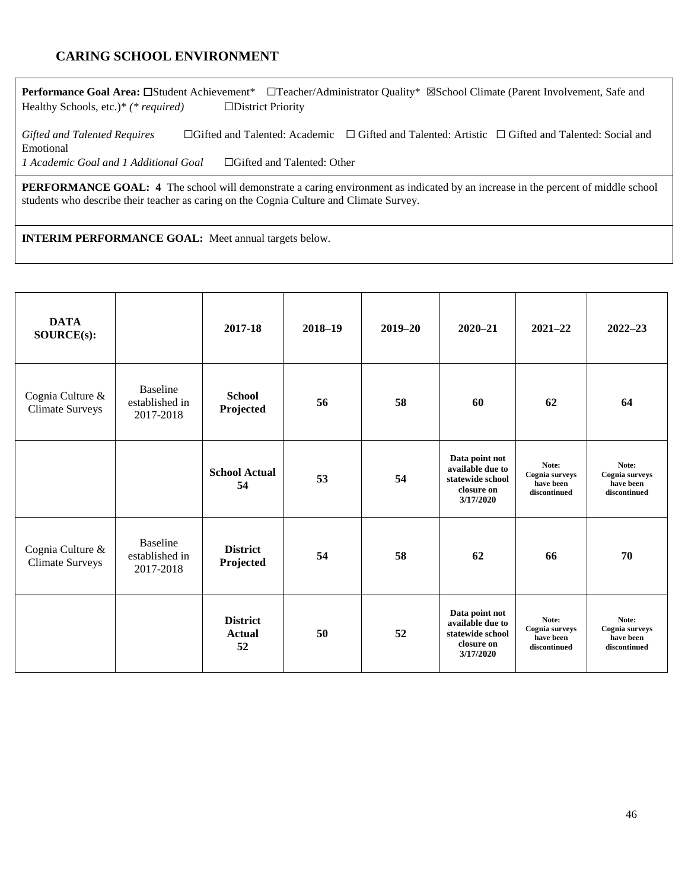## CARING SCHOOL ENVIRONMENT

**Performance Goal Area:** ☐Student Achievement* ☐Teacher/Administrator Quality* ☒School Climate (Parent Involvement, Safe and Healthy Schools, etc.)* *(* required)* ☐District Priority

*Gifted and Talented Requires* ☐Gifted and Talented: Academic ☐ Gifted and Talented: Artistic ☐ Gifted and Talented: Social and Emotional
*1 Academic Goal and 1 Additional Goal* ☐Gifted and Talented: Other

**PERFORMANCE GOAL: 4** The school will demonstrate a caring environment as indicated by an increase in the percent of middle school students who describe their teacher as caring on the Cognia Culture and Climate Survey.

**INTERIM PERFORMANCE GOAL:** Meet annual targets below.

| DATA SOURCE(s): | | 2017-18 | 2018–19 | 2019–20 | 2020–21 | 2021–22 | 2022–23 |
|---|---|---|---|---|---|---|---|
| Cognia Culture & Climate Surveys | Baseline established in 2017-2018 | **School Projected** | **56** | **58** | **60** | **62** | **64** |
| | | **School Actual 54** | **53** | **54** | **Data point not available due to statewide school closure on 3/17/2020** | **Note: Cognia surveys have been discontinued** | **Note: Cognia surveys have been discontinued** |
| Cognia Culture & Climate Surveys | Baseline established in 2017-2018 | **District Projected** | **54** | **58** | **62** | **66** | **70** |
| | | **District Actual 52** | **50** | **52** | **Data point not available due to statewide school closure on 3/17/2020** | **Note: Cognia surveys have been discontinued** | **Note: Cognia surveys have been discontinued** |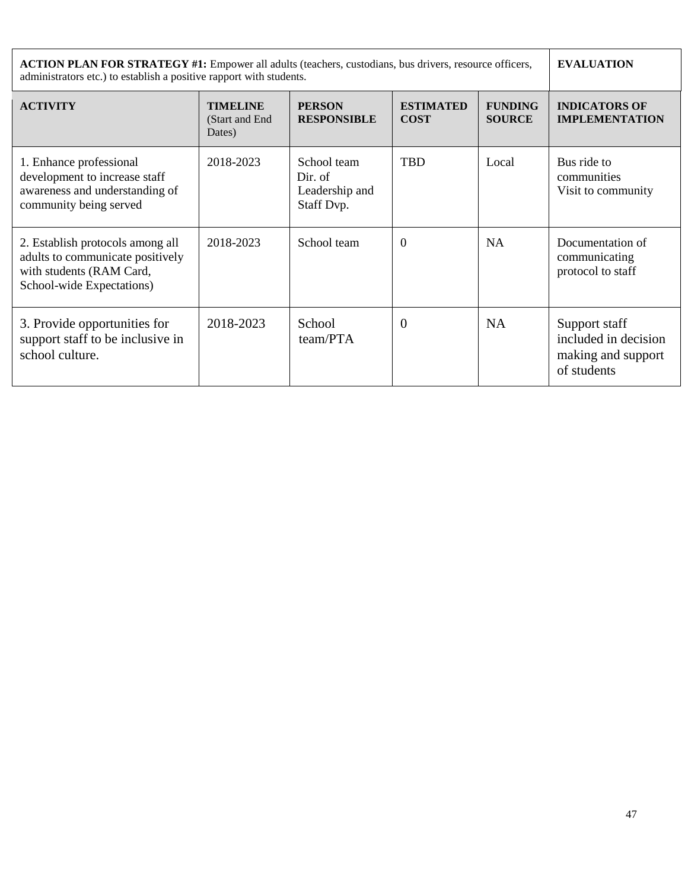| **ACTION PLAN FOR STRATEGY #1:** Empower all adults (teachers, custodians, bus drivers, resource officers, administrators etc.) to establish a positive rapport with students. | | | | | **EVALUATION** |
|---|---|---|---|---|---|
| **ACTIVITY** | **TIMELINE** (Start and End Dates) | **PERSON RESPONSIBLE** | **ESTIMATED COST** | **FUNDING SOURCE** | **INDICATORS OF IMPLEMENTATION** |
| 1. Enhance professional development to increase staff awareness and understanding of community being served | 2018-2023 | School team Dir. of Leadership and Staff Dvp. | TBD | Local | Bus ride to communities Visit to community |
| 2. Establish protocols among all adults to communicate positively with students (RAM Card, School-wide Expectations) | 2018-2023 | School team | 0 | NA | Documentation of communicating protocol to staff |
| 3. Provide opportunities for support staff to be inclusive in school culture. | 2018-2023 | School team/PTA | 0 | NA | Support staff included in decision making and support of students |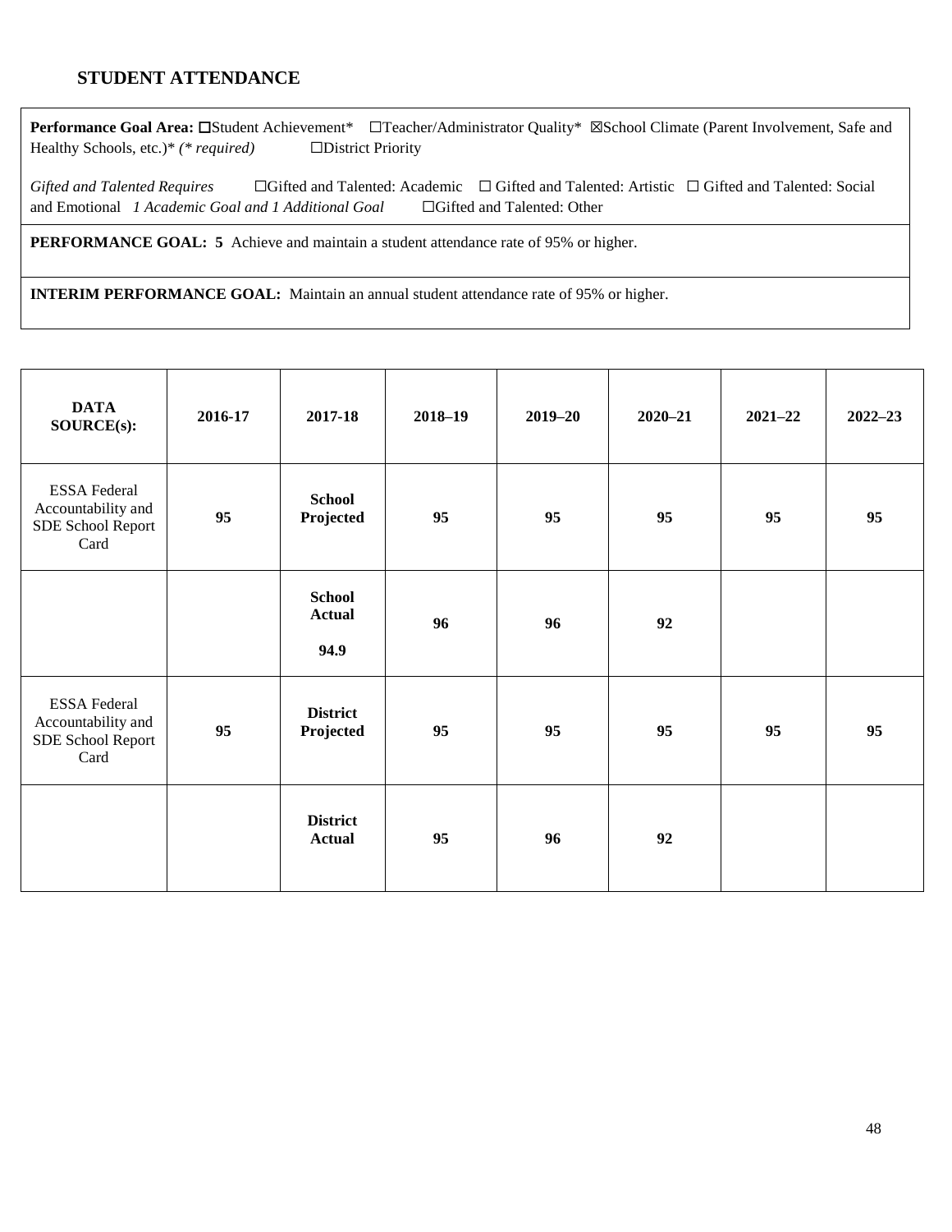## STUDENT ATTENDANCE

**Performance Goal Area:** ☐Student Achievement* ☐Teacher/Administrator Quality* ☒School Climate (Parent Involvement, Safe and Healthy Schools, etc.)* *(* required)* ☐District Priority

*Gifted and Talented Requires* ☐Gifted and Talented: Academic ☐ Gifted and Talented: Artistic ☐ Gifted and Talented: Social and Emotional *1 Academic Goal and 1 Additional Goal* ☐Gifted and Talented: Other

**PERFORMANCE GOAL: 5** Achieve and maintain a student attendance rate of 95% or higher.

**INTERIM PERFORMANCE GOAL:** Maintain an annual student attendance rate of 95% or higher.

| DATA SOURCE(s): | 2016-17 | 2017-18 | 2018–19 | 2019–20 | 2020–21 | 2021–22 | 2022–23 |
|---|---|---|---|---|---|---|---|
| ESSA Federal Accountability and SDE School Report Card | 95 | School Projected | 95 | 95 | 95 | 95 | 95 |
| | | School Actual 94.9 | 96 | 96 | 92 | | |
| ESSA Federal Accountability and SDE School Report Card | 95 | District Projected | 95 | 95 | 95 | 95 | 95 |
| | | District Actual | 95 | 96 | 92 | | |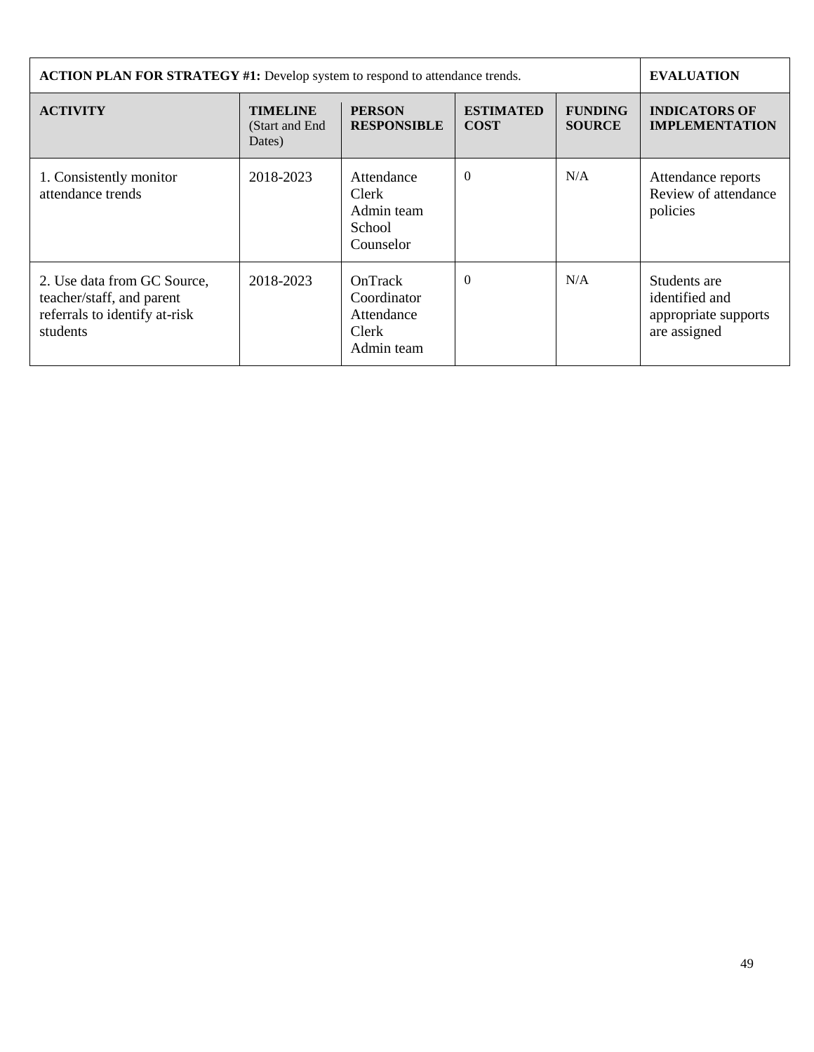| **ACTION PLAN FOR STRATEGY #1:** Develop system to respond to attendance trends. | | | | | **EVALUATION** |
|---|---|---|---|---|---|
| **ACTIVITY** | **TIMELINE** (Start and End Dates) | **PERSON RESPONSIBLE** | **ESTIMATED COST** | **FUNDING SOURCE** | **INDICATORS OF IMPLEMENTATION** |
| 1. Consistently monitor attendance trends | 2018-2023 | Attendance Clerk<br>Admin team<br>School Counselor | 0 | N/A | Attendance reports<br>Review of attendance policies |
| 2. Use data from GC Source, teacher/staff, and parent referrals to identify at-risk students | 2018-2023 | OnTrack Coordinator<br>Attendance Clerk<br>Admin team | 0 | N/A | Students are identified and appropriate supports are assigned |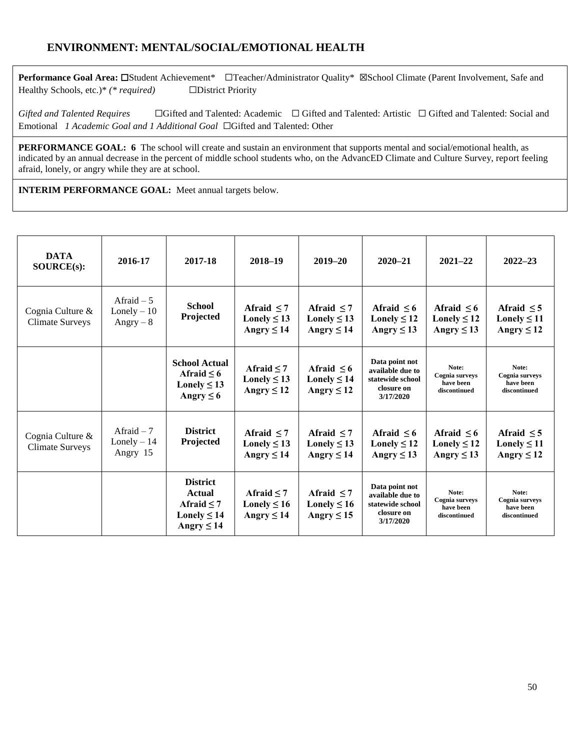## ENVIRONMENT: MENTAL/SOCIAL/EMOTIONAL HEALTH

**Performance Goal Area:** ☐Student Achievement* ☐Teacher/Administrator Quality* ☒School Climate (Parent Involvement, Safe and Healthy Schools, etc.)* *(* required)* ☐District Priority

*Gifted and Talented Requires* ☐Gifted and Talented: Academic ☐ Gifted and Talented: Artistic ☐ Gifted and Talented: Social and Emotional *1 Academic Goal and 1 Additional Goal* ☐Gifted and Talented: Other

**PERFORMANCE GOAL: 6** The school will create and sustain an environment that supports mental and social/emotional health, as indicated by an annual decrease in the percent of middle school students who, on the AdvancED Climate and Culture Survey, report feeling afraid, lonely, or angry while they are at school.

**INTERIM PERFORMANCE GOAL:** Meet annual targets below.

| DATA SOURCE(s): | 2016-17 | 2017-18 | 2018–19 | 2019–20 | 2020–21 | 2021–22 | 2022–23 |
|---|---|---|---|---|---|---|---|
| Cognia Culture & Climate Surveys | Afraid – 5<br>Lonely – 10<br>Angry – 8 | **School Projected** | **Afraid ≤ 7<br>Lonely ≤ 13<br>Angry ≤ 14** | **Afraid ≤ 7<br>Lonely ≤ 13<br>Angry ≤ 14** | **Afraid ≤ 6<br>Lonely ≤ 12<br>Angry ≤ 13** | **Afraid ≤ 6<br>Lonely ≤ 12<br>Angry ≤ 13** | **Afraid ≤ 5<br>Lonely ≤ 11<br>Angry ≤ 12** |
| | | **School Actual<br>Afraid ≤ 6<br>Lonely ≤ 13<br>Angry ≤ 6** | **Afraid ≤ 7<br>Lonely ≤ 13<br>Angry ≤ 12** | **Afraid ≤ 6<br>Lonely ≤ 14<br>Angry ≤ 12** | **Data point not available due to statewide school closure on 3/17/2020** | **Note: Cognia surveys have been discontinued** | **Note: Cognia surveys have been discontinued** |
| Cognia Culture & Climate Surveys | Afraid – 7<br>Lonely – 14<br>Angry 15 | **District Projected** | **Afraid ≤ 7<br>Lonely ≤ 13<br>Angry ≤ 14** | **Afraid ≤ 7<br>Lonely ≤ 13<br>Angry ≤ 14** | **Afraid ≤ 6<br>Lonely ≤ 12<br>Angry ≤ 13** | **Afraid ≤ 6<br>Lonely ≤ 12<br>Angry ≤ 13** | **Afraid ≤ 5<br>Lonely ≤ 11<br>Angry ≤ 12** |
| | | **District Actual<br>Afraid ≤ 7<br>Lonely ≤ 14<br>Angry ≤ 14** | **Afraid ≤ 7<br>Lonely ≤ 16<br>Angry ≤ 14** | **Afraid ≤ 7<br>Lonely ≤ 16<br>Angry ≤ 15** | **Data point not available due to statewide school closure on 3/17/2020** | **Note: Cognia surveys have been discontinued** | **Note: Cognia surveys have been discontinued** |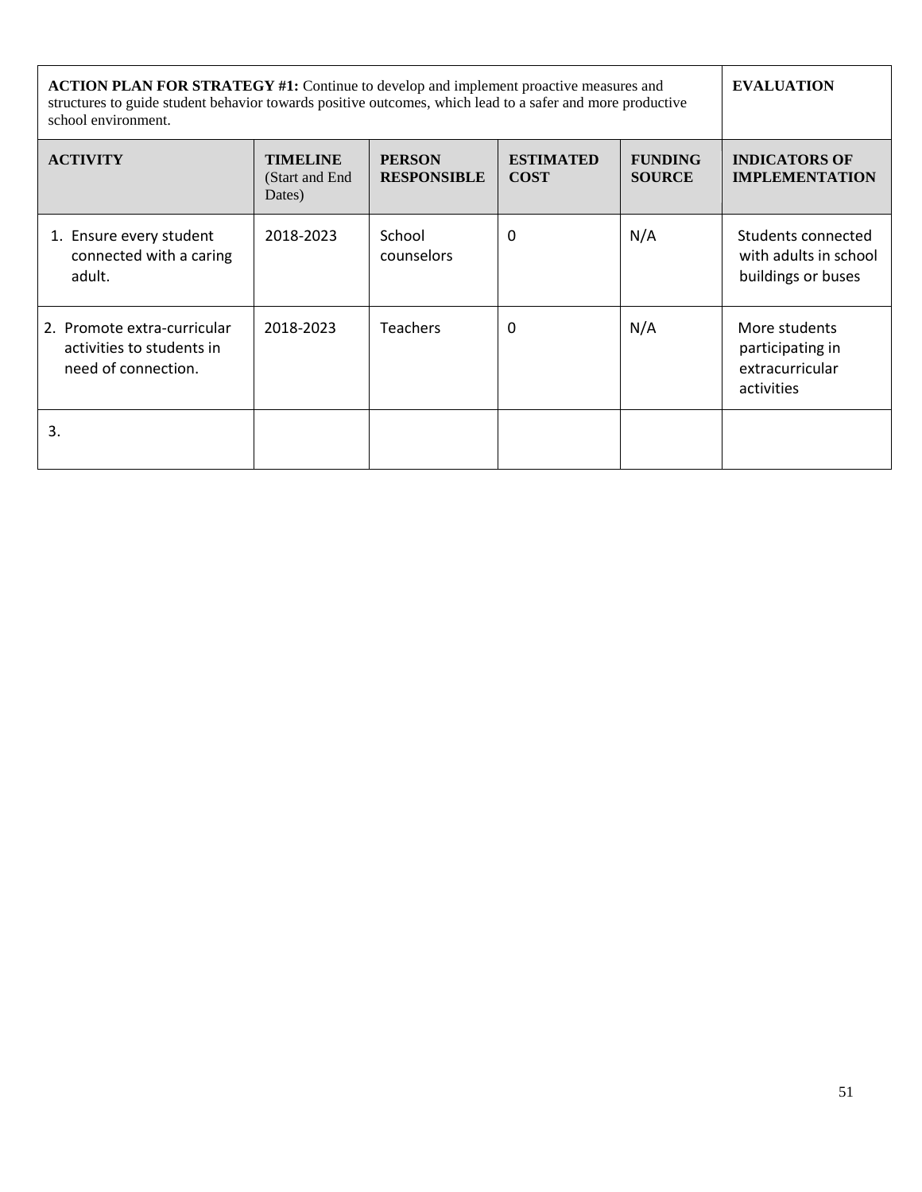| **ACTION PLAN FOR STRATEGY #1:** Continue to develop and implement proactive measures and structures to guide student behavior towards positive outcomes, which lead to a safer and more productive school environment. | | | | | **EVALUATION** |
|---|---|---|---|---|---|
| **ACTIVITY** | **TIMELINE** (Start and End Dates) | **PERSON RESPONSIBLE** | **ESTIMATED COST** | **FUNDING SOURCE** | **INDICATORS OF IMPLEMENTATION** |
| 1. Ensure every student connected with a caring adult. | 2018-2023 | School counselors | 0 | N/A | Students connected with adults in school buildings or buses |
| 2. Promote extra-curricular activities to students in need of connection. | 2018-2023 | Teachers | 0 | N/A | More students participating in extracurricular activities |
| 3. | | | | | |